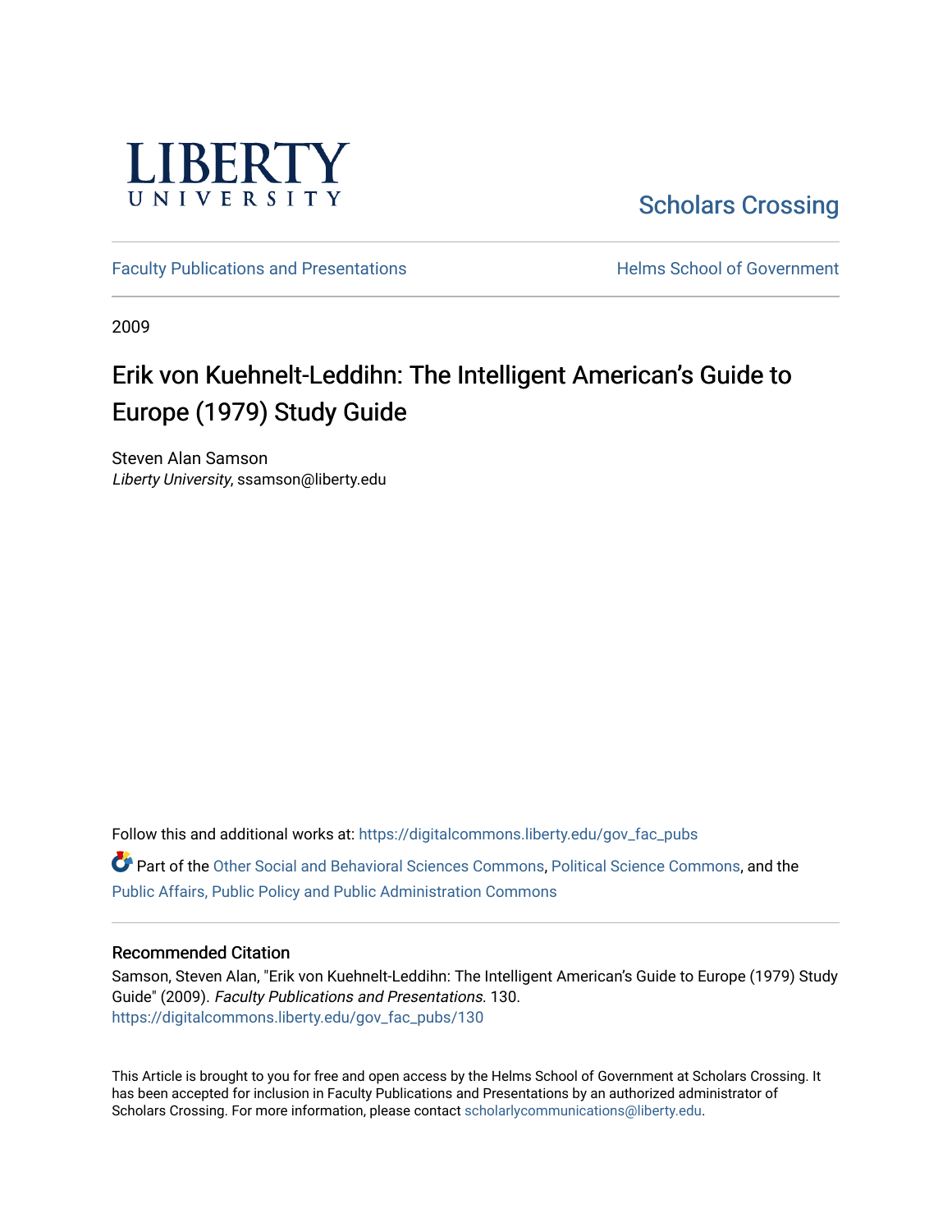LIBERTY UNIVERSITY

Scholars Crossing

Faculty Publications and Presentations

Helms School of Government

2009

# Erik von Kuehnelt-Leddihn: The Intelligent American's Guide to Europe (1979) Study Guide

Steven Alan Samson
*Liberty University*, ssamson@liberty.edu

Follow this and additional works at: https://digitalcommons.liberty.edu/gov_fac_pubs

Part of the Other Social and Behavioral Sciences Commons, Political Science Commons, and the Public Affairs, Public Policy and Public Administration Commons

## Recommended Citation

Samson, Steven Alan, "Erik von Kuehnelt-Leddihn: The Intelligent American's Guide to Europe (1979) Study Guide" (2009). *Faculty Publications and Presentations*. 130.
https://digitalcommons.liberty.edu/gov_fac_pubs/130

This Article is brought to you for free and open access by the Helms School of Government at Scholars Crossing. It has been accepted for inclusion in Faculty Publications and Presentations by an authorized administrator of Scholars Crossing. For more information, please contact scholarlycommunications@liberty.edu.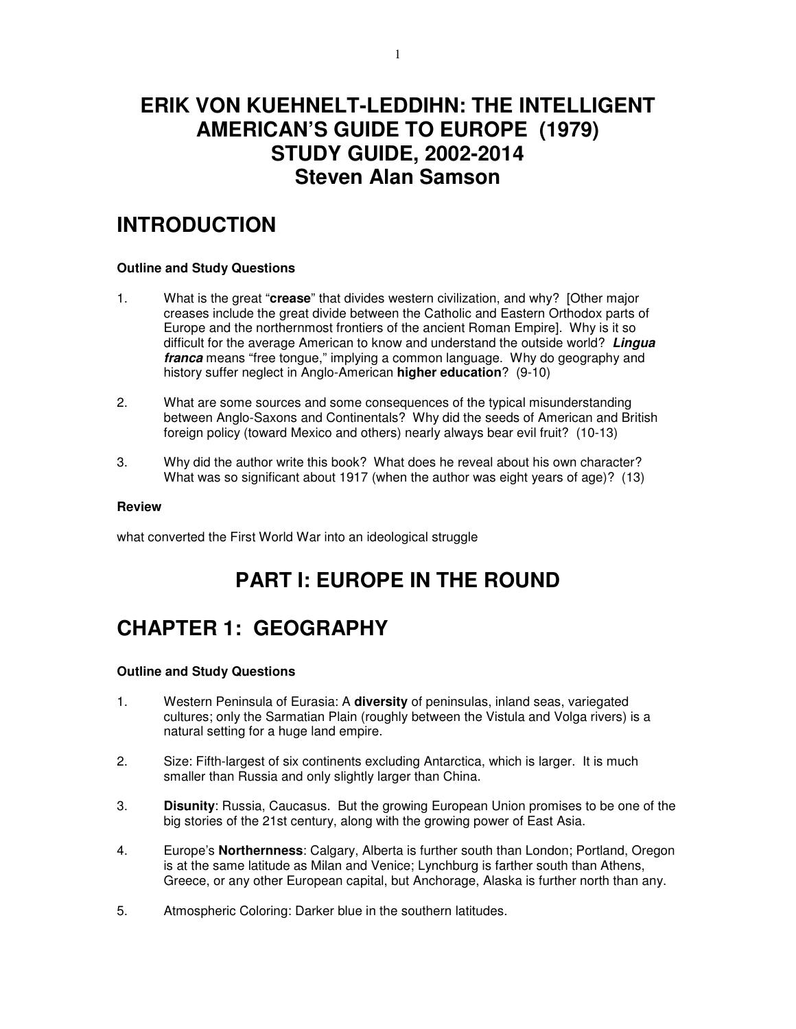# ERIK VON KUEHNELT-LEDDIHN: THE INTELLIGENT AMERICAN'S GUIDE TO EUROPE (1979) STUDY GUIDE, 2002-2014 Steven Alan Samson

## INTRODUCTION

**Outline and Study Questions**

1. What is the great "**crease**" that divides western civilization, and why? [Other major creases include the great divide between the Catholic and Eastern Orthodox parts of Europe and the northernmost frontiers of the ancient Roman Empire]. Why is it so difficult for the average American to know and understand the outside world? ***Lingua franca*** means "free tongue," implying a common language. Why do geography and history suffer neglect in Anglo-American **higher education**? (9-10)

2. What are some sources and some consequences of the typical misunderstanding between Anglo-Saxons and Continentals? Why did the seeds of American and British foreign policy (toward Mexico and others) nearly always bear evil fruit? (10-13)

3. Why did the author write this book? What does he reveal about his own character? What was so significant about 1917 (when the author was eight years of age)? (13)

**Review**

what converted the First World War into an ideological struggle

# PART I: EUROPE IN THE ROUND

## CHAPTER 1: GEOGRAPHY

**Outline and Study Questions**

1. Western Peninsula of Eurasia: A **diversity** of peninsulas, inland seas, variegated cultures; only the Sarmatian Plain (roughly between the Vistula and Volga rivers) is a natural setting for a huge land empire.

2. Size: Fifth-largest of six continents excluding Antarctica, which is larger. It is much smaller than Russia and only slightly larger than China.

3. **Disunity**: Russia, Caucasus. But the growing European Union promises to be one of the big stories of the 21st century, along with the growing power of East Asia.

4. Europe's **Northernness**: Calgary, Alberta is further south than London; Portland, Oregon is at the same latitude as Milan and Venice; Lynchburg is farther south than Athens, Greece, or any other European capital, but Anchorage, Alaska is further north than any.

5. Atmospheric Coloring: Darker blue in the southern latitudes.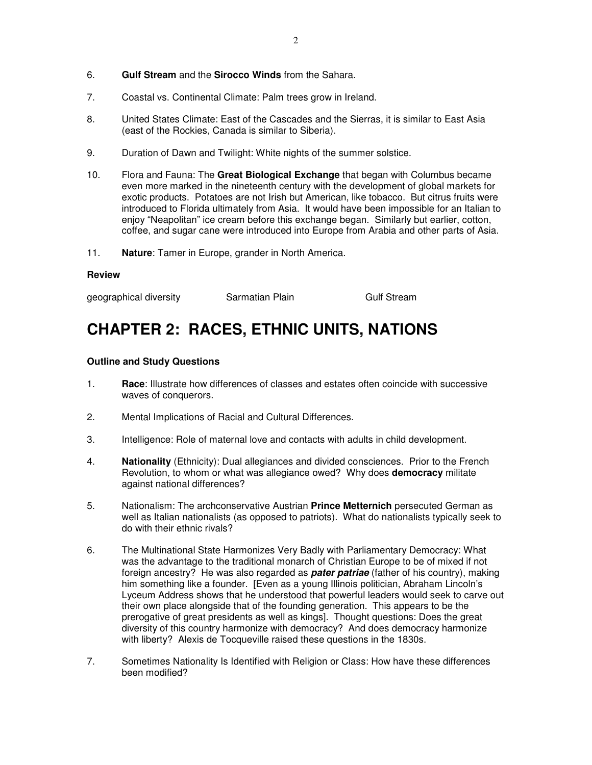6. **Gulf Stream** and the **Sirocco Winds** from the Sahara.

7. Coastal vs. Continental Climate: Palm trees grow in Ireland.

8. United States Climate: East of the Cascades and the Sierras, it is similar to East Asia (east of the Rockies, Canada is similar to Siberia).

9. Duration of Dawn and Twilight: White nights of the summer solstice.

10. Flora and Fauna: The **Great Biological Exchange** that began with Columbus became even more marked in the nineteenth century with the development of global markets for exotic products. Potatoes are not Irish but American, like tobacco. But citrus fruits were introduced to Florida ultimately from Asia. It would have been impossible for an Italian to enjoy "Neapolitan" ice cream before this exchange began. Similarly but earlier, cotton, coffee, and sugar cane were introduced into Europe from Arabia and other parts of Asia.

11. **Nature**: Tamer in Europe, grander in North America.

**Review**

geographical diversity      Sarmatian Plain      Gulf Stream

# CHAPTER 2: RACES, ETHNIC UNITS, NATIONS

**Outline and Study Questions**

1. **Race**: Illustrate how differences of classes and estates often coincide with successive waves of conquerors.

2. Mental Implications of Racial and Cultural Differences.

3. Intelligence: Role of maternal love and contacts with adults in child development.

4. **Nationality** (Ethnicity): Dual allegiances and divided consciences. Prior to the French Revolution, to whom or what was allegiance owed? Why does **democracy** militate against national differences?

5. Nationalism: The archconservative Austrian **Prince Metternich** persecuted German as well as Italian nationalists (as opposed to patriots). What do nationalists typically seek to do with their ethnic rivals?

6. The Multinational State Harmonizes Very Badly with Parliamentary Democracy: What was the advantage to the traditional monarch of Christian Europe to be of mixed if not foreign ancestry? He was also regarded as ***pater patriae*** (father of his country), making him something like a founder. [Even as a young Illinois politician, Abraham Lincoln's Lyceum Address shows that he understood that powerful leaders would seek to carve out their own place alongside that of the founding generation. This appears to be the prerogative of great presidents as well as kings]. Thought questions: Does the great diversity of this country harmonize with democracy? And does democracy harmonize with liberty? Alexis de Tocqueville raised these questions in the 1830s.

7. Sometimes Nationality Is Identified with Religion or Class: How have these differences been modified?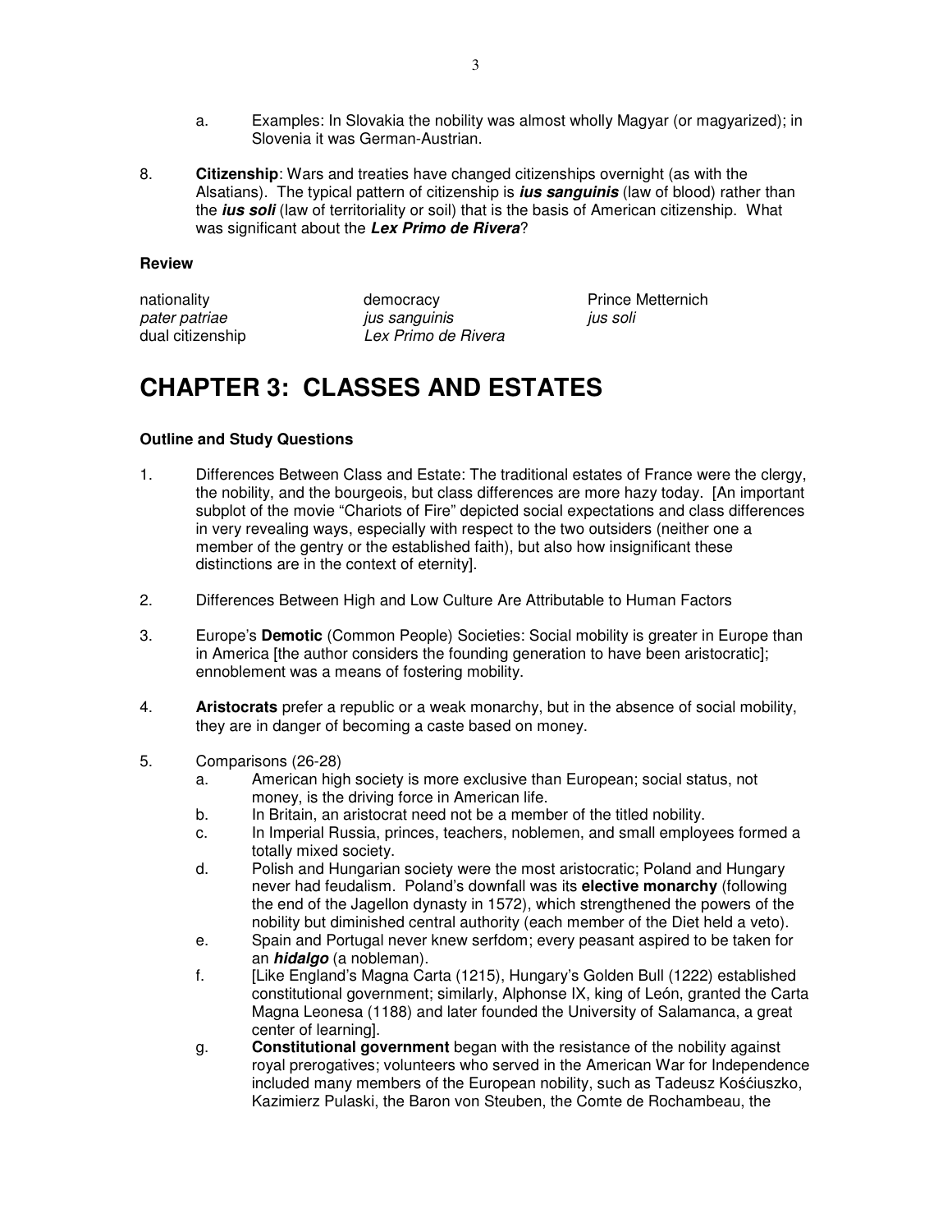a. Examples: In Slovakia the nobility was almost wholly Magyar (or magyarized); in Slovenia it was German-Austrian.

8. **Citizenship**: Wars and treaties have changed citizenships overnight (as with the Alsatians). The typical pattern of citizenship is ***ius sanguinis*** (law of blood) rather than the ***ius soli*** (law of territoriality or soil) that is the basis of American citizenship. What was significant about the ***Lex Primo de Rivera***?

**Review**

| | | |
|---|---|---|
| nationality | democracy | Prince Metternich |
| *pater patriae* | *jus sanguinis* | *jus soli* |
| dual citizenship | *Lex Primo de Rivera* | |

# CHAPTER 3: CLASSES AND ESTATES

**Outline and Study Questions**

1. Differences Between Class and Estate: The traditional estates of France were the clergy, the nobility, and the bourgeois, but class differences are more hazy today. [An important subplot of the movie "Chariots of Fire" depicted social expectations and class differences in very revealing ways, especially with respect to the two outsiders (neither one a member of the gentry or the established faith), but also how insignificant these distinctions are in the context of eternity].

2. Differences Between High and Low Culture Are Attributable to Human Factors

3. Europe's **Demotic** (Common People) Societies: Social mobility is greater in Europe than in America [the author considers the founding generation to have been aristocratic]; ennoblement was a means of fostering mobility.

4. **Aristocrats** prefer a republic or a weak monarchy, but in the absence of social mobility, they are in danger of becoming a caste based on money.

5. Comparisons (26-28)
   a. American high society is more exclusive than European; social status, not money, is the driving force in American life.
   b. In Britain, an aristocrat need not be a member of the titled nobility.
   c. In Imperial Russia, princes, teachers, noblemen, and small employees formed a totally mixed society.
   d. Polish and Hungarian society were the most aristocratic; Poland and Hungary never had feudalism. Poland's downfall was its **elective monarchy** (following the end of the Jagellon dynasty in 1572), which strengthened the powers of the nobility but diminished central authority (each member of the Diet held a veto).
   e. Spain and Portugal never knew serfdom; every peasant aspired to be taken for an ***hidalgo*** (a nobleman).
   f. [Like England's Magna Carta (1215), Hungary's Golden Bull (1222) established constitutional government; similarly, Alphonse IX, king of León, granted the Carta Magna Leonesa (1188) and later founded the University of Salamanca, a great center of learning].
   g. **Constitutional government** began with the resistance of the nobility against royal prerogatives; volunteers who served in the American War for Independence included many members of the European nobility, such as Tadeusz Kośćiuszko, Kazimierz Pulaski, the Baron von Steuben, the Comte de Rochambeau, the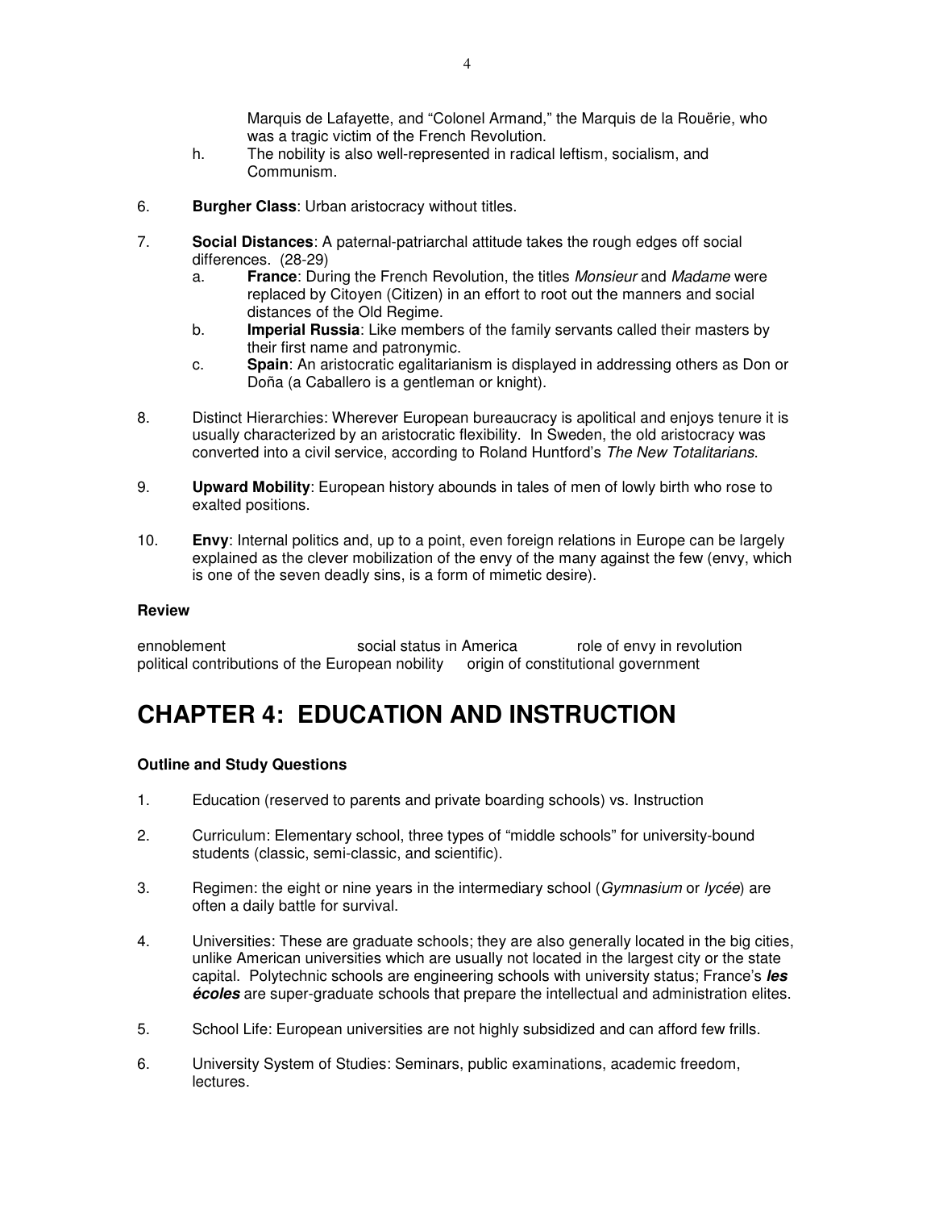Marquis de Lafayette, and "Colonel Armand," the Marquis de la Rouërie, who was a tragic victim of the French Revolution.

h. The nobility is also well-represented in radical leftism, socialism, and Communism.

6. **Burgher Class**: Urban aristocracy without titles.

7. **Social Distances**: A paternal-patriarchal attitude takes the rough edges off social differences. (28-29)
   a. **France**: During the French Revolution, the titles *Monsieur* and *Madame* were replaced by Citoyen (Citizen) in an effort to root out the manners and social distances of the Old Regime.
   b. **Imperial Russia**: Like members of the family servants called their masters by their first name and patronymic.
   c. **Spain**: An aristocratic egalitarianism is displayed in addressing others as Don or Doña (a Caballero is a gentleman or knight).

8. Distinct Hierarchies: Wherever European bureaucracy is apolitical and enjoys tenure it is usually characterized by an aristocratic flexibility. In Sweden, the old aristocracy was converted into a civil service, according to Roland Huntford's *The New Totalitarians.*

9. **Upward Mobility**: European history abounds in tales of men of lowly birth who rose to exalted positions.

10. **Envy**: Internal politics and, up to a point, even foreign relations in Europe can be largely explained as the clever mobilization of the envy of the many against the few (envy, which is one of the seven deadly sins, is a form of mimetic desire).

### Review

ennoblement social status in America role of envy in revolution
political contributions of the European nobility origin of constitutional government

# CHAPTER 4: EDUCATION AND INSTRUCTION

### Outline and Study Questions

1. Education (reserved to parents and private boarding schools) vs. Instruction

2. Curriculum: Elementary school, three types of "middle schools" for university-bound students (classic, semi-classic, and scientific).

3. Regimen: the eight or nine years in the intermediary school (*Gymnasium* or *lycée*) are often a daily battle for survival.

4. Universities: These are graduate schools; they are also generally located in the big cities, unlike American universities which are usually not located in the largest city or the state capital. Polytechnic schools are engineering schools with university status; France's ***les écoles*** are super-graduate schools that prepare the intellectual and administration elites.

5. School Life: European universities are not highly subsidized and can afford few frills.

6. University System of Studies: Seminars, public examinations, academic freedom, lectures.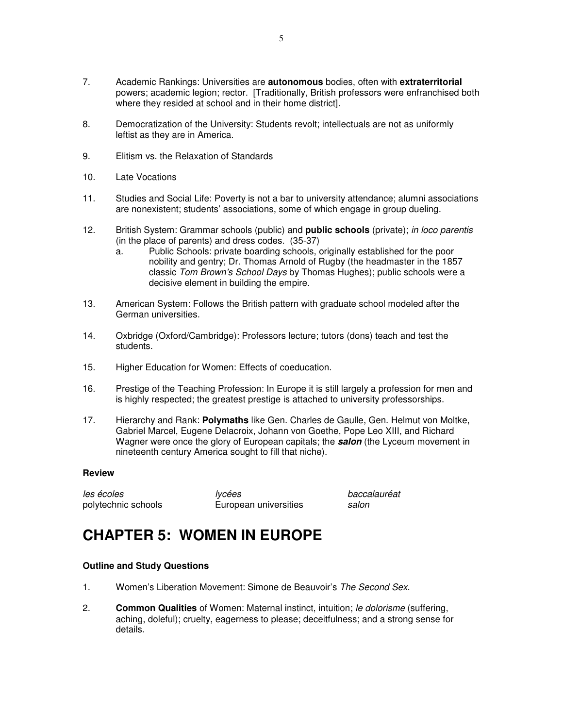7. Academic Rankings: Universities are **autonomous** bodies, often with **extraterritorial** powers; academic legion; rector. [Traditionally, British professors were enfranchised both where they resided at school and in their home district].

8. Democratization of the University: Students revolt; intellectuals are not as uniformly leftist as they are in America.

9. Elitism vs. the Relaxation of Standards

10. Late Vocations

11. Studies and Social Life: Poverty is not a bar to university attendance; alumni associations are nonexistent; students' associations, some of which engage in group dueling.

12. British System: Grammar schools (public) and **public schools** (private); *in loco parentis* (in the place of parents) and dress codes. (35-37)
    a. Public Schools: private boarding schools, originally established for the poor nobility and gentry; Dr. Thomas Arnold of Rugby (the headmaster in the 1857 classic *Tom Brown's School Days* by Thomas Hughes); public schools were a decisive element in building the empire.

13. American System: Follows the British pattern with graduate school modeled after the German universities.

14. Oxbridge (Oxford/Cambridge): Professors lecture; tutors (dons) teach and test the students.

15. Higher Education for Women: Effects of coeducation.

16. Prestige of the Teaching Profession: In Europe it is still largely a profession for men and is highly respected; the greatest prestige is attached to university professorships.

17. Hierarchy and Rank: **Polymaths** like Gen. Charles de Gaulle, Gen. Helmut von Moltke, Gabriel Marcel, Eugene Delacroix, Johann von Goethe, Pope Leo XIII, and Richard Wagner were once the glory of European capitals; the ***salon*** (the Lyceum movement in nineteenth century America sought to fill that niche).

#### Review

| | | |
|---|---|---|
| *les écoles* | *lycées* | *baccalauréat* |
| polytechnic schools | European universities | *salon* |

# CHAPTER 5: WOMEN IN EUROPE

#### Outline and Study Questions

1. Women's Liberation Movement: Simone de Beauvoir's *The Second Sex.*

2. **Common Qualities** of Women: Maternal instinct, intuition; *le dolorisme* (suffering, aching, doleful); cruelty, eagerness to please; deceitfulness; and a strong sense for details.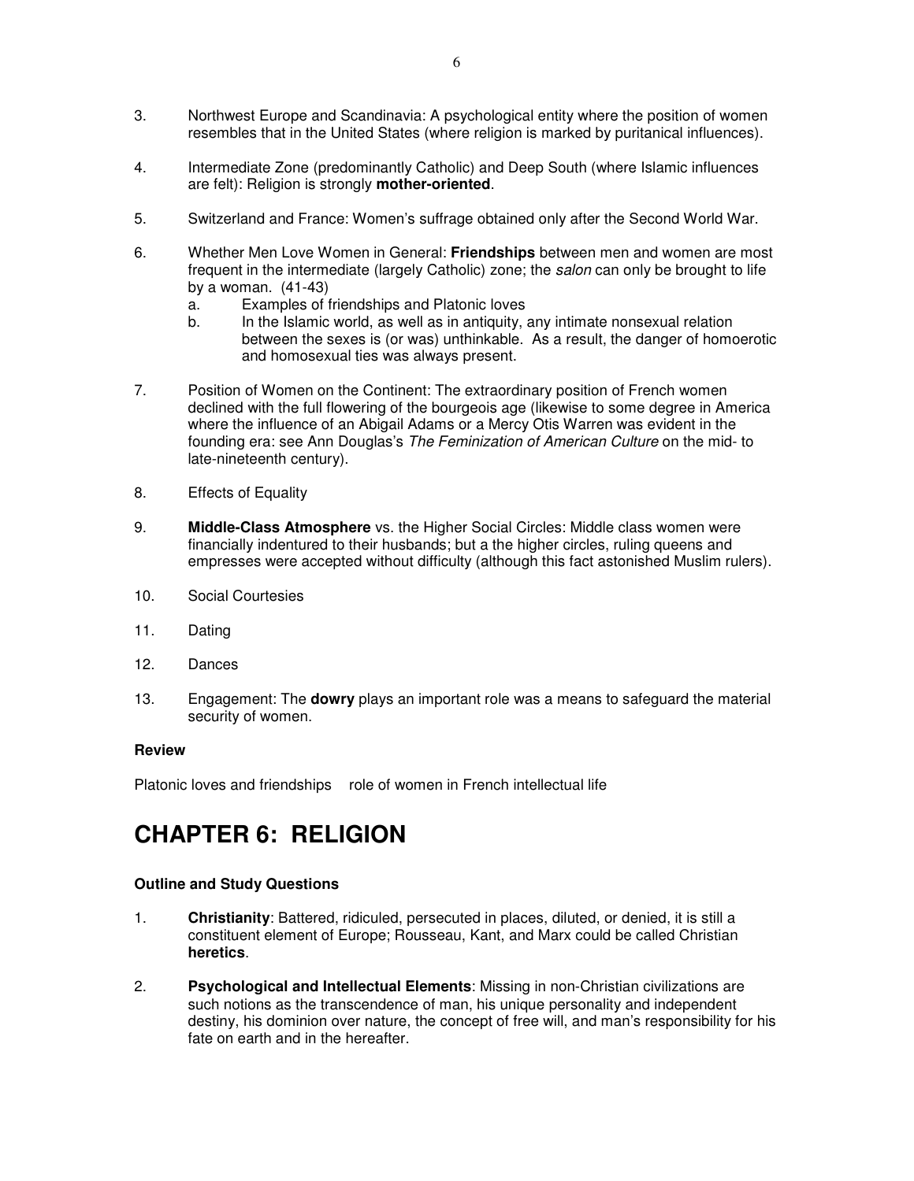3. Northwest Europe and Scandinavia: A psychological entity where the position of women resembles that in the United States (where religion is marked by puritanical influences).

4. Intermediate Zone (predominantly Catholic) and Deep South (where Islamic influences are felt): Religion is strongly **mother-oriented**.

5. Switzerland and France: Women's suffrage obtained only after the Second World War.

6. Whether Men Love Women in General: **Friendships** between men and women are most frequent in the intermediate (largely Catholic) zone; the *salon* can only be brought to life by a woman. (41-43)
   a. Examples of friendships and Platonic loves
   b. In the Islamic world, as well as in antiquity, any intimate nonsexual relation between the sexes is (or was) unthinkable. As a result, the danger of homoerotic and homosexual ties was always present.

7. Position of Women on the Continent: The extraordinary position of French women declined with the full flowering of the bourgeois age (likewise to some degree in America where the influence of an Abigail Adams or a Mercy Otis Warren was evident in the founding era: see Ann Douglas's *The Feminization of American Culture* on the mid- to late-nineteenth century).

8. Effects of Equality

9. **Middle-Class Atmosphere** vs. the Higher Social Circles: Middle class women were financially indentured to their husbands; but a the higher circles, ruling queens and empresses were accepted without difficulty (although this fact astonished Muslim rulers).

10. Social Courtesies

11. Dating

12. Dances

13. Engagement: The **dowry** plays an important role was a means to safeguard the material security of women.

**Review**

Platonic loves and friendships    role of women in French intellectual life

# CHAPTER 6: RELIGION

**Outline and Study Questions**

1. **Christianity**: Battered, ridiculed, persecuted in places, diluted, or denied, it is still a constituent element of Europe; Rousseau, Kant, and Marx could be called Christian **heretics**.

2. **Psychological and Intellectual Elements**: Missing in non-Christian civilizations are such notions as the transcendence of man, his unique personality and independent destiny, his dominion over nature, the concept of free will, and man's responsibility for his fate on earth and in the hereafter.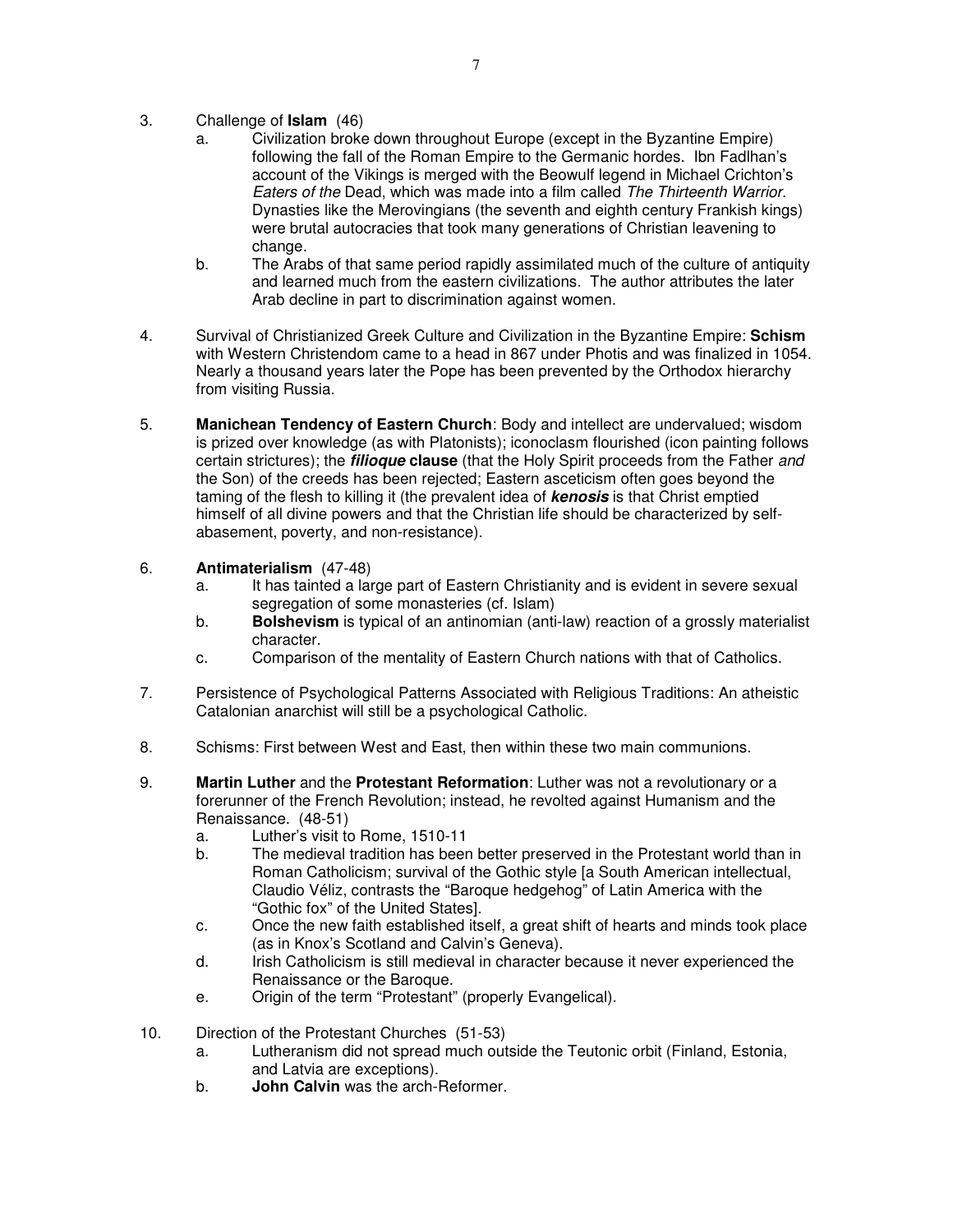3. Challenge of **Islam** (46)
   a. Civilization broke down throughout Europe (except in the Byzantine Empire) following the fall of the Roman Empire to the Germanic hordes. Ibn Fadlhan's account of the Vikings is merged with the Beowulf legend in Michael Crichton's *Eaters of the* Dead, which was made into a film called *The Thirteenth Warrior.* Dynasties like the Merovingians (the seventh and eighth century Frankish kings) were brutal autocracies that took many generations of Christian leavening to change.
   b. The Arabs of that same period rapidly assimilated much of the culture of antiquity and learned much from the eastern civilizations. The author attributes the later Arab decline in part to discrimination against women.

4. Survival of Christianized Greek Culture and Civilization in the Byzantine Empire: **Schism** with Western Christendom came to a head in 867 under Photis and was finalized in 1054. Nearly a thousand years later the Pope has been prevented by the Orthodox hierarchy from visiting Russia.

5. **Manichean Tendency of Eastern Church**: Body and intellect are undervalued; wisdom is prized over knowledge (as with Platonists); iconoclasm flourished (icon painting follows certain strictures); the ***filioque*** **clause** (that the Holy Spirit proceeds from the Father *and* the Son) of the creeds has been rejected; Eastern asceticism often goes beyond the taming of the flesh to killing it (the prevalent idea of ***kenosis*** is that Christ emptied himself of all divine powers and that the Christian life should be characterized by self-abasement, poverty, and non-resistance).

6. **Antimaterialism** (47-48)
   a. It has tainted a large part of Eastern Christianity and is evident in severe sexual segregation of some monasteries (cf. Islam)
   b. **Bolshevism** is typical of an antinomian (anti-law) reaction of a grossly materialist character.
   c. Comparison of the mentality of Eastern Church nations with that of Catholics.

7. Persistence of Psychological Patterns Associated with Religious Traditions: An atheistic Catalonian anarchist will still be a psychological Catholic.

8. Schisms: First between West and East, then within these two main communions.

9. **Martin Luther** and the **Protestant Reformation**: Luther was not a revolutionary or a forerunner of the French Revolution; instead, he revolted against Humanism and the Renaissance. (48-51)
   a. Luther's visit to Rome, 1510-11
   b. The medieval tradition has been better preserved in the Protestant world than in Roman Catholicism; survival of the Gothic style [a South American intellectual, Claudio Véliz, contrasts the "Baroque hedgehog" of Latin America with the "Gothic fox" of the United States].
   c. Once the new faith established itself, a great shift of hearts and minds took place (as in Knox's Scotland and Calvin's Geneva).
   d. Irish Catholicism is still medieval in character because it never experienced the Renaissance or the Baroque.
   e. Origin of the term "Protestant" (properly Evangelical).

10. Direction of the Protestant Churches (51-53)
    a. Lutheranism did not spread much outside the Teutonic orbit (Finland, Estonia, and Latvia are exceptions).
    b. **John Calvin** was the arch-Reformer.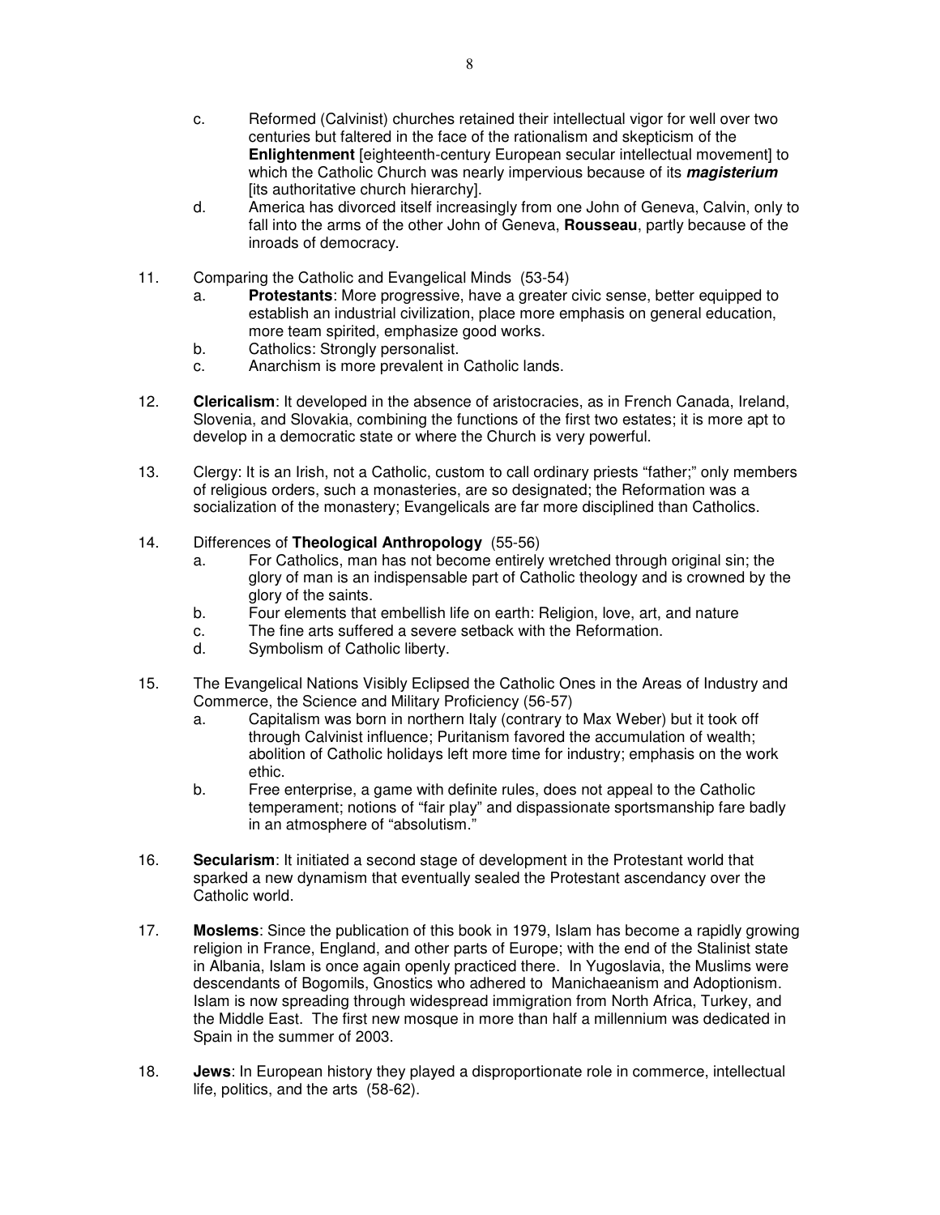c. Reformed (Calvinist) churches retained their intellectual vigor for well over two centuries but faltered in the face of the rationalism and skepticism of the **Enlightenment** [eighteenth-century European secular intellectual movement] to which the Catholic Church was nearly impervious because of its ***magisterium*** [its authoritative church hierarchy].

d. America has divorced itself increasingly from one John of Geneva, Calvin, only to fall into the arms of the other John of Geneva, **Rousseau**, partly because of the inroads of democracy.

11. Comparing the Catholic and Evangelical Minds (53-54)
    a. **Protestants**: More progressive, have a greater civic sense, better equipped to establish an industrial civilization, place more emphasis on general education, more team spirited, emphasize good works.
    b. Catholics: Strongly personalist.
    c. Anarchism is more prevalent in Catholic lands.

12. **Clericalism**: It developed in the absence of aristocracies, as in French Canada, Ireland, Slovenia, and Slovakia, combining the functions of the first two estates; it is more apt to develop in a democratic state or where the Church is very powerful.

13. Clergy: It is an Irish, not a Catholic, custom to call ordinary priests "father;" only members of religious orders, such a monasteries, are so designated; the Reformation was a socialization of the monastery; Evangelicals are far more disciplined than Catholics.

14. Differences of **Theological Anthropology** (55-56)
    a. For Catholics, man has not become entirely wretched through original sin; the glory of man is an indispensable part of Catholic theology and is crowned by the glory of the saints.
    b. Four elements that embellish life on earth: Religion, love, art, and nature
    c. The fine arts suffered a severe setback with the Reformation.
    d. Symbolism of Catholic liberty.

15. The Evangelical Nations Visibly Eclipsed the Catholic Ones in the Areas of Industry and Commerce, the Science and Military Proficiency (56-57)
    a. Capitalism was born in northern Italy (contrary to Max Weber) but it took off through Calvinist influence; Puritanism favored the accumulation of wealth; abolition of Catholic holidays left more time for industry; emphasis on the work ethic.
    b. Free enterprise, a game with definite rules, does not appeal to the Catholic temperament; notions of "fair play" and dispassionate sportsmanship fare badly in an atmosphere of "absolutism."

16. **Secularism**: It initiated a second stage of development in the Protestant world that sparked a new dynamism that eventually sealed the Protestant ascendancy over the Catholic world.

17. **Moslems**: Since the publication of this book in 1979, Islam has become a rapidly growing religion in France, England, and other parts of Europe; with the end of the Stalinist state in Albania, Islam is once again openly practiced there. In Yugoslavia, the Muslims were descendants of Bogomils, Gnostics who adhered to Manichaeanism and Adoptionism. Islam is now spreading through widespread immigration from North Africa, Turkey, and the Middle East. The first new mosque in more than half a millennium was dedicated in Spain in the summer of 2003.

18. **Jews**: In European history they played a disproportionate role in commerce, intellectual life, politics, and the arts (58-62).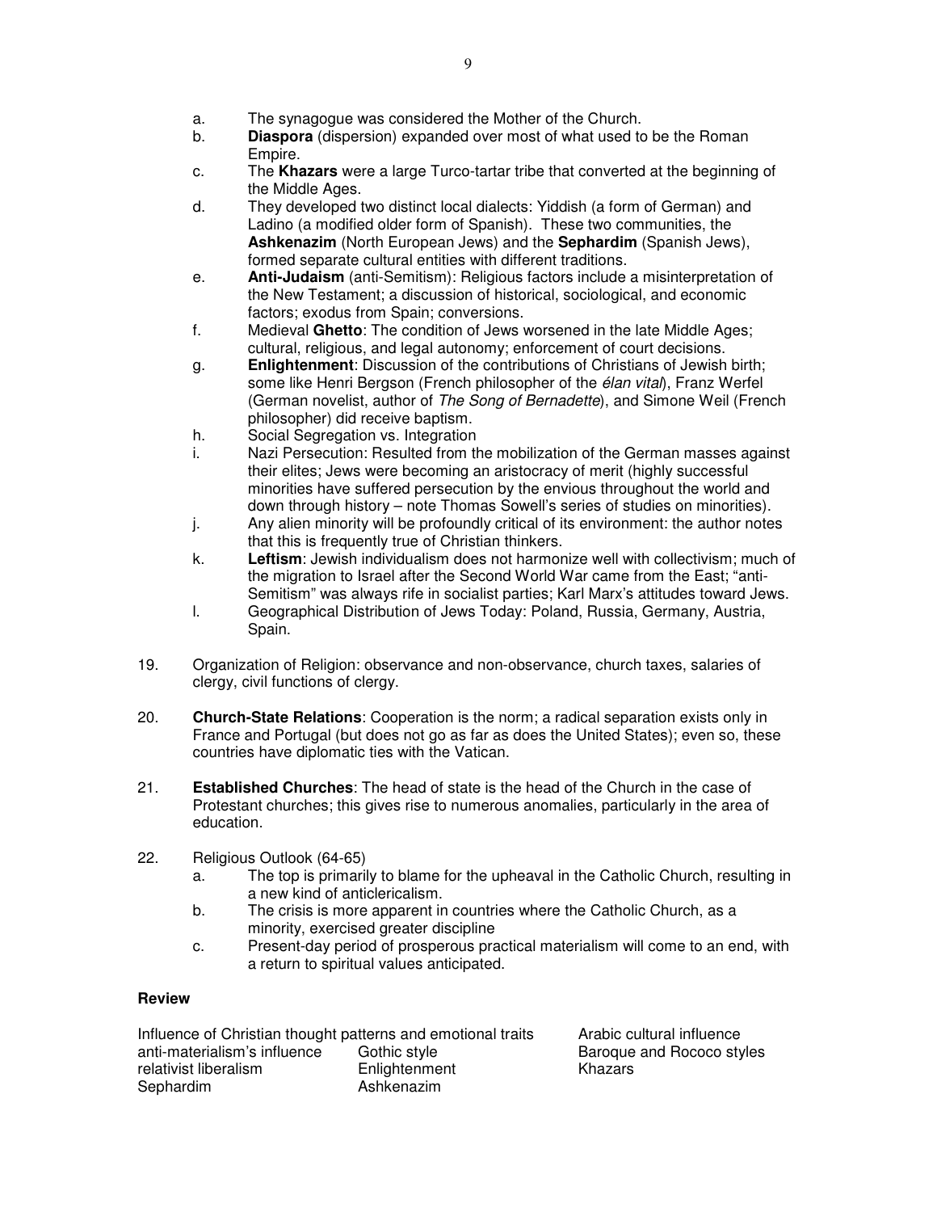a. The synagogue was considered the Mother of the Church.
b. **Diaspora** (dispersion) expanded over most of what used to be the Roman Empire.
c. The **Khazars** were a large Turco-tartar tribe that converted at the beginning of the Middle Ages.
d. They developed two distinct local dialects: Yiddish (a form of German) and Ladino (a modified older form of Spanish). These two communities, the **Ashkenazim** (North European Jews) and the **Sephardim** (Spanish Jews), formed separate cultural entities with different traditions.
e. **Anti-Judaism** (anti-Semitism): Religious factors include a misinterpretation of the New Testament; a discussion of historical, sociological, and economic factors; exodus from Spain; conversions.
f. Medieval **Ghetto**: The condition of Jews worsened in the late Middle Ages; cultural, religious, and legal autonomy; enforcement of court decisions.
g. **Enlightenment**: Discussion of the contributions of Christians of Jewish birth; some like Henri Bergson (French philosopher of the *élan vital*), Franz Werfel (German novelist, author of *The Song of Bernadette*), and Simone Weil (French philosopher) did receive baptism.
h. Social Segregation vs. Integration
i. Nazi Persecution: Resulted from the mobilization of the German masses against their elites; Jews were becoming an aristocracy of merit (highly successful minorities have suffered persecution by the envious throughout the world and down through history – note Thomas Sowell's series of studies on minorities).
j. Any alien minority will be profoundly critical of its environment: the author notes that this is frequently true of Christian thinkers.
k. **Leftism**: Jewish individualism does not harmonize well with collectivism; much of the migration to Israel after the Second World War came from the East; "anti-Semitism" was always rife in socialist parties; Karl Marx's attitudes toward Jews.
l. Geographical Distribution of Jews Today: Poland, Russia, Germany, Austria, Spain.

19. Organization of Religion: observance and non-observance, church taxes, salaries of clergy, civil functions of clergy.

20. **Church-State Relations**: Cooperation is the norm; a radical separation exists only in France and Portugal (but does not go as far as does the United States); even so, these countries have diplomatic ties with the Vatican.

21. **Established Churches**: The head of state is the head of the Church in the case of Protestant churches; this gives rise to numerous anomalies, particularly in the area of education.

22. Religious Outlook (64-65)
    a. The top is primarily to blame for the upheaval in the Catholic Church, resulting in a new kind of anticlericalism.
    b. The crisis is more apparent in countries where the Catholic Church, as a minority, exercised greater discipline
    c. Present-day period of prosperous practical materialism will come to an end, with a return to spiritual values anticipated.

**Review**

Influence of Christian thought patterns and emotional traits
anti-materialism's influence
relativist liberalism
Sephardim
Gothic style
Enlightenment
Ashkenazim
Arabic cultural influence
Baroque and Rococo styles
Khazars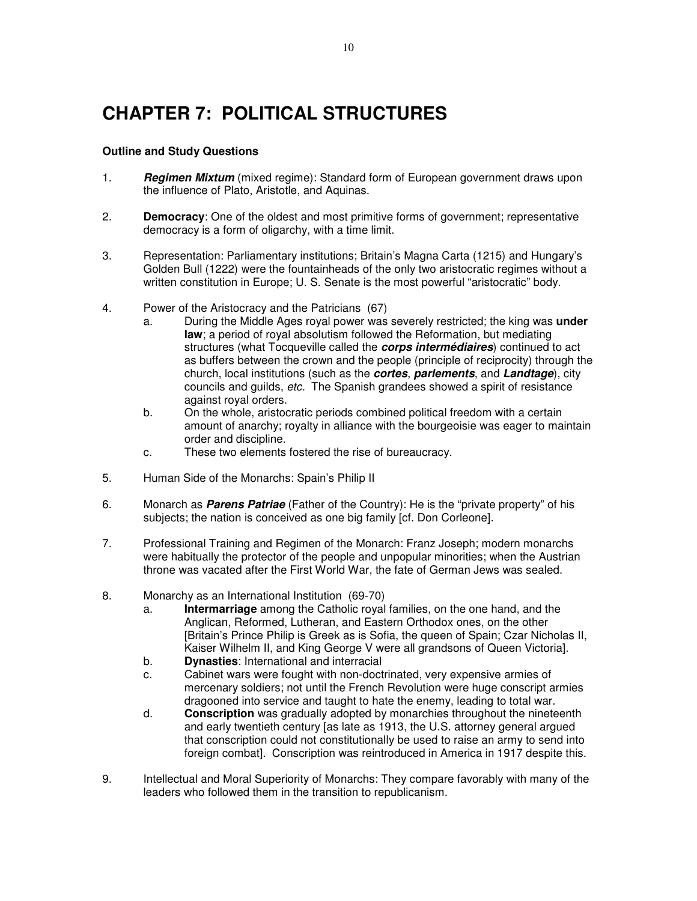# CHAPTER 7: POLITICAL STRUCTURES

**Outline and Study Questions**

1. ***Regimen Mixtum*** (mixed regime): Standard form of European government draws upon the influence of Plato, Aristotle, and Aquinas.

2. **Democracy**: One of the oldest and most primitive forms of government; representative democracy is a form of oligarchy, with a time limit.

3. Representation: Parliamentary institutions; Britain's Magna Carta (1215) and Hungary's Golden Bull (1222) were the fountainheads of the only two aristocratic regimes without a written constitution in Europe; U. S. Senate is the most powerful "aristocratic" body.

4. Power of the Aristocracy and the Patricians (67)
   a. During the Middle Ages royal power was severely restricted; the king was **under law**; a period of royal absolutism followed the Reformation, but mediating structures (what Tocqueville called the ***corps intermédiaires***) continued to act as buffers between the crown and the people (principle of reciprocity) through the church, local institutions (such as the ***cortes***, ***parlements***, and ***Landtage***), city councils and guilds, *etc.* The Spanish grandees showed a spirit of resistance against royal orders.
   b. On the whole, aristocratic periods combined political freedom with a certain amount of anarchy; royalty in alliance with the bourgeoisie was eager to maintain order and discipline.
   c. These two elements fostered the rise of bureaucracy.

5. Human Side of the Monarchs: Spain's Philip II

6. Monarch as ***Parens Patriae*** (Father of the Country): He is the "private property" of his subjects; the nation is conceived as one big family [cf. Don Corleone].

7. Professional Training and Regimen of the Monarch: Franz Joseph; modern monarchs were habitually the protector of the people and unpopular minorities; when the Austrian throne was vacated after the First World War, the fate of German Jews was sealed.

8. Monarchy as an International Institution (69-70)
   a. **Intermarriage** among the Catholic royal families, on the one hand, and the Anglican, Reformed, Lutheran, and Eastern Orthodox ones, on the other [Britain's Prince Philip is Greek as is Sofia, the queen of Spain; Czar Nicholas II, Kaiser Wilhelm II, and King George V were all grandsons of Queen Victoria].
   b. **Dynasties**: International and interracial
   c. Cabinet wars were fought with non-doctrinated, very expensive armies of mercenary soldiers; not until the French Revolution were huge conscript armies dragooned into service and taught to hate the enemy, leading to total war.
   d. **Conscription** was gradually adopted by monarchies throughout the nineteenth and early twentieth century [as late as 1913, the U.S. attorney general argued that conscription could not constitutionally be used to raise an army to send into foreign combat]. Conscription was reintroduced in America in 1917 despite this.

9. Intellectual and Moral Superiority of Monarchs: They compare favorably with many of the leaders who followed them in the transition to republicanism.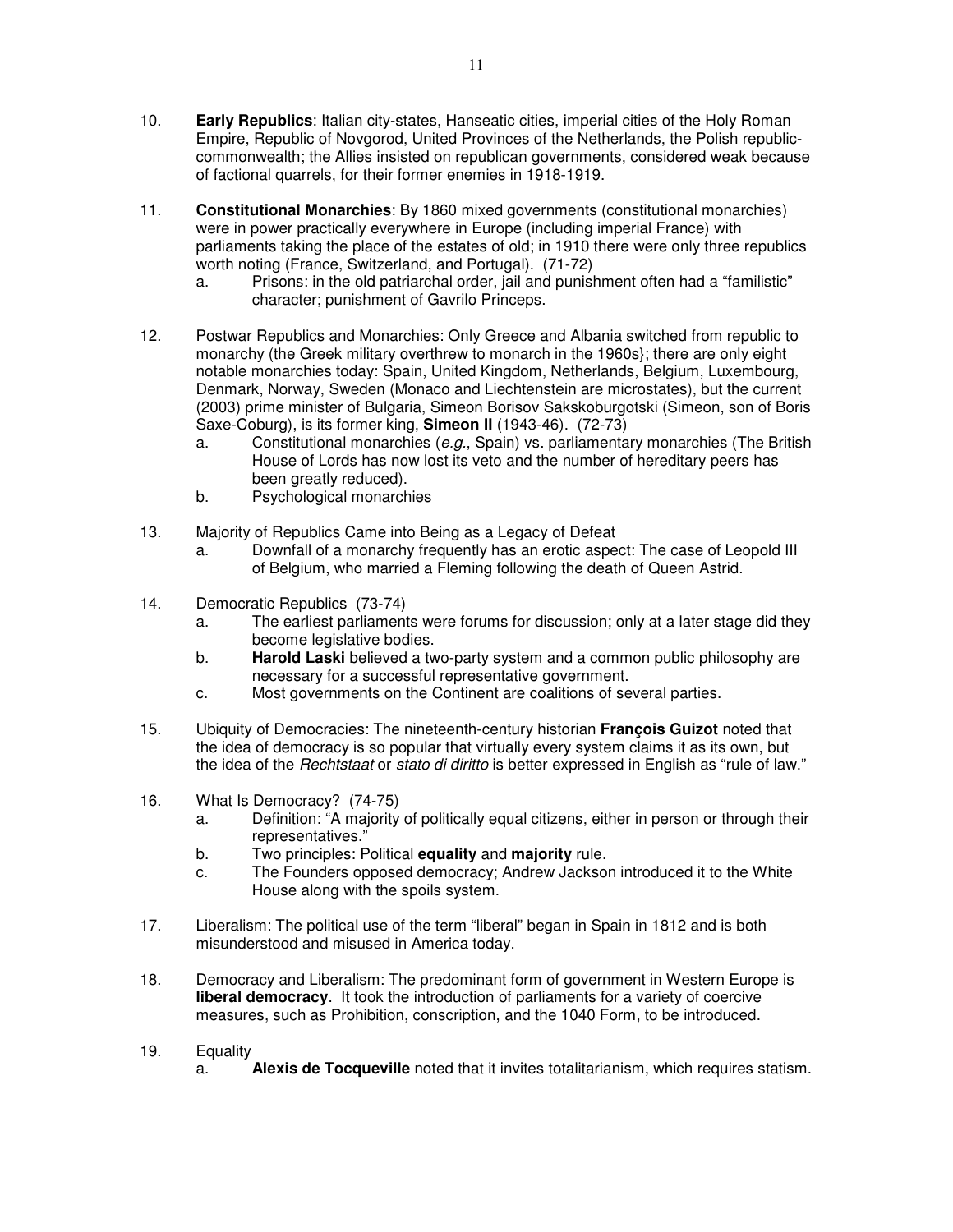10. **Early Republics**: Italian city-states, Hanseatic cities, imperial cities of the Holy Roman Empire, Republic of Novgorod, United Provinces of the Netherlands, the Polish republic-commonwealth; the Allies insisted on republican governments, considered weak because of factional quarrels, for their former enemies in 1918-1919.

11. **Constitutional Monarchies**: By 1860 mixed governments (constitutional monarchies) were in power practically everywhere in Europe (including imperial France) with parliaments taking the place of the estates of old; in 1910 there were only three republics worth noting (France, Switzerland, and Portugal). (71-72)
    a. Prisons: in the old patriarchal order, jail and punishment often had a "familistic" character; punishment of Gavrilo Princeps.

12. Postwar Republics and Monarchies: Only Greece and Albania switched from republic to monarchy (the Greek military overthrew to monarch in the 1960s}; there are only eight notable monarchies today: Spain, United Kingdom, Netherlands, Belgium, Luxembourg, Denmark, Norway, Sweden (Monaco and Liechtenstein are microstates), but the current (2003) prime minister of Bulgaria, Simeon Borisov Sakskoburgotski (Simeon, son of Boris Saxe-Coburg), is its former king, **Simeon II** (1943-46). (72-73)
    a. Constitutional monarchies (*e.g.*, Spain) vs. parliamentary monarchies (The British House of Lords has now lost its veto and the number of hereditary peers has been greatly reduced).
    b. Psychological monarchies

13. Majority of Republics Came into Being as a Legacy of Defeat
    a. Downfall of a monarchy frequently has an erotic aspect: The case of Leopold III of Belgium, who married a Fleming following the death of Queen Astrid.

14. Democratic Republics (73-74)
    a. The earliest parliaments were forums for discussion; only at a later stage did they become legislative bodies.
    b. **Harold Laski** believed a two-party system and a common public philosophy are necessary for a successful representative government.
    c. Most governments on the Continent are coalitions of several parties.

15. Ubiquity of Democracies: The nineteenth-century historian **François Guizot** noted that the idea of democracy is so popular that virtually every system claims it as its own, but the idea of the *Rechtstaat* or *stato di diritto* is better expressed in English as "rule of law."

16. What Is Democracy? (74-75)
    a. Definition: "A majority of politically equal citizens, either in person or through their representatives."
    b. Two principles: Political **equality** and **majority** rule.
    c. The Founders opposed democracy; Andrew Jackson introduced it to the White House along with the spoils system.

17. Liberalism: The political use of the term "liberal" began in Spain in 1812 and is both misunderstood and misused in America today.

18. Democracy and Liberalism: The predominant form of government in Western Europe is **liberal democracy**. It took the introduction of parliaments for a variety of coercive measures, such as Prohibition, conscription, and the 1040 Form, to be introduced.

19. Equality
    a. **Alexis de Tocqueville** noted that it invites totalitarianism, which requires statism.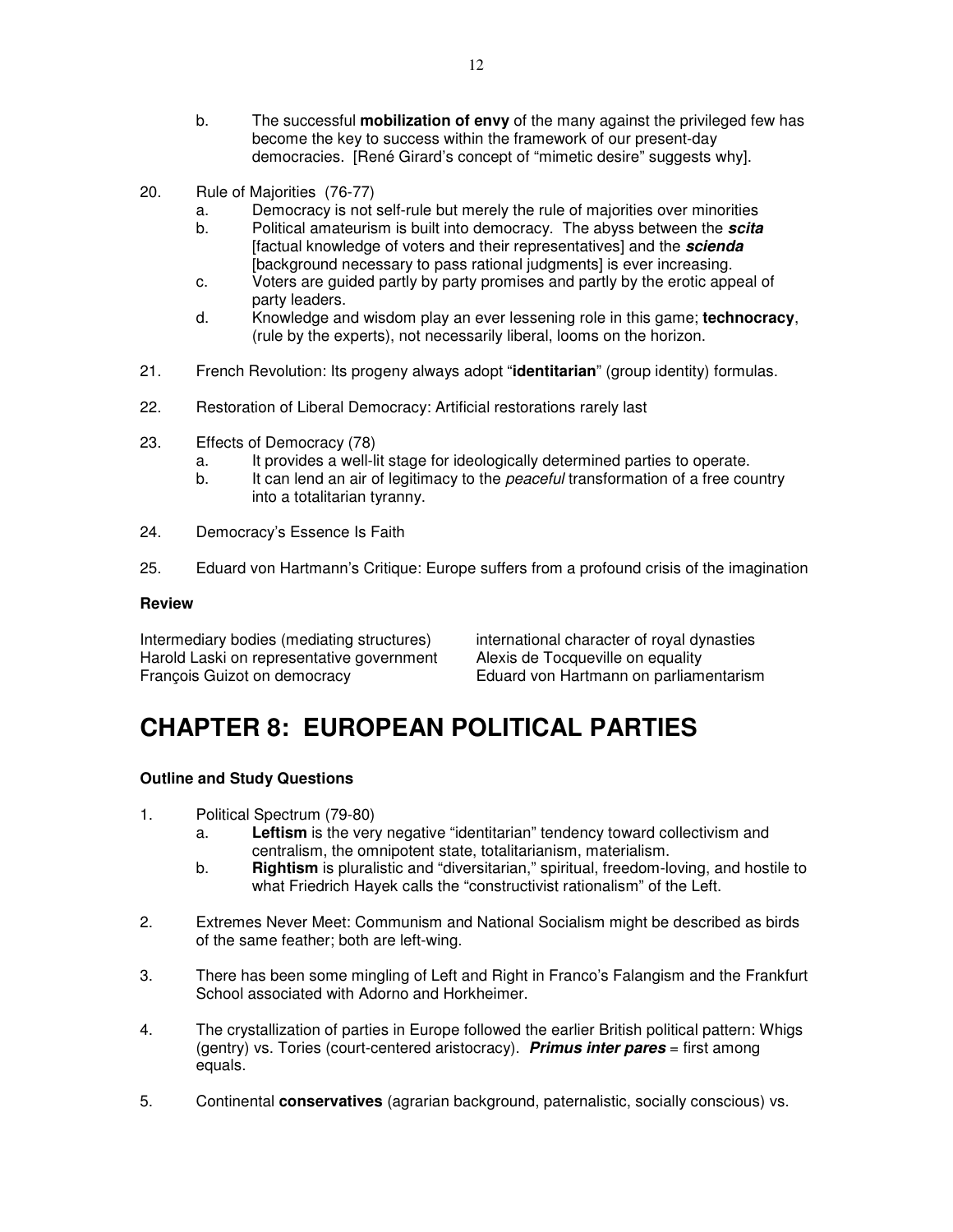b. The successful **mobilization of envy** of the many against the privileged few has become the key to success within the framework of our present-day democracies. [René Girard's concept of "mimetic desire" suggests why].

20. Rule of Majorities (76-77)
    a. Democracy is not self-rule but merely the rule of majorities over minorities
    b. Political amateurism is built into democracy. The abyss between the ***scita*** [factual knowledge of voters and their representatives] and the ***scienda*** [background necessary to pass rational judgments] is ever increasing.
    c. Voters are guided partly by party promises and partly by the erotic appeal of party leaders.
    d. Knowledge and wisdom play an ever lessening role in this game; **technocracy**, (rule by the experts), not necessarily liberal, looms on the horizon.

21. French Revolution: Its progeny always adopt "**identitarian**" (group identity) formulas.

22. Restoration of Liberal Democracy: Artificial restorations rarely last

23. Effects of Democracy (78)
    a. It provides a well-lit stage for ideologically determined parties to operate.
    b. It can lend an air of legitimacy to the *peaceful* transformation of a free country into a totalitarian tyranny.

24. Democracy's Essence Is Faith

25. Eduard von Hartmann's Critique: Europe suffers from a profound crisis of the imagination

**Review**

Intermediary bodies (mediating structures)
Harold Laski on representative government
François Guizot on democracy
international character of royal dynasties
Alexis de Tocqueville on equality
Eduard von Hartmann on parliamentarism

# CHAPTER 8: EUROPEAN POLITICAL PARTIES

**Outline and Study Questions**

1. Political Spectrum (79-80)
    a. **Leftism** is the very negative "identitarian" tendency toward collectivism and centralism, the omnipotent state, totalitarianism, materialism.
    b. **Rightism** is pluralistic and "diversitarian," spiritual, freedom-loving, and hostile to what Friedrich Hayek calls the "constructivist rationalism" of the Left.

2. Extremes Never Meet: Communism and National Socialism might be described as birds of the same feather; both are left-wing.

3. There has been some mingling of Left and Right in Franco's Falangism and the Frankfurt School associated with Adorno and Horkheimer.

4. The crystallization of parties in Europe followed the earlier British political pattern: Whigs (gentry) vs. Tories (court-centered aristocracy). ***Primus inter pares*** = first among equals.

5. Continental **conservatives** (agrarian background, paternalistic, socially conscious) vs.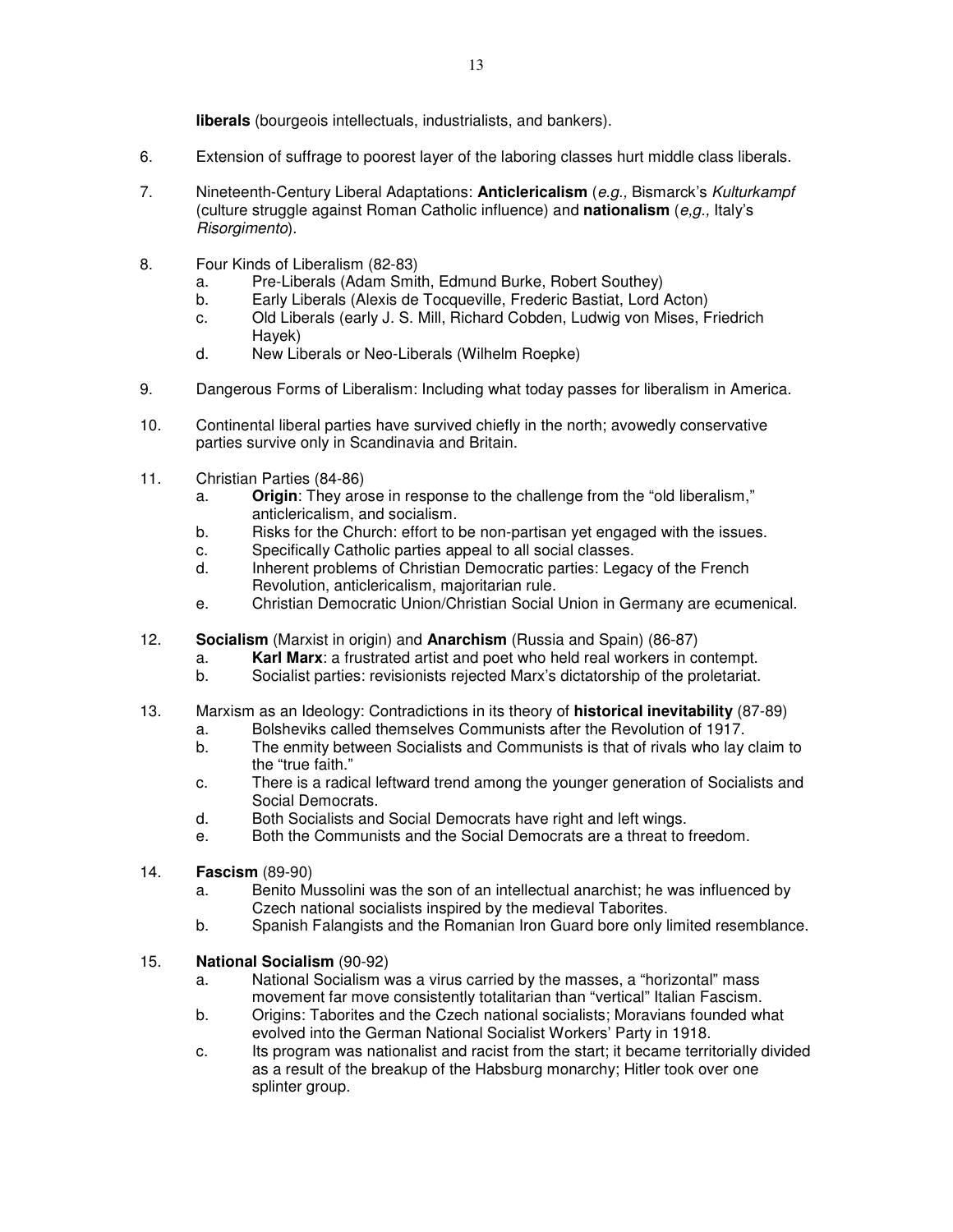**liberals** (bourgeois intellectuals, industrialists, and bankers).

6. Extension of suffrage to poorest layer of the laboring classes hurt middle class liberals.

7. Nineteenth-Century Liberal Adaptations: **Anticlericalism** (*e.g.,* Bismarck's *Kulturkampf* (culture struggle against Roman Catholic influence) and **nationalism** (*e,g.,* Italy's *Risorgimento*).

8. Four Kinds of Liberalism (82-83)
   a. Pre-Liberals (Adam Smith, Edmund Burke, Robert Southey)
   b. Early Liberals (Alexis de Tocqueville, Frederic Bastiat, Lord Acton)
   c. Old Liberals (early J. S. Mill, Richard Cobden, Ludwig von Mises, Friedrich Hayek)
   d. New Liberals or Neo-Liberals (Wilhelm Roepke)

9. Dangerous Forms of Liberalism: Including what today passes for liberalism in America.

10. Continental liberal parties have survived chiefly in the north; avowedly conservative parties survive only in Scandinavia and Britain.

11. Christian Parties (84-86)
    a. **Origin**: They arose in response to the challenge from the "old liberalism," anticlericalism, and socialism.
    b. Risks for the Church: effort to be non-partisan yet engaged with the issues.
    c. Specifically Catholic parties appeal to all social classes.
    d. Inherent problems of Christian Democratic parties: Legacy of the French Revolution, anticlericalism, majoritarian rule.
    e. Christian Democratic Union/Christian Social Union in Germany are ecumenical.

12. **Socialism** (Marxist in origin) and **Anarchism** (Russia and Spain) (86-87)
    a. **Karl Marx**: a frustrated artist and poet who held real workers in contempt.
    b. Socialist parties: revisionists rejected Marx's dictatorship of the proletariat.

13. Marxism as an Ideology: Contradictions in its theory of **historical inevitability** (87-89)
    a. Bolsheviks called themselves Communists after the Revolution of 1917.
    b. The enmity between Socialists and Communists is that of rivals who lay claim to the "true faith."
    c. There is a radical leftward trend among the younger generation of Socialists and Social Democrats.
    d. Both Socialists and Social Democrats have right and left wings.
    e. Both the Communists and the Social Democrats are a threat to freedom.

14. **Fascism** (89-90)
    a. Benito Mussolini was the son of an intellectual anarchist; he was influenced by Czech national socialists inspired by the medieval Taborites.
    b. Spanish Falangists and the Romanian Iron Guard bore only limited resemblance.

15. **National Socialism** (90-92)
    a. National Socialism was a virus carried by the masses, a "horizontal" mass movement far move consistently totalitarian than "vertical" Italian Fascism.
    b. Origins: Taborites and the Czech national socialists; Moravians founded what evolved into the German National Socialist Workers' Party in 1918.
    c. Its program was nationalist and racist from the start; it became territorially divided as a result of the breakup of the Habsburg monarchy; Hitler took over one splinter group.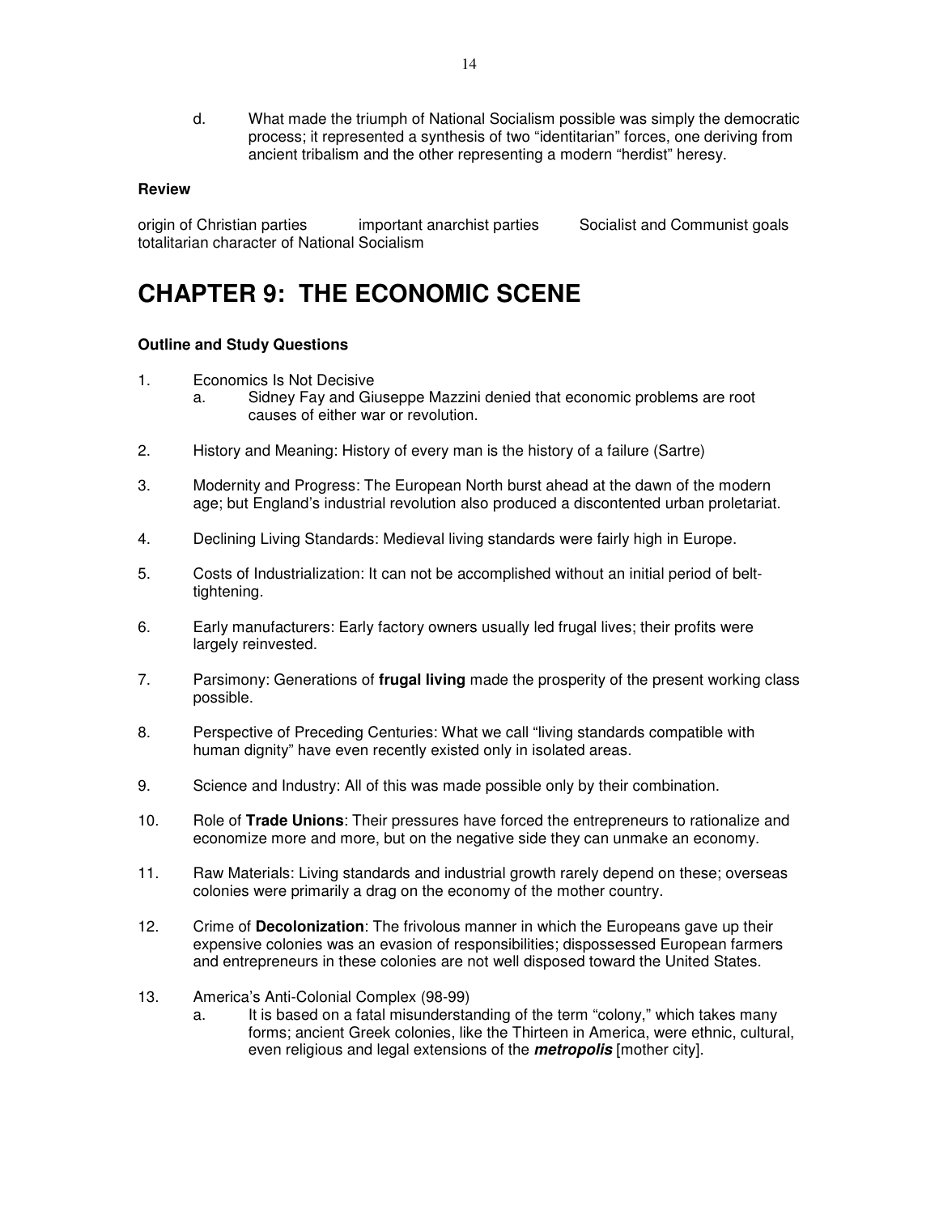d. What made the triumph of National Socialism possible was simply the democratic process; it represented a synthesis of two “identitarian” forces, one deriving from ancient tribalism and the other representing a modern “herdist” heresy.

**Review**

origin of Christian parties important anarchist parties Socialist and Communist goals totalitarian character of National Socialism

# CHAPTER 9: THE ECONOMIC SCENE

**Outline and Study Questions**

1. Economics Is Not Decisive
   a. Sidney Fay and Giuseppe Mazzini denied that economic problems are root causes of either war or revolution.

2. History and Meaning: History of every man is the history of a failure (Sartre)

3. Modernity and Progress: The European North burst ahead at the dawn of the modern age; but England’s industrial revolution also produced a discontented urban proletariat.

4. Declining Living Standards: Medieval living standards were fairly high in Europe.

5. Costs of Industrialization: It can not be accomplished without an initial period of belt-tightening.

6. Early manufacturers: Early factory owners usually led frugal lives; their profits were largely reinvested.

7. Parsimony: Generations of **frugal living** made the prosperity of the present working class possible.

8. Perspective of Preceding Centuries: What we call “living standards compatible with human dignity” have even recently existed only in isolated areas.

9. Science and Industry: All of this was made possible only by their combination.

10. Role of **Trade Unions**: Their pressures have forced the entrepreneurs to rationalize and economize more and more, but on the negative side they can unmake an economy.

11. Raw Materials: Living standards and industrial growth rarely depend on these; overseas colonies were primarily a drag on the economy of the mother country.

12. Crime of **Decolonization**: The frivolous manner in which the Europeans gave up their expensive colonies was an evasion of responsibilities; dispossessed European farmers and entrepreneurs in these colonies are not well disposed toward the United States.

13. America’s Anti-Colonial Complex (98-99)
    a. It is based on a fatal misunderstanding of the term “colony,” which takes many forms; ancient Greek colonies, like the Thirteen in America, were ethnic, cultural, even religious and legal extensions of the ***metropolis*** [mother city].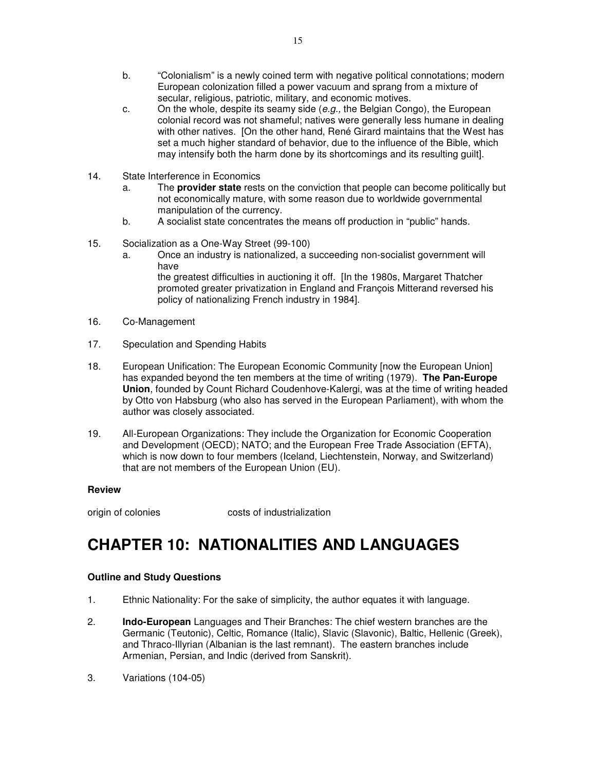b. "Colonialism" is a newly coined term with negative political connotations; modern European colonization filled a power vacuum and sprang from a mixture of secular, religious, patriotic, military, and economic motives.

c. On the whole, despite its seamy side (*e.g.,* the Belgian Congo), the European colonial record was not shameful; natives were generally less humane in dealing with other natives. [On the other hand, René Girard maintains that the West has set a much higher standard of behavior, due to the influence of the Bible, which may intensify both the harm done by its shortcomings and its resulting guilt].

14. State Interference in Economics
    a. The **provider state** rests on the conviction that people can become politically but not economically mature, with some reason due to worldwide governmental manipulation of the currency.
    b. A socialist state concentrates the means off production in "public" hands.

15. Socialization as a One-Way Street (99-100)
    a. Once an industry is nationalized, a succeeding non-socialist government will have
       the greatest difficulties in auctioning it off. [In the 1980s, Margaret Thatcher promoted greater privatization in England and François Mitterand reversed his policy of nationalizing French industry in 1984].

16. Co-Management

17. Speculation and Spending Habits

18. European Unification: The European Economic Community [now the European Union] has expanded beyond the ten members at the time of writing (1979). **The Pan-Europe Union**, founded by Count Richard Coudenhove-Kalergi, was at the time of writing headed by Otto von Habsburg (who also has served in the European Parliament), with whom the author was closely associated.

19. All-European Organizations: They include the Organization for Economic Cooperation and Development (OECD); NATO; and the European Free Trade Association (EFTA), which is now down to four members (Iceland, Liechtenstein, Norway, and Switzerland) that are not members of the European Union (EU).

**Review**

origin of colonies costs of industrialization

# CHAPTER 10: NATIONALITIES AND LANGUAGES

**Outline and Study Questions**

1. Ethnic Nationality: For the sake of simplicity, the author equates it with language.

2. **Indo-European** Languages and Their Branches: The chief western branches are the Germanic (Teutonic), Celtic, Romance (Italic), Slavic (Slavonic), Baltic, Hellenic (Greek), and Thraco-Illyrian (Albanian is the last remnant). The eastern branches include Armenian, Persian, and Indic (derived from Sanskrit).

3. Variations (104-05)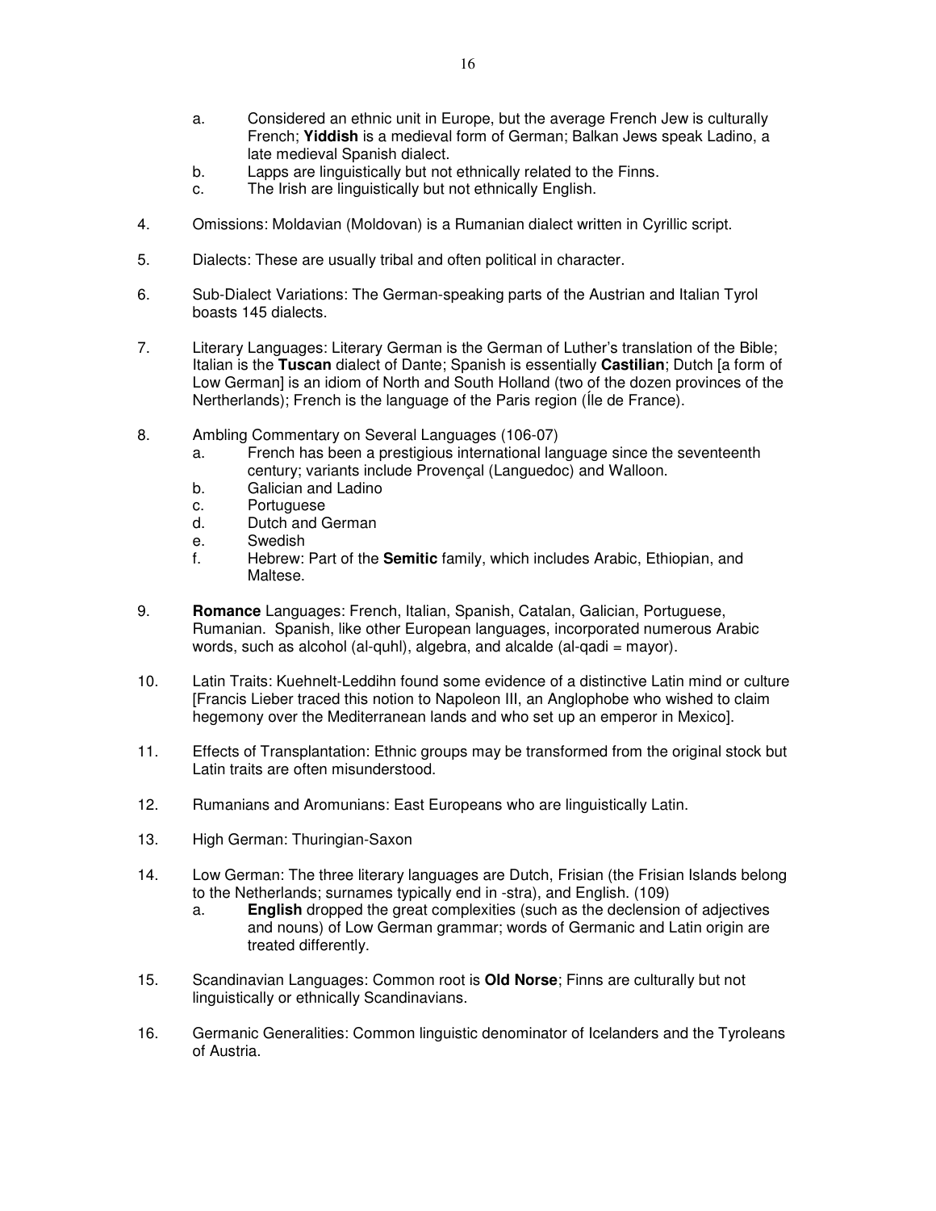a. Considered an ethnic unit in Europe, but the average French Jew is culturally French; **Yiddish** is a medieval form of German; Balkan Jews speak Ladino, a late medieval Spanish dialect.
   b. Lapps are linguistically but not ethnically related to the Finns.
   c. The Irish are linguistically but not ethnically English.

4. Omissions: Moldavian (Moldovan) is a Rumanian dialect written in Cyrillic script.

5. Dialects: These are usually tribal and often political in character.

6. Sub-Dialect Variations: The German-speaking parts of the Austrian and Italian Tyrol boasts 145 dialects.

7. Literary Languages: Literary German is the German of Luther's translation of the Bible; Italian is the **Tuscan** dialect of Dante; Spanish is essentially **Castilian**; Dutch [a form of Low German] is an idiom of North and South Holland (two of the dozen provinces of the Nertherlands); French is the language of the Paris region (Íle de France).

8. Ambling Commentary on Several Languages (106-07)
   a. French has been a prestigious international language since the seventeenth century; variants include Provençal (Languedoc) and Walloon.
   b. Galician and Ladino
   c. Portuguese
   d. Dutch and German
   e. Swedish
   f. Hebrew: Part of the **Semitic** family, which includes Arabic, Ethiopian, and Maltese.

9. **Romance** Languages: French, Italian, Spanish, Catalan, Galician, Portuguese, Rumanian. Spanish, like other European languages, incorporated numerous Arabic words, such as alcohol (al-quhl), algebra, and alcalde (al-qadi = mayor).

10. Latin Traits: Kuehnelt-Leddihn found some evidence of a distinctive Latin mind or culture [Francis Lieber traced this notion to Napoleon III, an Anglophobe who wished to claim hegemony over the Mediterranean lands and who set up an emperor in Mexico].

11. Effects of Transplantation: Ethnic groups may be transformed from the original stock but Latin traits are often misunderstood.

12. Rumanians and Aromunians: East Europeans who are linguistically Latin.

13. High German: Thuringian-Saxon

14. Low German: The three literary languages are Dutch, Frisian (the Frisian Islands belong to the Netherlands; surnames typically end in -stra), and English. (109)
   a. **English** dropped the great complexities (such as the declension of adjectives and nouns) of Low German grammar; words of Germanic and Latin origin are treated differently.

15. Scandinavian Languages: Common root is **Old Norse**; Finns are culturally but not linguistically or ethnically Scandinavians.

16. Germanic Generalities: Common linguistic denominator of Icelanders and the Tyroleans of Austria.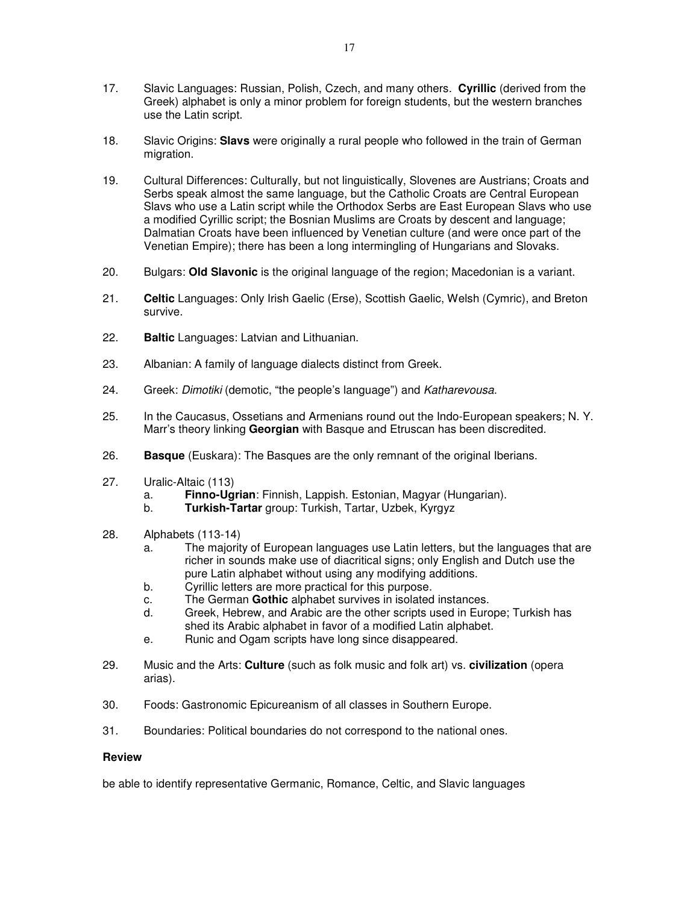17. Slavic Languages: Russian, Polish, Czech, and many others. **Cyrillic** (derived from the Greek) alphabet is only a minor problem for foreign students, but the western branches use the Latin script.

18. Slavic Origins: **Slavs** were originally a rural people who followed in the train of German migration.

19. Cultural Differences: Culturally, but not linguistically, Slovenes are Austrians; Croats and Serbs speak almost the same language, but the Catholic Croats are Central European Slavs who use a Latin script while the Orthodox Serbs are East European Slavs who use a modified Cyrillic script; the Bosnian Muslims are Croats by descent and language; Dalmatian Croats have been influenced by Venetian culture (and were once part of the Venetian Empire); there has been a long intermingling of Hungarians and Slovaks.

20. Bulgars: **Old Slavonic** is the original language of the region; Macedonian is a variant.

21. **Celtic** Languages: Only Irish Gaelic (Erse), Scottish Gaelic, Welsh (Cymric), and Breton survive.

22. **Baltic** Languages: Latvian and Lithuanian.

23. Albanian: A family of language dialects distinct from Greek.

24. Greek: *Dimotiki* (demotic, "the people's language") and *Katharevousa*.

25. In the Caucasus, Ossetians and Armenians round out the Indo-European speakers; N. Y. Marr's theory linking **Georgian** with Basque and Etruscan has been discredited.

26. **Basque** (Euskara): The Basques are the only remnant of the original Iberians.

27. Uralic-Altaic (113)
    a. **Finno-Ugrian**: Finnish, Lappish. Estonian, Magyar (Hungarian).
    b. **Turkish-Tartar** group: Turkish, Tartar, Uzbek, Kyrgyz

28. Alphabets (113-14)
    a. The majority of European languages use Latin letters, but the languages that are richer in sounds make use of diacritical signs; only English and Dutch use the pure Latin alphabet without using any modifying additions.
    b. Cyrillic letters are more practical for this purpose.
    c. The German **Gothic** alphabet survives in isolated instances.
    d. Greek, Hebrew, and Arabic are the other scripts used in Europe; Turkish has shed its Arabic alphabet in favor of a modified Latin alphabet.
    e. Runic and Ogam scripts have long since disappeared.

29. Music and the Arts: **Culture** (such as folk music and folk art) vs. **civilization** (opera arias).

30. Foods: Gastronomic Epicureanism of all classes in Southern Europe.

31. Boundaries: Political boundaries do not correspond to the national ones.

**Review**

be able to identify representative Germanic, Romance, Celtic, and Slavic languages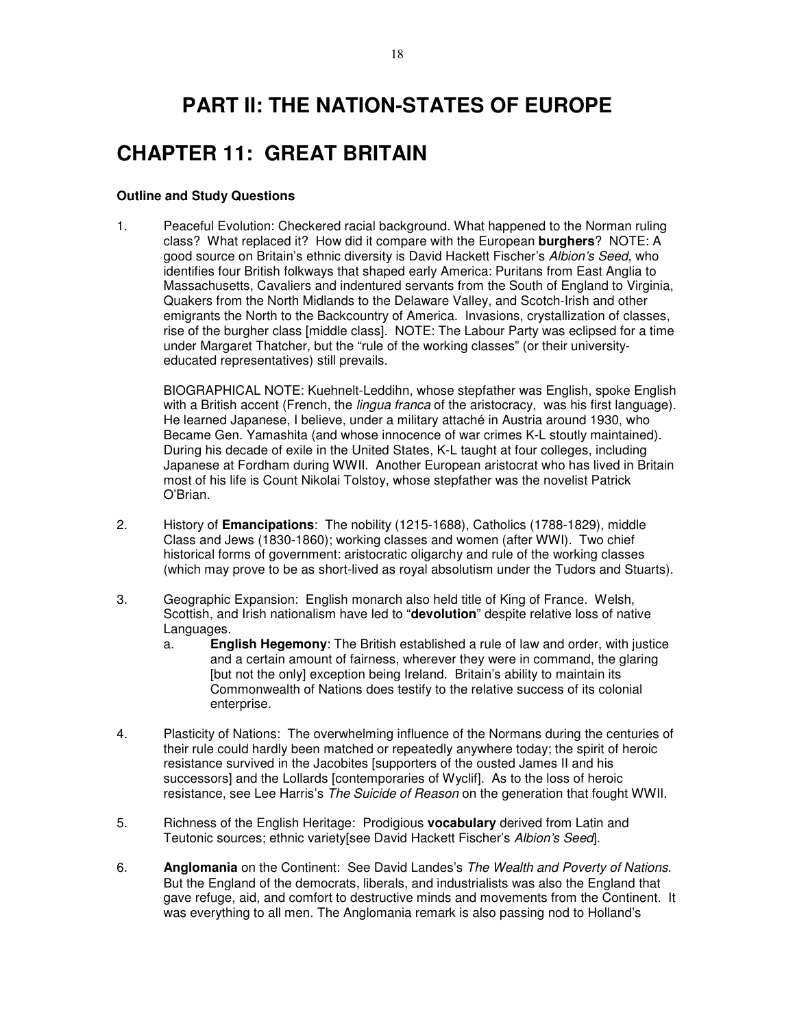# PART II: THE NATION-STATES OF EUROPE

# CHAPTER 11: GREAT BRITAIN

**Outline and Study Questions**

1. Peaceful Evolution: Checkered racial background. What happened to the Norman ruling class? What replaced it? How did it compare with the European **burghers**? NOTE: A good source on Britain's ethnic diversity is David Hackett Fischer's *Albion's Seed*, who identifies four British folkways that shaped early America: Puritans from East Anglia to Massachusetts, Cavaliers and indentured servants from the South of England to Virginia, Quakers from the North Midlands to the Delaware Valley, and Scotch-Irish and other emigrants the North to the Backcountry of America. Invasions, crystallization of classes, rise of the burgher class [middle class]. NOTE: The Labour Party was eclipsed for a time under Margaret Thatcher, but the "rule of the working classes" (or their university-educated representatives) still prevails.

   BIOGRAPHICAL NOTE: Kuehnelt-Leddihn, whose stepfather was English, spoke English with a British accent (French, the *lingua franca* of the aristocracy, was his first language). He learned Japanese, I believe, under a military attaché in Austria around 1930, who Became Gen. Yamashita (and whose innocence of war crimes K-L stoutly maintained). During his decade of exile in the United States, K-L taught at four colleges, including Japanese at Fordham during WWII. Another European aristocrat who has lived in Britain most of his life is Count Nikolai Tolstoy, whose stepfather was the novelist Patrick O'Brian.

2. History of **Emancipations**: The nobility (1215-1688), Catholics (1788-1829), middle Class and Jews (1830-1860); working classes and women (after WWI). Two chief historical forms of government: aristocratic oligarchy and rule of the working classes (which may prove to be as short-lived as royal absolutism under the Tudors and Stuarts).

3. Geographic Expansion: English monarch also held title of King of France. Welsh, Scottish, and Irish nationalism have led to "**devolution**" despite relative loss of native Languages.
   a. **English Hegemony**: The British established a rule of law and order, with justice and a certain amount of fairness, wherever they were in command, the glaring [but not the only] exception being Ireland. Britain's ability to maintain its Commonwealth of Nations does testify to the relative success of its colonial enterprise.

4. Plasticity of Nations: The overwhelming influence of the Normans during the centuries of their rule could hardly been matched or repeatedly anywhere today; the spirit of heroic resistance survived in the Jacobites [supporters of the ousted James II and his successors] and the Lollards [contemporaries of Wyclif]. As to the loss of heroic resistance, see Lee Harris's *The Suicide of Reason* on the generation that fought WWII.

5. Richness of the English Heritage: Prodigious **vocabulary** derived from Latin and Teutonic sources; ethnic variety[see David Hackett Fischer's *Albion's Seed*].

6. **Anglomania** on the Continent: See David Landes's *The Wealth and Poverty of Nations.* But the England of the democrats, liberals, and industrialists was also the England that gave refuge, aid, and comfort to destructive minds and movements from the Continent. It was everything to all men. The Anglomania remark is also passing nod to Holland's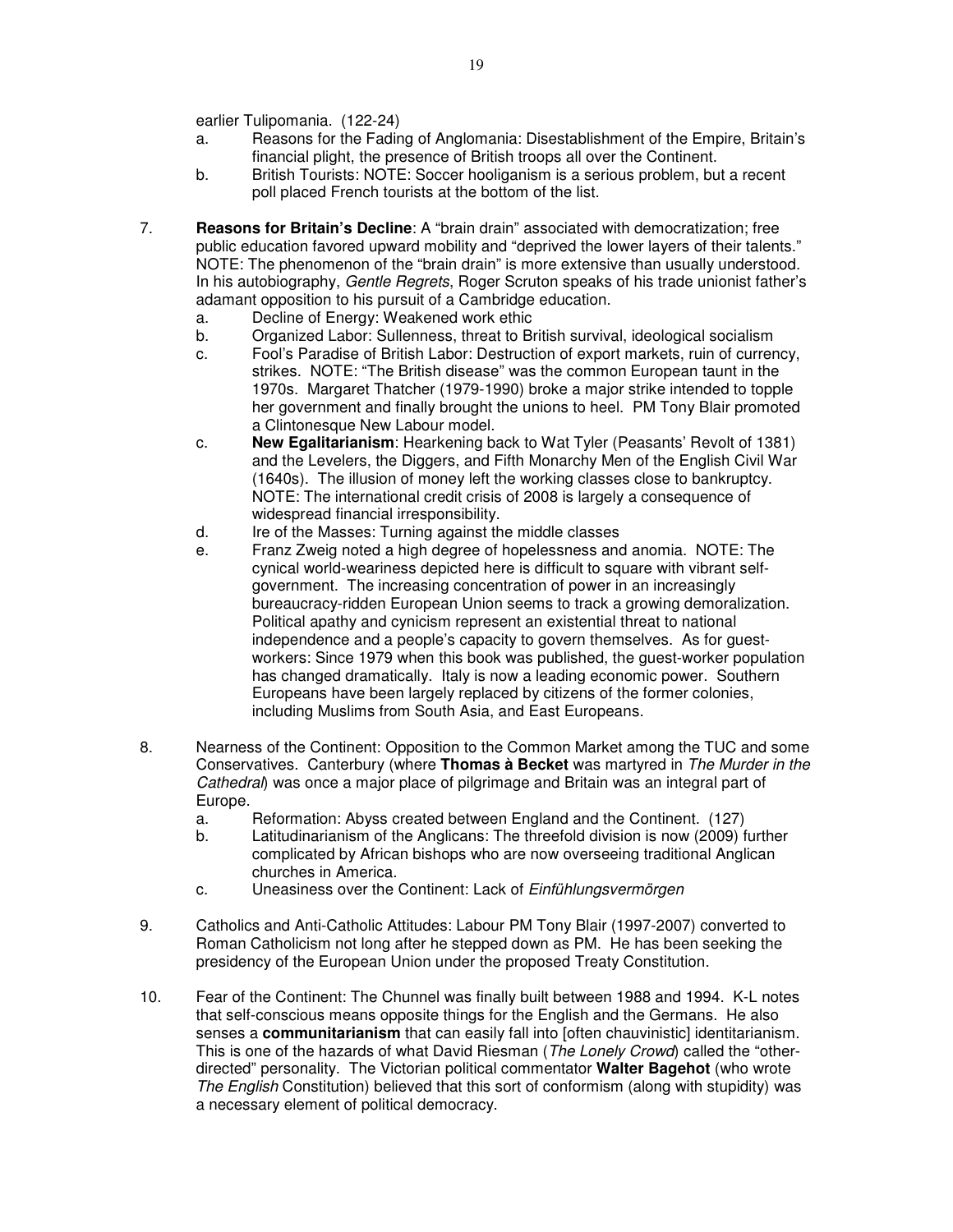earlier Tulipomania. (122-24)

a. Reasons for the Fading of Anglomania: Disestablishment of the Empire, Britain's financial plight, the presence of British troops all over the Continent.
b. British Tourists: NOTE: Soccer hooliganism is a serious problem, but a recent poll placed French tourists at the bottom of the list.

7. **Reasons for Britain's Decline**: A "brain drain" associated with democratization; free public education favored upward mobility and "deprived the lower layers of their talents." NOTE: The phenomenon of the "brain drain" is more extensive than usually understood. In his autobiography, *Gentle Regrets*, Roger Scruton speaks of his trade unionist father's adamant opposition to his pursuit of a Cambridge education.
   a. Decline of Energy: Weakened work ethic
   b. Organized Labor: Sullenness, threat to British survival, ideological socialism
   c. Fool's Paradise of British Labor: Destruction of export markets, ruin of currency, strikes. NOTE: "The British disease" was the common European taunt in the 1970s. Margaret Thatcher (1979-1990) broke a major strike intended to topple her government and finally brought the unions to heel. PM Tony Blair promoted a Clintonesque New Labour model.
   c. **New Egalitarianism**: Hearkening back to Wat Tyler (Peasants' Revolt of 1381) and the Levelers, the Diggers, and Fifth Monarchy Men of the English Civil War (1640s). The illusion of money left the working classes close to bankruptcy. NOTE: The international credit crisis of 2008 is largely a consequence of widespread financial irresponsibility.
   d. Ire of the Masses: Turning against the middle classes
   e. Franz Zweig noted a high degree of hopelessness and anomia. NOTE: The cynical world-weariness depicted here is difficult to square with vibrant self-government. The increasing concentration of power in an increasingly bureaucracy-ridden European Union seems to track a growing demoralization. Political apathy and cynicism represent an existential threat to national independence and a people's capacity to govern themselves. As for guest-workers: Since 1979 when this book was published, the guest-worker population has changed dramatically. Italy is now a leading economic power. Southern Europeans have been largely replaced by citizens of the former colonies, including Muslims from South Asia, and East Europeans.

8. Nearness of the Continent: Opposition to the Common Market among the TUC and some Conservatives. Canterbury (where **Thomas à Becket** was martyred in *The Murder in the Cathedral*) was once a major place of pilgrimage and Britain was an integral part of Europe.
   a. Reformation: Abyss created between England and the Continent. (127)
   b. Latitudinarianism of the Anglicans: The threefold division is now (2009) further complicated by African bishops who are now overseeing traditional Anglican churches in America.
   c. Uneasiness over the Continent: Lack of *Einfühlungsvermörgen*

9. Catholics and Anti-Catholic Attitudes: Labour PM Tony Blair (1997-2007) converted to Roman Catholicism not long after he stepped down as PM. He has been seeking the presidency of the European Union under the proposed Treaty Constitution.

10. Fear of the Continent: The Chunnel was finally built between 1988 and 1994. K-L notes that self-conscious means opposite things for the English and the Germans. He also senses a **communitarianism** that can easily fall into [often chauvinistic] identitarianism. This is one of the hazards of what David Riesman (*The Lonely Crowd*) called the "other-directed" personality. The Victorian political commentator **Walter Bagehot** (who wrote *The English* Constitution) believed that this sort of conformism (along with stupidity) was a necessary element of political democracy.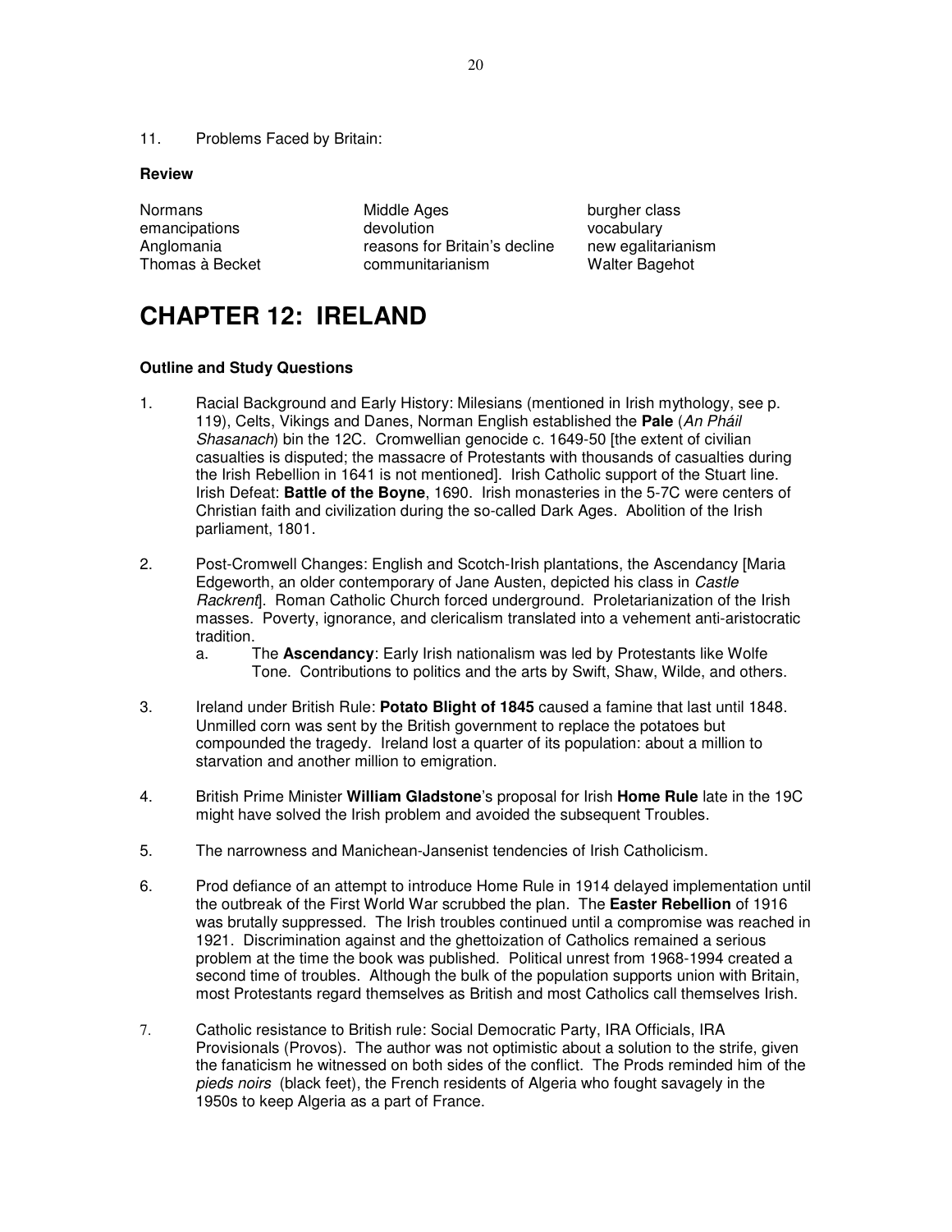11. Problems Faced by Britain:

**Review**

| | | |
|---|---|---|
| Normans | Middle Ages | burgher class |
| emancipations | devolution | vocabulary |
| Anglomania | reasons for Britain's decline | new egalitarianism |
| Thomas à Becket | communitarianism | Walter Bagehot |

# CHAPTER 12: IRELAND

**Outline and Study Questions**

1. Racial Background and Early History: Milesians (mentioned in Irish mythology, see p. 119), Celts, Vikings and Danes, Norman English established the **Pale** (*An Pháil Shasanach*) bin the 12C. Cromwellian genocide c. 1649-50 [the extent of civilian casualties is disputed; the massacre of Protestants with thousands of casualties during the Irish Rebellion in 1641 is not mentioned]. Irish Catholic support of the Stuart line. Irish Defeat: **Battle of the Boyne**, 1690. Irish monasteries in the 5-7C were centers of Christian faith and civilization during the so-called Dark Ages. Abolition of the Irish parliament, 1801.

2. Post-Cromwell Changes: English and Scotch-Irish plantations, the Ascendancy [Maria Edgeworth, an older contemporary of Jane Austen, depicted his class in *Castle Rackrent*]. Roman Catholic Church forced underground. Proletarianization of the Irish masses. Poverty, ignorance, and clericalism translated into a vehement anti-aristocratic tradition.
   a. The **Ascendancy**: Early Irish nationalism was led by Protestants like Wolfe Tone. Contributions to politics and the arts by Swift, Shaw, Wilde, and others.

3. Ireland under British Rule: **Potato Blight of 1845** caused a famine that last until 1848. Unmilled corn was sent by the British government to replace the potatoes but compounded the tragedy. Ireland lost a quarter of its population: about a million to starvation and another million to emigration.

4. British Prime Minister **William Gladstone**'s proposal for Irish **Home Rule** late in the 19C might have solved the Irish problem and avoided the subsequent Troubles.

5. The narrowness and Manichean-Jansenist tendencies of Irish Catholicism.

6. Prod defiance of an attempt to introduce Home Rule in 1914 delayed implementation until the outbreak of the First World War scrubbed the plan. The **Easter Rebellion** of 1916 was brutally suppressed. The Irish troubles continued until a compromise was reached in 1921. Discrimination against and the ghettoization of Catholics remained a serious problem at the time the book was published. Political unrest from 1968-1994 created a second time of troubles. Although the bulk of the population supports union with Britain, most Protestants regard themselves as British and most Catholics call themselves Irish.

7. Catholic resistance to British rule: Social Democratic Party, IRA Officials, IRA Provisionals (Provos). The author was not optimistic about a solution to the strife, given the fanaticism he witnessed on both sides of the conflict. The Prods reminded him of the *pieds noirs* (black feet), the French residents of Algeria who fought savagely in the 1950s to keep Algeria as a part of France.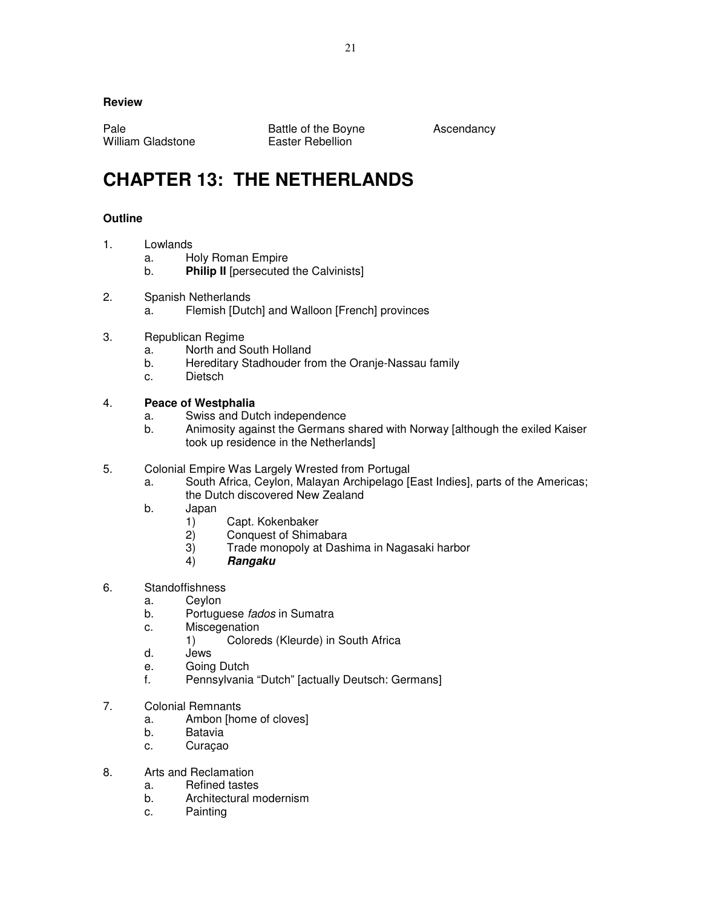**Review**

| | | |
|---|---|---|
| Pale | Battle of the Boyne | Ascendancy |
| William Gladstone | Easter Rebellion | |

# CHAPTER 13: THE NETHERLANDS

**Outline**

1. Lowlands
   a. Holy Roman Empire
   b. **Philip II** [persecuted the Calvinists]

2. Spanish Netherlands
   a. Flemish [Dutch] and Walloon [French] provinces

3. Republican Regime
   a. North and South Holland
   b. Hereditary Stadhouder from the Oranje-Nassau family
   c. Dietsch

4. **Peace of Westphalia**
   a. Swiss and Dutch independence
   b. Animosity against the Germans shared with Norway [although the exiled Kaiser took up residence in the Netherlands]

5. Colonial Empire Was Largely Wrested from Portugal
   a. South Africa, Ceylon, Malayan Archipelago [East Indies], parts of the Americas; the Dutch discovered New Zealand
   b. Japan
      1) Capt. Kokenbaker
      2) Conquest of Shimabara
      3) Trade monopoly at Dashima in Nagasaki harbor
      4) ***Rangaku***

6. Standoffishness
   a. Ceylon
   b. Portuguese *fados* in Sumatra
   c. Miscegenation
      1) Coloreds (Kleurde) in South Africa
   d. Jews
   e. Going Dutch
   f. Pennsylvania “Dutch” [actually Deutsch: Germans]

7. Colonial Remnants
   a. Ambon [home of cloves]
   b. Batavia
   c. Curaçao

8. Arts and Reclamation
   a. Refined tastes
   b. Architectural modernism
   c. Painting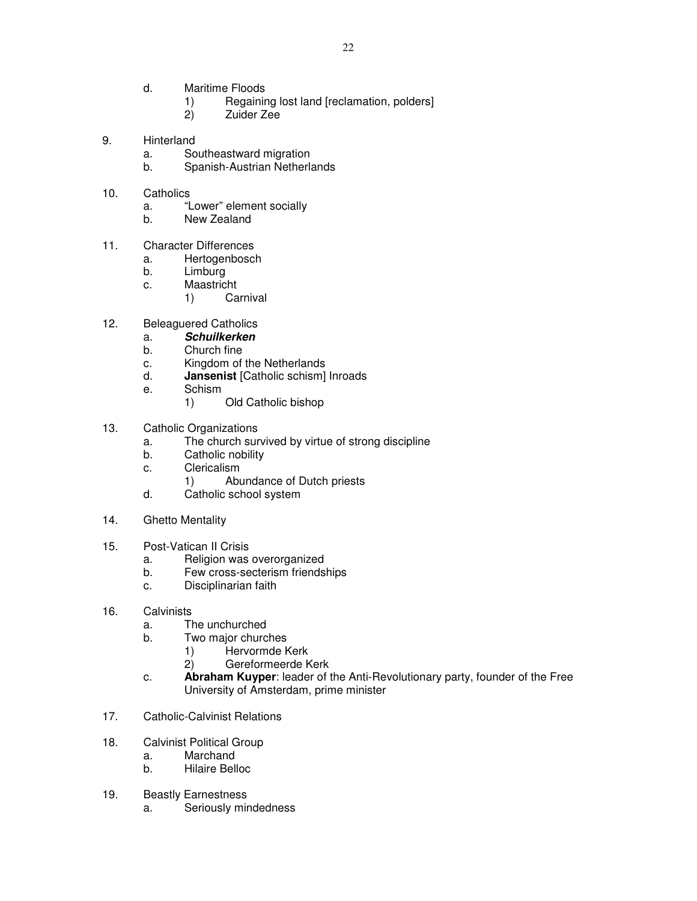d. Maritime Floods
   1) Regaining lost land [reclamation, polders]
   2) Zuider Zee

9. Hinterland
   a. Southeastward migration
   b. Spanish-Austrian Netherlands

10. Catholics
    a. "Lower" element socially
    b. New Zealand

11. Character Differences
    a. Hertogenbosch
    b. Limburg
    c. Maastricht
       1) Carnival

12. Beleaguered Catholics
    a. ***Schuilkerken***
    b. Church fine
    c. Kingdom of the Netherlands
    d. **Jansenist** [Catholic schism] Inroads
    e. Schism
       1) Old Catholic bishop

13. Catholic Organizations
    a. The church survived by virtue of strong discipline
    b. Catholic nobility
    c. Clericalism
       1) Abundance of Dutch priests
    d. Catholic school system

14. Ghetto Mentality

15. Post-Vatican II Crisis
    a. Religion was overorganized
    b. Few cross-secterism friendships
    c. Disciplinarian faith

16. Calvinists
    a. The unchurched
    b. Two major churches
       1) Hervormde Kerk
       2) Gereformeerde Kerk
    c. **Abraham Kuyper**: leader of the Anti-Revolutionary party, founder of the Free University of Amsterdam, prime minister

17. Catholic-Calvinist Relations

18. Calvinist Political Group
    a. Marchand
    b. Hilaire Belloc

19. Beastly Earnestness
    a. Seriously mindedness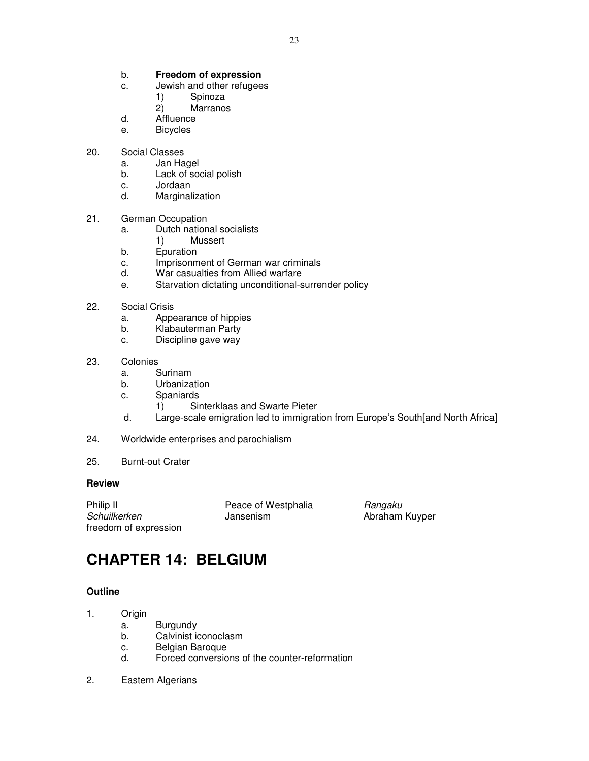b. **Freedom of expression**
   c. Jewish and other refugees
      1) Spinoza
      2) Marranos
   d. Affluence
   e. Bicycles

20. Social Classes
   a. Jan Hagel
   b. Lack of social polish
   c. Jordaan
   d. Marginalization

21. German Occupation
   a. Dutch national socialists
      1) Mussert
   b. Epuration
   c. Imprisonment of German war criminals
   d. War casualties from Allied warfare
   e. Starvation dictating unconditional-surrender policy

22. Social Crisis
   a. Appearance of hippies
   b. Klabauterman Party
   c. Discipline gave way

23. Colonies
   a. Surinam
   b. Urbanization
   c. Spaniards
      1) Sinterklaas and Swarte Pieter
   d. Large-scale emigration led to immigration from Europe's South[and North Africa]

24. Worldwide enterprises and parochialism

25. Burnt-out Crater

**Review**

| | | |
|---|---|---|
| Philip II | Peace of Westphalia | *Rangaku* |
| *Schuilkerken* | Jansenism | Abraham Kuyper |
| freedom of expression | | |

# CHAPTER 14: BELGIUM

**Outline**

1. Origin
   a. Burgundy
   b. Calvinist iconoclasm
   c. Belgian Baroque
   d. Forced conversions of the counter-reformation

2. Eastern Algerians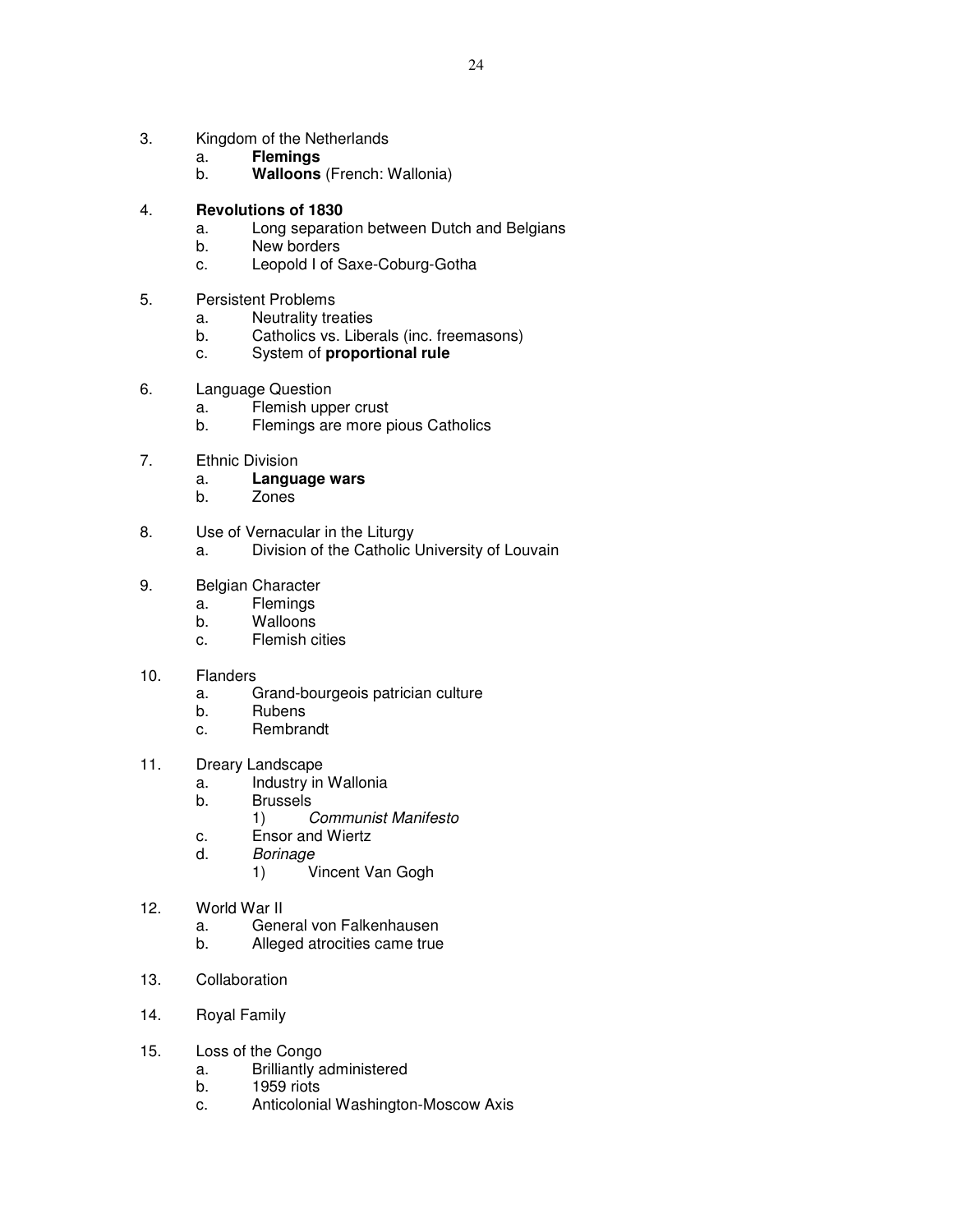3. Kingdom of the Netherlands
    a. **Flemings**
    b. **Walloons** (French: Wallonia)

4. **Revolutions of 1830**
    a. Long separation between Dutch and Belgians
    b. New borders
    c. Leopold I of Saxe-Coburg-Gotha

5. Persistent Problems
    a. Neutrality treaties
    b. Catholics vs. Liberals (inc. freemasons)
    c. System of **proportional rule**

6. Language Question
    a. Flemish upper crust
    b. Flemings are more pious Catholics

7. Ethnic Division
    a. **Language wars**
    b. Zones

8. Use of Vernacular in the Liturgy
    a. Division of the Catholic University of Louvain

9. Belgian Character
    a. Flemings
    b. Walloons
    c. Flemish cities

10. Flanders
    a. Grand-bourgeois patrician culture
    b. Rubens
    c. Rembrandt

11. Dreary Landscape
    a. Industry in Wallonia
    b. Brussels
        1) *Communist Manifesto*
    c. Ensor and Wiertz
    d. *Borinage*
        1) Vincent Van Gogh

12. World War II
    a. General von Falkenhausen
    b. Alleged atrocities came true

13. Collaboration

14. Royal Family

15. Loss of the Congo
    a. Brilliantly administered
    b. 1959 riots
    c. Anticolonial Washington-Moscow Axis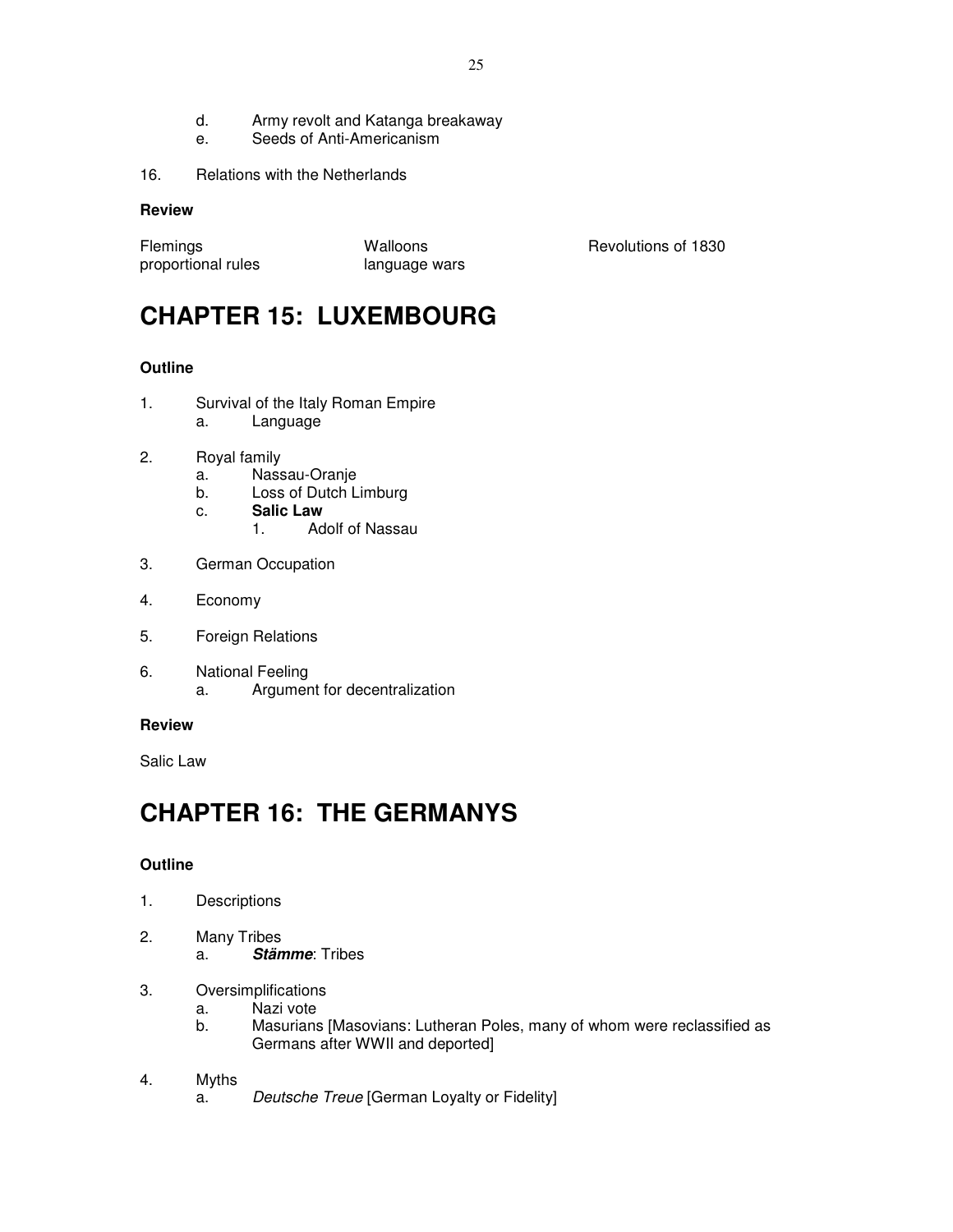d. Army revolt and Katanga breakaway
   e. Seeds of Anti-Americanism

16. Relations with the Netherlands

**Review**

| | | |
|---|---|---|
| Flemings | Walloons | Revolutions of 1830 |
| proportional rules | language wars | |

# CHAPTER 15: LUXEMBOURG

**Outline**

1. Survival of the Italy Roman Empire
   a. Language

2. Royal family
   a. Nassau-Oranje
   b. Loss of Dutch Limburg
   c. **Salic Law**
      1. Adolf of Nassau

3. German Occupation

4. Economy

5. Foreign Relations

6. National Feeling
   a. Argument for decentralization

**Review**

Salic Law

# CHAPTER 16: THE GERMANYS

**Outline**

1. Descriptions

2. Many Tribes
   a. ***Stämme***: Tribes

3. Oversimplifications
   a. Nazi vote
   b. Masurians [Masovians: Lutheran Poles, many of whom were reclassified as Germans after WWII and deported]

4. Myths
   a. *Deutsche Treue* [German Loyalty or Fidelity]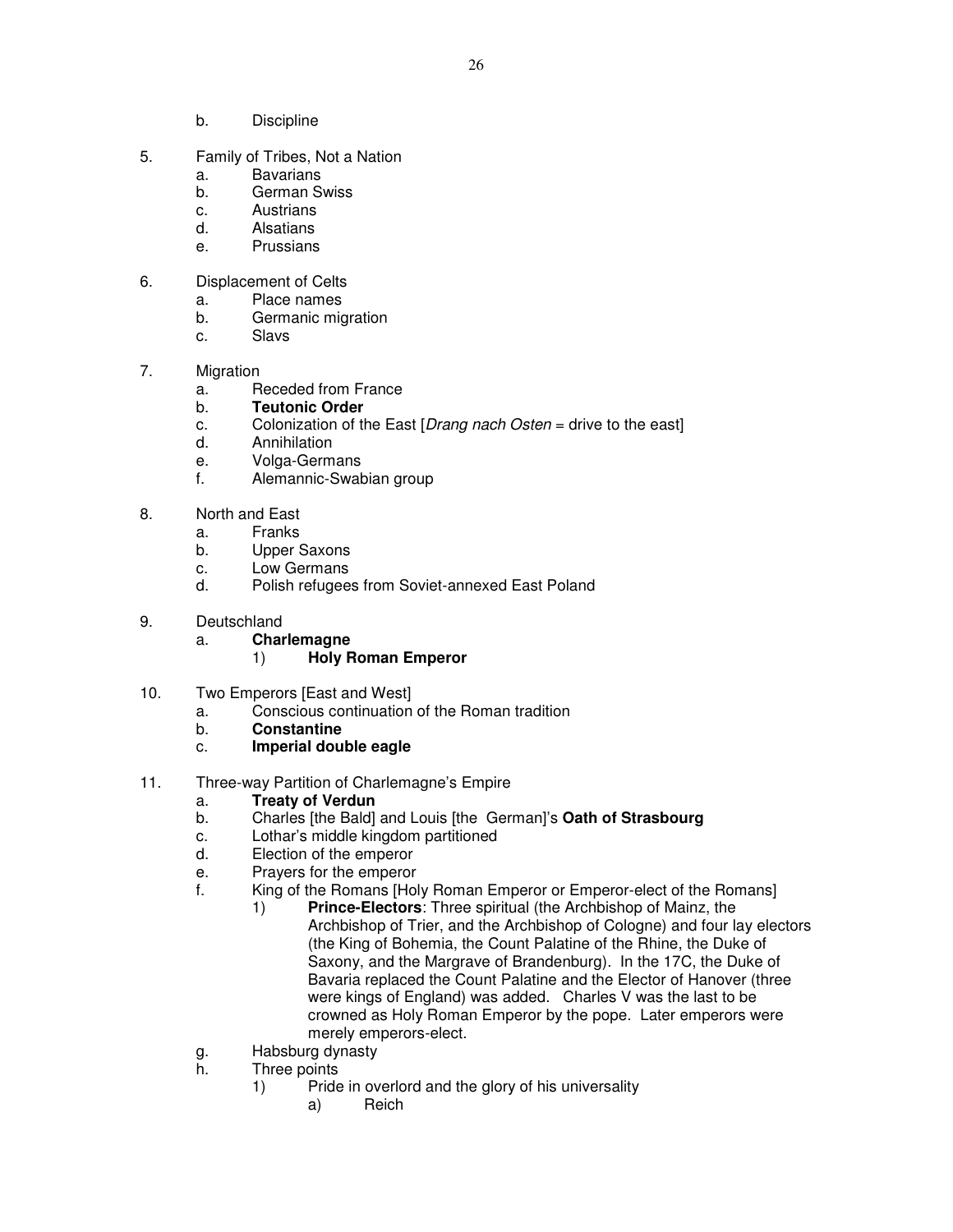b. Discipline

5. Family of Tribes, Not a Nation
    a. Bavarians
    b. German Swiss
    c. Austrians
    d. Alsatians
    e. Prussians

6. Displacement of Celts
    a. Place names
    b. Germanic migration
    c. Slavs

7. Migration
    a. Receded from France
    b. **Teutonic Order**
    c. Colonization of the East [*Drang nach Osten* = drive to the east]
    d. Annihilation
    e. Volga-Germans
    f. Alemannic-Swabian group

8. North and East
    a. Franks
    b. Upper Saxons
    c. Low Germans
    d. Polish refugees from Soviet-annexed East Poland

9. Deutschland
    a. **Charlemagne**
        1) **Holy Roman Emperor**

10. Two Emperors [East and West]
    a. Conscious continuation of the Roman tradition
    b. **Constantine**
    c. **Imperial double eagle**

11. Three-way Partition of Charlemagne's Empire
    a. **Treaty of Verdun**
    b. Charles [the Bald] and Louis [the German]'s **Oath of Strasbourg**
    c. Lothar's middle kingdom partitioned
    d. Election of the emperor
    e. Prayers for the emperor
    f. King of the Romans [Holy Roman Emperor or Emperor-elect of the Romans]
        1) **Prince-Electors**: Three spiritual (the Archbishop of Mainz, the Archbishop of Trier, and the Archbishop of Cologne) and four lay electors (the King of Bohemia, the Count Palatine of the Rhine, the Duke of Saxony, and the Margrave of Brandenburg). In the 17C, the Duke of Bavaria replaced the Count Palatine and the Elector of Hanover (three were kings of England) was added. Charles V was the last to be crowned as Holy Roman Emperor by the pope. Later emperors were merely emperors-elect.
    g. Habsburg dynasty
    h. Three points
        1) Pride in overlord and the glory of his universality
            a) Reich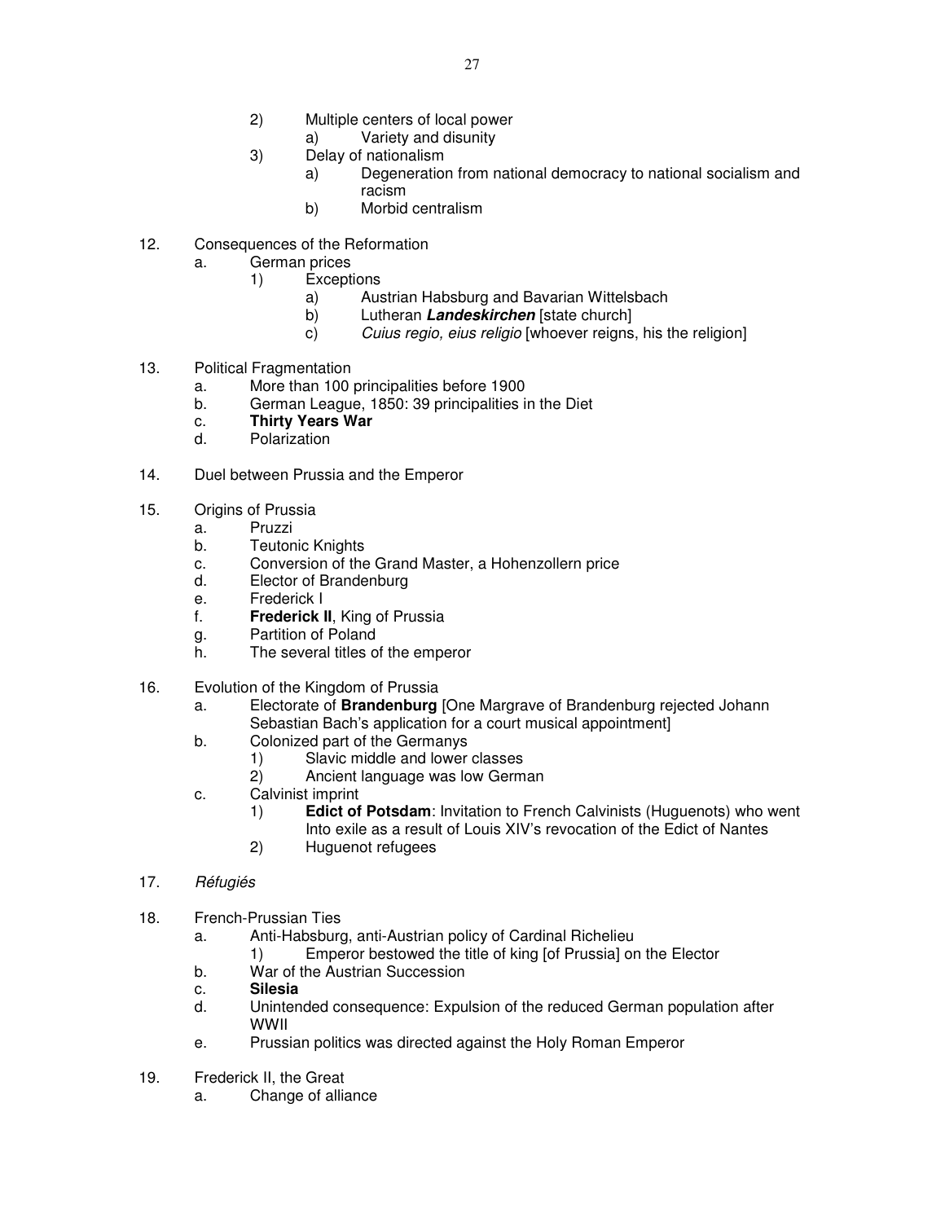2) Multiple centers of local power
      a) Variety and disunity
   3) Delay of nationalism
      a) Degeneration from national democracy to national socialism and racism
      b) Morbid centralism

12. Consequences of the Reformation
    a. German prices
       1) Exceptions
          a) Austrian Habsburg and Bavarian Wittelsbach
          b) Lutheran ***Landeskirchen*** [state church]
          c) *Cuius regio, eius religio* [whoever reigns, his the religion]

13. Political Fragmentation
    a. More than 100 principalities before 1900
    b. German League, 1850: 39 principalities in the Diet
    c. **Thirty Years War**
    d. Polarization

14. Duel between Prussia and the Emperor

15. Origins of Prussia
    a. Pruzzi
    b. Teutonic Knights
    c. Conversion of the Grand Master, a Hohenzollern price
    d. Elector of Brandenburg
    e. Frederick I
    f. **Frederick II**, King of Prussia
    g. Partition of Poland
    h. The several titles of the emperor

16. Evolution of the Kingdom of Prussia
    a. Electorate of **Brandenburg** [One Margrave of Brandenburg rejected Johann Sebastian Bach's application for a court musical appointment]
    b. Colonized part of the Germanys
       1) Slavic middle and lower classes
       2) Ancient language was low German
    c. Calvinist imprint
       1) **Edict of Potsdam**: Invitation to French Calvinists (Huguenots) who went Into exile as a result of Louis XIV's revocation of the Edict of Nantes
       2) Huguenot refugees

17. *Réfugiés*

18. French-Prussian Ties
    a. Anti-Habsburg, anti-Austrian policy of Cardinal Richelieu
       1) Emperor bestowed the title of king [of Prussia] on the Elector
    b. War of the Austrian Succession
    c. **Silesia**
    d. Unintended consequence: Expulsion of the reduced German population after WWII
    e. Prussian politics was directed against the Holy Roman Emperor

19. Frederick II, the Great
    a. Change of alliance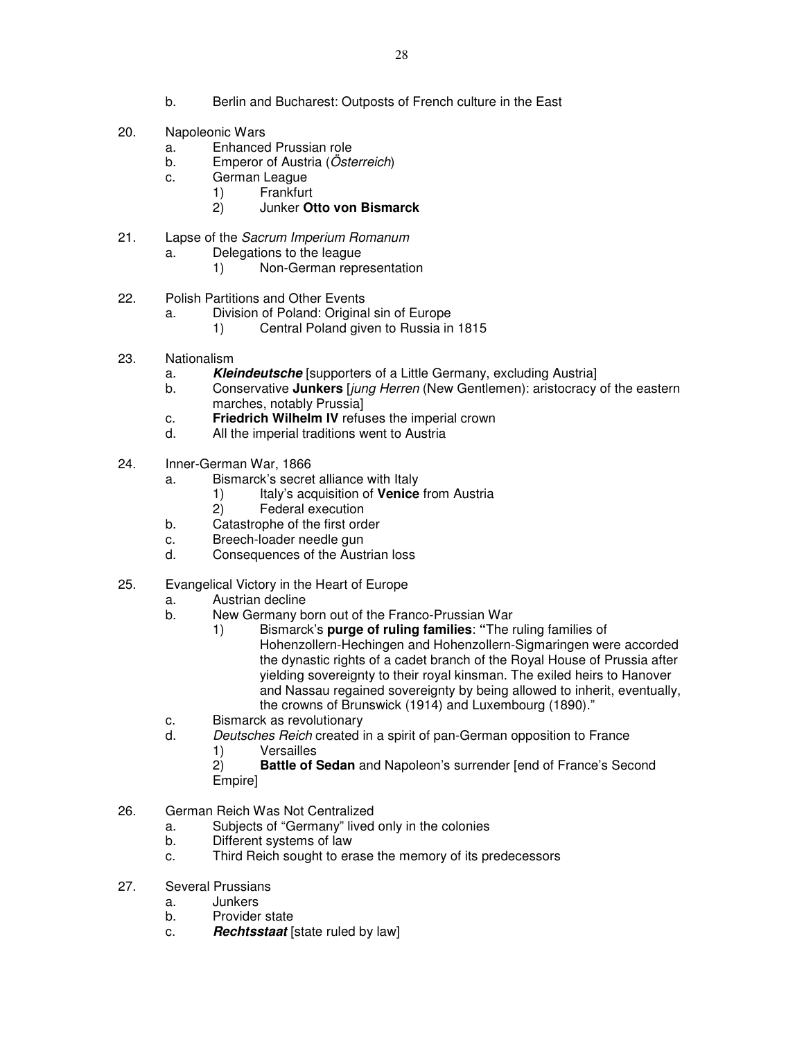b. Berlin and Bucharest: Outposts of French culture in the East

20. Napoleonic Wars
    a. Enhanced Prussian role
    b. Emperor of Austria (*Österreich*)
    c. German League
        1) Frankfurt
        2) Junker **Otto von Bismarck**

21. Lapse of the *Sacrum Imperium Romanum*
    a. Delegations to the league
        1) Non-German representation

22. Polish Partitions and Other Events
    a. Division of Poland: Original sin of Europe
        1) Central Poland given to Russia in 1815

23. Nationalism
    a. ***Kleindeutsche*** [supporters of a Little Germany, excluding Austria]
    b. Conservative **Junkers** [*jung Herren* (New Gentlemen): aristocracy of the eastern marches, notably Prussia]
    c. **Friedrich Wilhelm IV** refuses the imperial crown
    d. All the imperial traditions went to Austria

24. Inner-German War, 1866
    a. Bismarck's secret alliance with Italy
        1) Italy's acquisition of **Venice** from Austria
        2) Federal execution
    b. Catastrophe of the first order
    c. Breech-loader needle gun
    d. Consequences of the Austrian loss

25. Evangelical Victory in the Heart of Europe
    a. Austrian decline
    b. New Germany born out of the Franco-Prussian War
        1) Bismarck's **purge of ruling families**: **"**The ruling families of Hohenzollern-Hechingen and Hohenzollern-Sigmaringen were accorded the dynastic rights of a cadet branch of the Royal House of Prussia after yielding sovereignty to their royal kinsman. The exiled heirs to Hanover and Nassau regained sovereignty by being allowed to inherit, eventually, the crowns of Brunswick (1914) and Luxembourg (1890)."
    c. Bismarck as revolutionary
    d. *Deutsches Reich* created in a spirit of pan-German opposition to France
        1) Versailles
        2) **Battle of Sedan** and Napoleon's surrender [end of France's Second Empire]

26. German Reich Was Not Centralized
    a. Subjects of "Germany" lived only in the colonies
    b. Different systems of law
    c. Third Reich sought to erase the memory of its predecessors

27. Several Prussians
    a. Junkers
    b. Provider state
    c. ***Rechtsstaat*** [state ruled by law]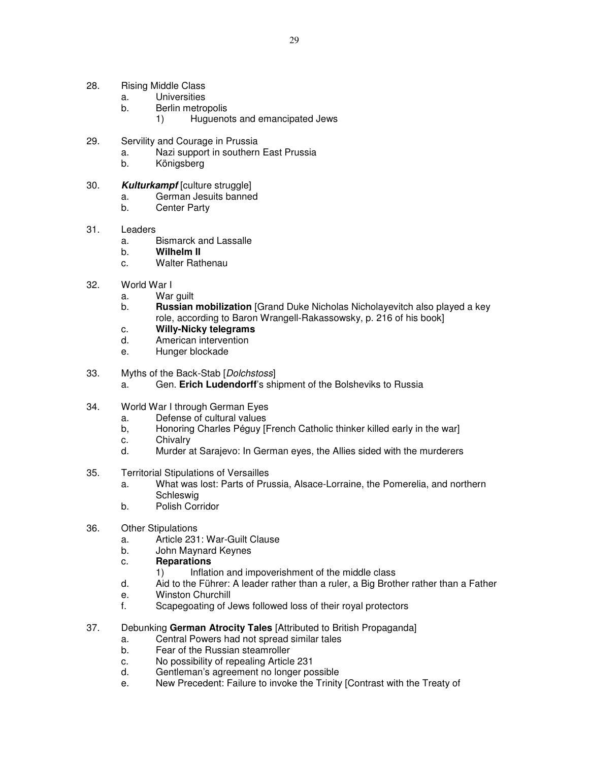28. Rising Middle Class
    a. Universities
    b. Berlin metropolis
        1) Huguenots and emancipated Jews

29. Servility and Courage in Prussia
    a. Nazi support in southern East Prussia
    b. Königsberg

30. ***Kulturkampf*** [culture struggle]
    a. German Jesuits banned
    b. Center Party

31. Leaders
    a. Bismarck and Lassalle
    b. **Wilhelm II**
    c. Walter Rathenau

32. World War I
    a. War guilt
    b. **Russian mobilization** [Grand Duke Nicholas Nicholayevitch also played a key role, according to Baron Wrangell-Rakassowsky, p. 216 of his book]
    c. **Willy-Nicky telegrams**
    d. American intervention
    e. Hunger blockade

33. Myths of the Back-Stab [*Dolchstoss*]
    a. Gen. **Erich Ludendorff**'s shipment of the Bolsheviks to Russia

34. World War I through German Eyes
    a. Defense of cultural values
    b, Honoring Charles Péguy [French Catholic thinker killed early in the war]
    c. Chivalry
    d. Murder at Sarajevo: In German eyes, the Allies sided with the murderers

35. Territorial Stipulations of Versailles
    a. What was lost: Parts of Prussia, Alsace-Lorraine, the Pomerelia, and northern Schleswig
    b. Polish Corridor

36. Other Stipulations
    a. Article 231: War-Guilt Clause
    b. John Maynard Keynes
    c. **Reparations**
        1) Inflation and impoverishment of the middle class
    d. Aid to the Führer: A leader rather than a ruler, a Big Brother rather than a Father
    e. Winston Churchill
    f. Scapegoating of Jews followed loss of their royal protectors

37. Debunking **German Atrocity Tales** [Attributed to British Propaganda]
    a. Central Powers had not spread similar tales
    b. Fear of the Russian steamroller
    c. No possibility of repealing Article 231
    d. Gentleman's agreement no longer possible
    e. New Precedent: Failure to invoke the Trinity [Contrast with the Treaty of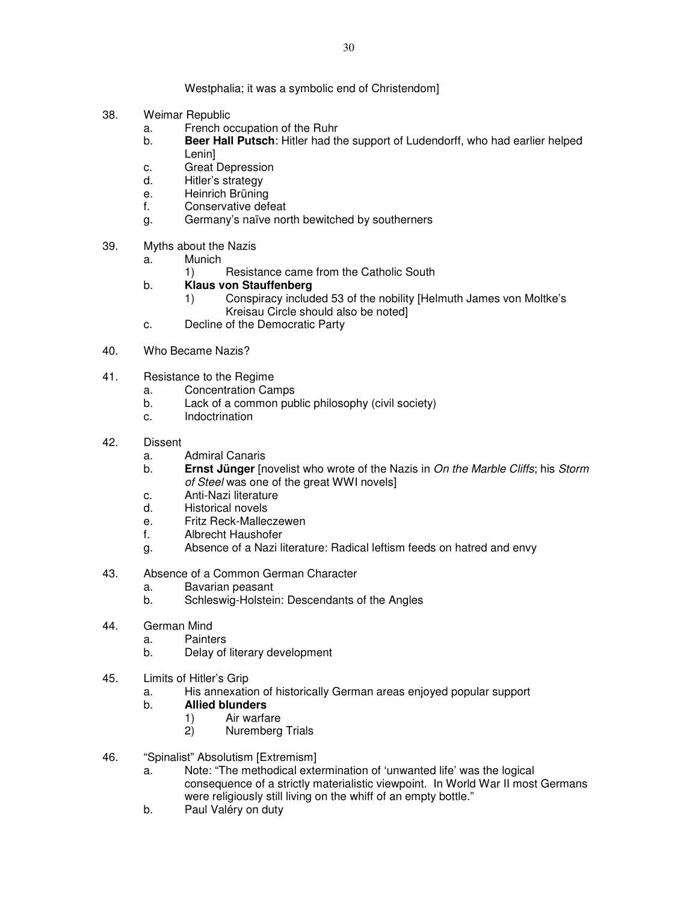Westphalia; it was a symbolic end of Christendom]

38. Weimar Republic
    a. French occupation of the Ruhr
    b. **Beer Hall Putsch**: Hitler had the support of Ludendorff, who had earlier helped Lenin]
    c. Great Depression
    d. Hitler's strategy
    e. Heinrich Brüning
    f. Conservative defeat
    g. Germany's naïve north bewitched by southerners

39. Myths about the Nazis
    a. Munich
        1) Resistance came from the Catholic South
    b. **Klaus von Stauffenberg**
        1) Conspiracy included 53 of the nobility [Helmuth James von Moltke's Kreisau Circle should also be noted]
    c. Decline of the Democratic Party

40. Who Became Nazis?

41. Resistance to the Regime
    a. Concentration Camps
    b. Lack of a common public philosophy (civil society)
    c. Indoctrination

42. Dissent
    a. Admiral Canaris
    b. **Ernst Jünger** [novelist who wrote of the Nazis in *On the Marble Cliffs*; his *Storm of Steel* was one of the great WWI novels]
    c. Anti-Nazi literature
    d. Historical novels
    e. Fritz Reck-Malleczewen
    f. Albrecht Haushofer
    g. Absence of a Nazi literature: Radical leftism feeds on hatred and envy

43. Absence of a Common German Character
    a. Bavarian peasant
    b. Schleswig-Holstein: Descendants of the Angles

44. German Mind
    a. Painters
    b. Delay of literary development

45. Limits of Hitler's Grip
    a. His annexation of historically German areas enjoyed popular support
    b. **Allied blunders**
        1) Air warfare
        2) Nuremberg Trials

46. "Spinalist" Absolutism [Extremism]
    a. Note: "The methodical extermination of 'unwanted life' was the logical consequence of a strictly materialistic viewpoint. In World War II most Germans were religiously still living on the whiff of an empty bottle."
    b. Paul Valéry on duty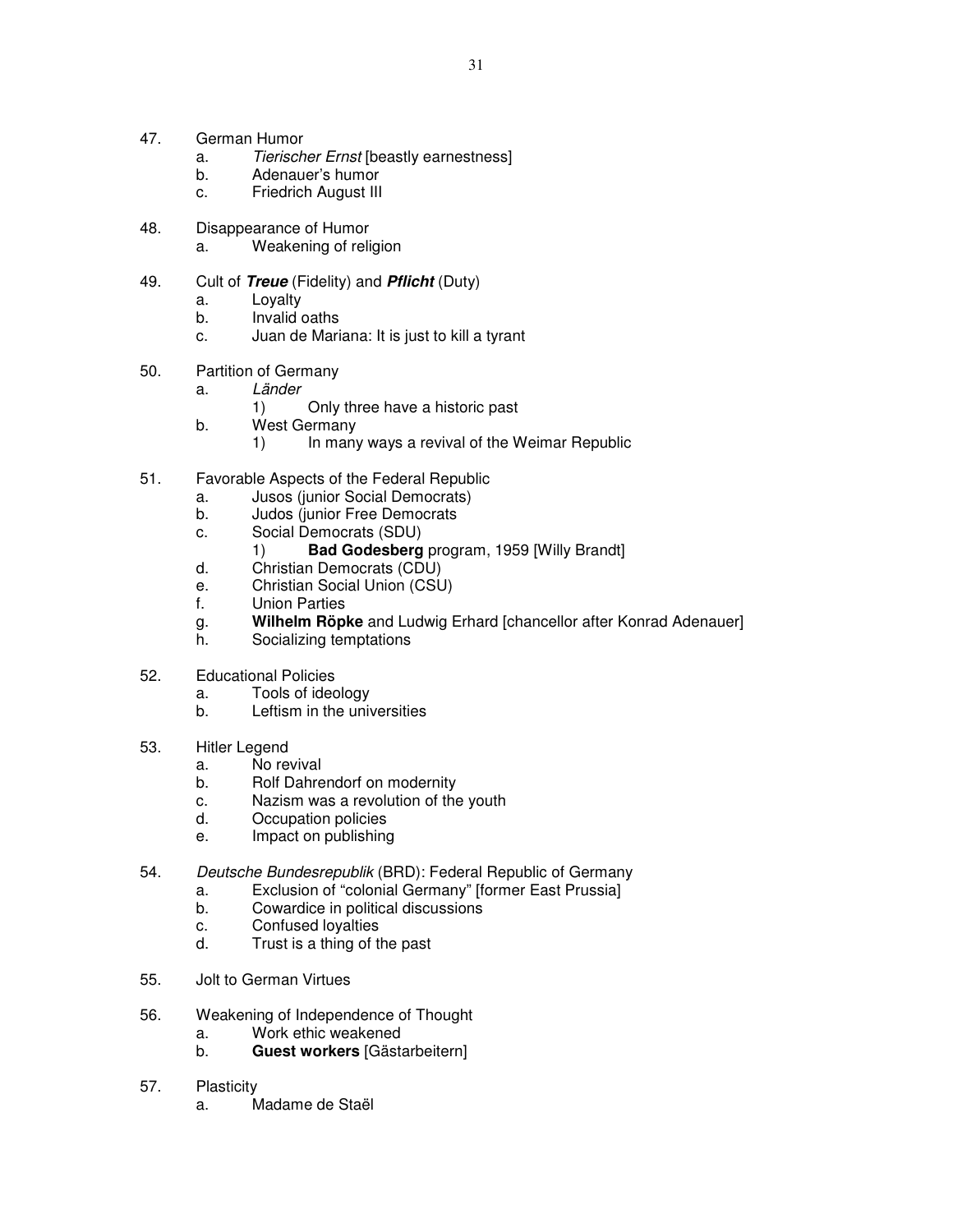47. German Humor
    a. *Tierischer Ernst* [beastly earnestness]
    b. Adenauer's humor
    c. Friedrich August III

48. Disappearance of Humor
    a. Weakening of religion

49. Cult of ***Treue*** (Fidelity) and ***Pflicht*** (Duty)
    a. Loyalty
    b. Invalid oaths
    c. Juan de Mariana: It is just to kill a tyrant

50. Partition of Germany
    a. *Länder*
        1) Only three have a historic past
    b. West Germany
        1) In many ways a revival of the Weimar Republic

51. Favorable Aspects of the Federal Republic
    a. Jusos (junior Social Democrats)
    b. Judos (junior Free Democrats
    c. Social Democrats (SDU)
        1) **Bad Godesberg** program, 1959 [Willy Brandt]
    d. Christian Democrats (CDU)
    e. Christian Social Union (CSU)
    f. Union Parties
    g. **Wilhelm Röpke** and Ludwig Erhard [chancellor after Konrad Adenauer]
    h. Socializing temptations

52. Educational Policies
    a. Tools of ideology
    b. Leftism in the universities

53. Hitler Legend
    a. No revival
    b. Rolf Dahrendorf on modernity
    c. Nazism was a revolution of the youth
    d. Occupation policies
    e. Impact on publishing

54. *Deutsche Bundesrepublik* (BRD): Federal Republic of Germany
    a. Exclusion of "colonial Germany" [former East Prussia]
    b. Cowardice in political discussions
    c. Confused loyalties
    d. Trust is a thing of the past

55. Jolt to German Virtues

56. Weakening of Independence of Thought
    a. Work ethic weakened
    b. **Guest workers** [Gästarbeitern]

57. Plasticity
    a. Madame de Staël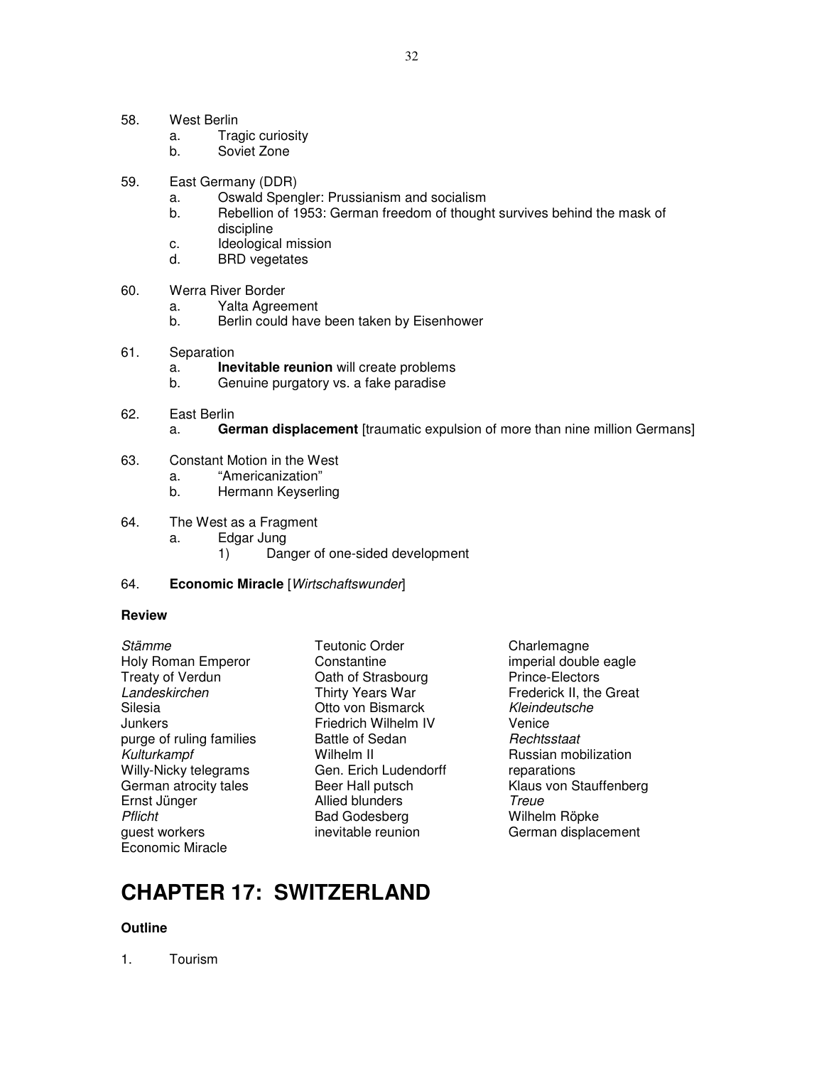58. West Berlin
    a. Tragic curiosity
    b. Soviet Zone

59. East Germany (DDR)
    a. Oswald Spengler: Prussianism and socialism
    b. Rebellion of 1953: German freedom of thought survives behind the mask of discipline
    c. Ideological mission
    d. BRD vegetates

60. Werra River Border
    a. Yalta Agreement
    b. Berlin could have been taken by Eisenhower

61. Separation
    a. **Inevitable reunion** will create problems
    b. Genuine purgatory vs. a fake paradise

62. East Berlin
    a. **German displacement** [traumatic expulsion of more than nine million Germans]

63. Constant Motion in the West
    a. "Americanization"
    b. Hermann Keyserling

64. The West as a Fragment
    a. Edgar Jung
        1) Danger of one-sided development

64. **Economic Miracle** [*Wirtschaftswunder*]

**Review**

| | | |
|---|---|---|
| *Stämme* | Teutonic Order | Charlemagne |
| Holy Roman Emperor | Constantine | imperial double eagle |
| Treaty of Verdun | Oath of Strasbourg | Prince-Electors |
| *Landeskirchen* | Thirty Years War | Frederick II, the Great |
| Silesia | Otto von Bismarck | *Kleindeutsche* |
| Junkers | Friedrich Wilhelm IV | Venice |
| purge of ruling families | Battle of Sedan | *Rechtsstaat* |
| *Kulturkampf* | Wilhelm II | Russian mobilization |
| Willy-Nicky telegrams | Gen. Erich Ludendorff | reparations |
| German atrocity tales | Beer Hall putsch | Klaus von Stauffenberg |
| Ernst Jünger | Allied blunders | *Treue* |
| *Pflicht* | Bad Godesberg | Wilhelm Röpke |
| guest workers | inevitable reunion | German displacement |
| Economic Miracle | | |

# CHAPTER 17: SWITZERLAND

**Outline**

1. Tourism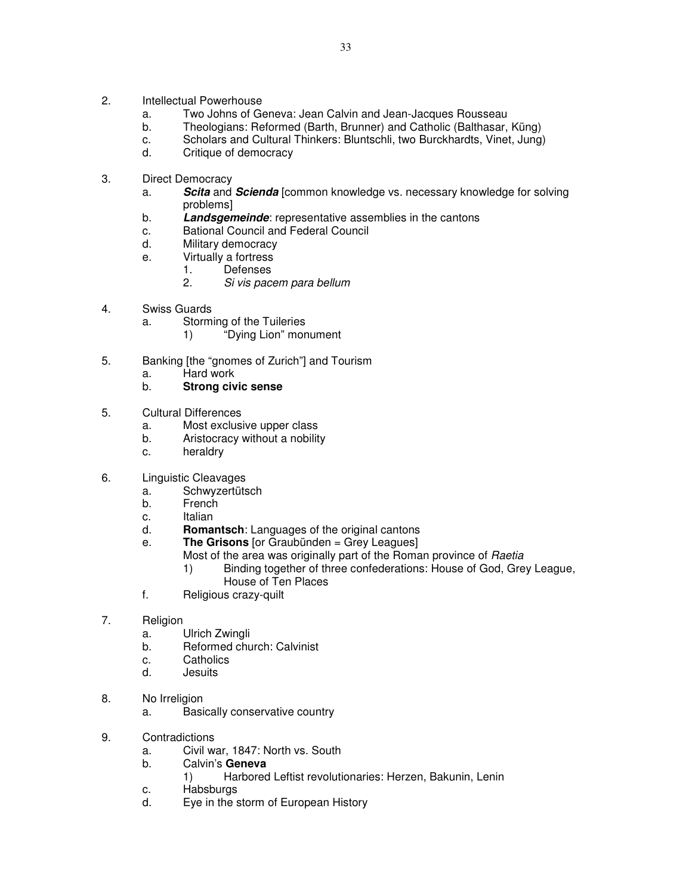2. Intellectual Powerhouse
    a. Two Johns of Geneva: Jean Calvin and Jean-Jacques Rousseau
    b. Theologians: Reformed (Barth, Brunner) and Catholic (Balthasar, Küng)
    c. Scholars and Cultural Thinkers: Bluntschli, two Burckhardts, Vinet, Jung)
    d. Critique of democracy

3. Direct Democracy
    a. ***Scita*** and ***Scienda*** [common knowledge vs. necessary knowledge for solving problems]
    b. ***Landsgemeinde***: representative assemblies in the cantons
    c. Bational Council and Federal Council
    d. Military democracy
    e. Virtually a fortress
        1. Defenses
        2. *Si vis pacem para bellum*

4. Swiss Guards
    a. Storming of the Tuileries
        1) "Dying Lion" monument

5. Banking [the "gnomes of Zurich"] and Tourism
    a. Hard work
    b. **Strong civic sense**

5. Cultural Differences
    a. Most exclusive upper class
    b. Aristocracy without a nobility
    c. heraldry

6. Linguistic Cleavages
    a. Schwyzertütsch
    b. French
    c. Italian
    d. **Romantsch**: Languages of the original cantons
    e. **The Grisons** [or Graubünden = Grey Leagues]
       Most of the area was originally part of the Roman province of *Raetia*
        1) Binding together of three confederations: House of God, Grey League, House of Ten Places
    f. Religious crazy-quilt

7. Religion
    a. Ulrich Zwingli
    b. Reformed church: Calvinist
    c. Catholics
    d. Jesuits

8. No Irreligion
    a. Basically conservative country

9. Contradictions
    a. Civil war, 1847: North vs. South
    b. Calvin's **Geneva**
        1) Harbored Leftist revolutionaries: Herzen, Bakunin, Lenin
    c. Habsburgs
    d. Eye in the storm of European History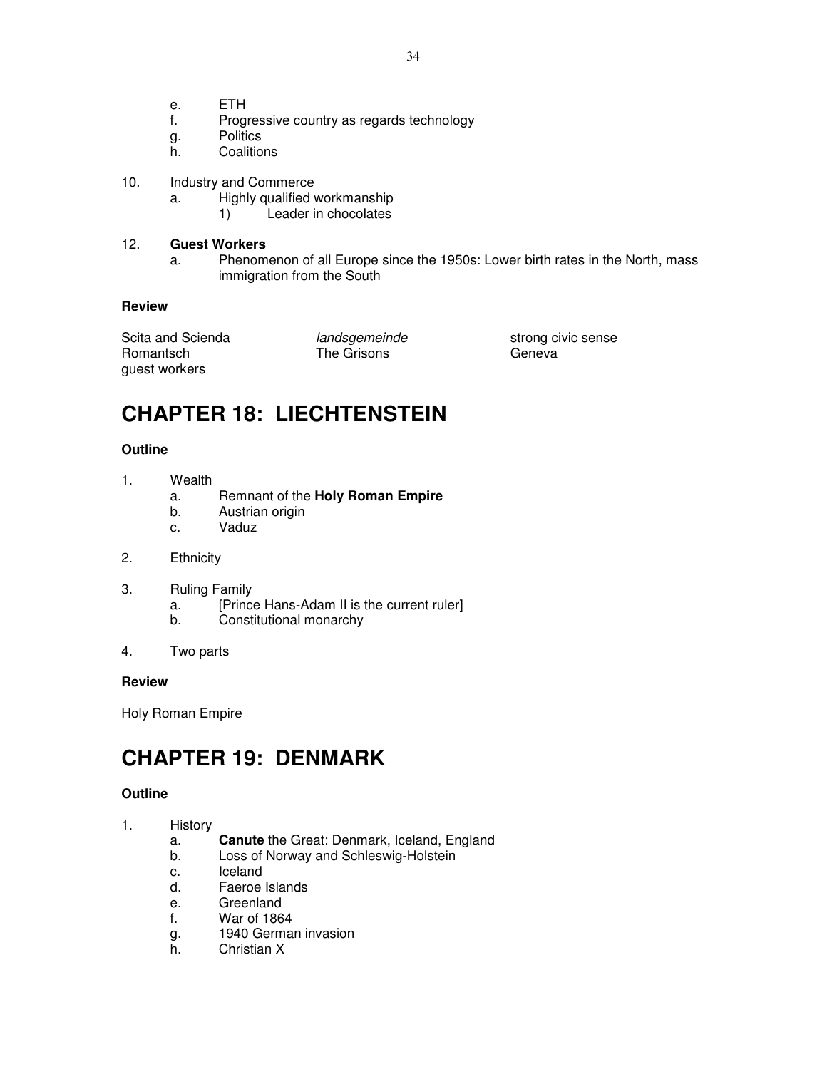e. ETH
   f. Progressive country as regards technology
   g. Politics
   h. Coalitions

10. Industry and Commerce
   a. Highly qualified workmanship
      1) Leader in chocolates

12. **Guest Workers**
   a. Phenomenon of all Europe since the 1950s: Lower birth rates in the North, mass immigration from the South

**Review**

| | | |
|---|---|---|
| Scita and Scienda | *landsgemeinde* | strong civic sense |
| Romantsch | The Grisons | Geneva |
| guest workers | | |

# CHAPTER 18: LIECHTENSTEIN

**Outline**

1. Wealth
   a. Remnant of the **Holy Roman Empire**
   b. Austrian origin
   c. Vaduz

2. Ethnicity

3. Ruling Family
   a. [Prince Hans-Adam II is the current ruler]
   b. Constitutional monarchy

4. Two parts

**Review**

Holy Roman Empire

# CHAPTER 19: DENMARK

**Outline**

1. History
   a. **Canute** the Great: Denmark, Iceland, England
   b. Loss of Norway and Schleswig-Holstein
   c. Iceland
   d. Faeroe Islands
   e. Greenland
   f. War of 1864
   g. 1940 German invasion
   h. Christian X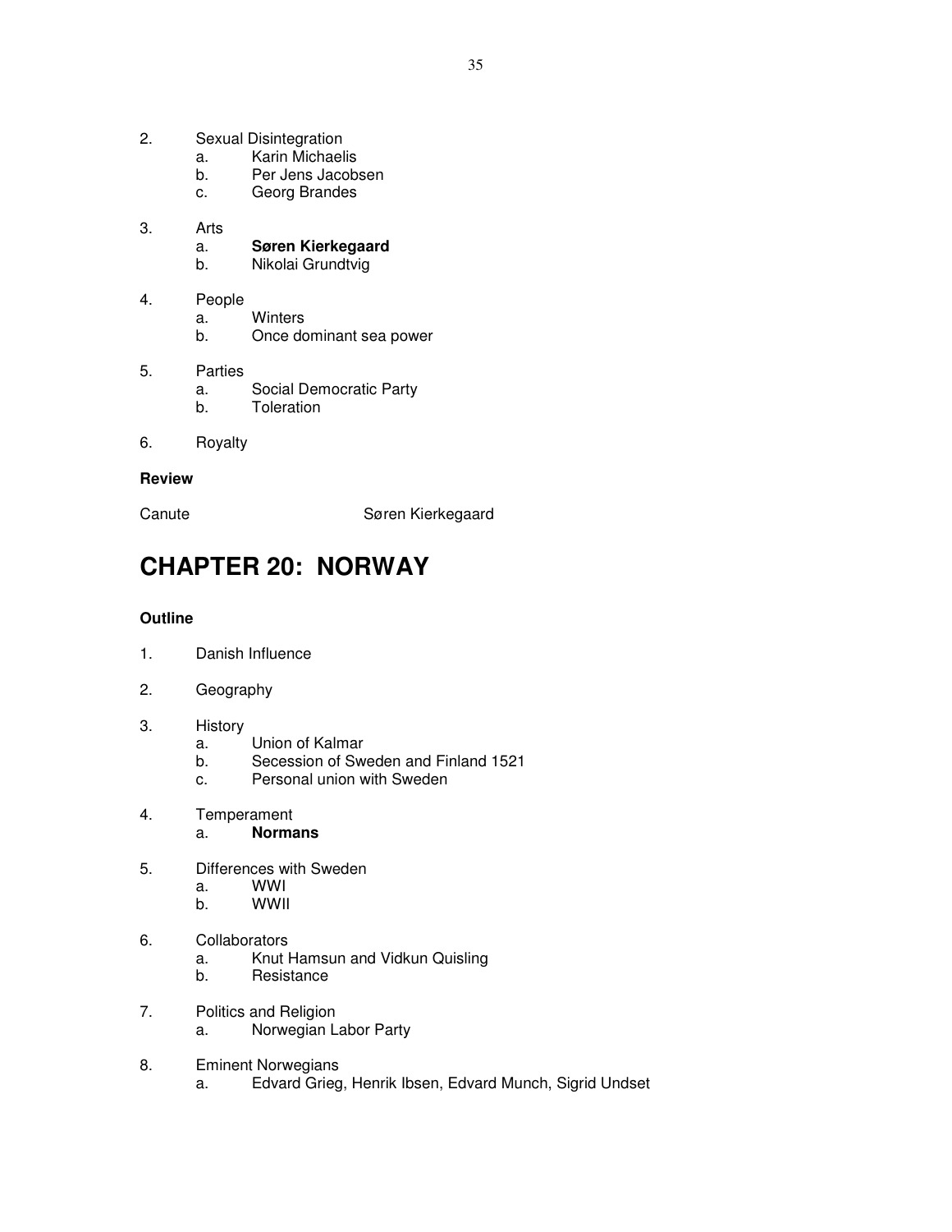2. Sexual Disintegration
   a. Karin Michaelis
   b. Per Jens Jacobsen
   c. Georg Brandes

3. Arts
   a. **Søren Kierkegaard**
   b. Nikolai Grundtvig

4. People
   a. Winters
   b. Once dominant sea power

5. Parties
   a. Social Democratic Party
   b. Toleration

6. Royalty

**Review**

Canute    Søren Kierkegaard

# CHAPTER 20: NORWAY

**Outline**

1. Danish Influence

2. Geography

3. History
   a. Union of Kalmar
   b. Secession of Sweden and Finland 1521
   c. Personal union with Sweden

4. Temperament
   a. **Normans**

5. Differences with Sweden
   a. WWI
   b. WWII

6. Collaborators
   a. Knut Hamsun and Vidkun Quisling
   b. Resistance

7. Politics and Religion
   a. Norwegian Labor Party

8. Eminent Norwegians
   a. Edvard Grieg, Henrik Ibsen, Edvard Munch, Sigrid Undset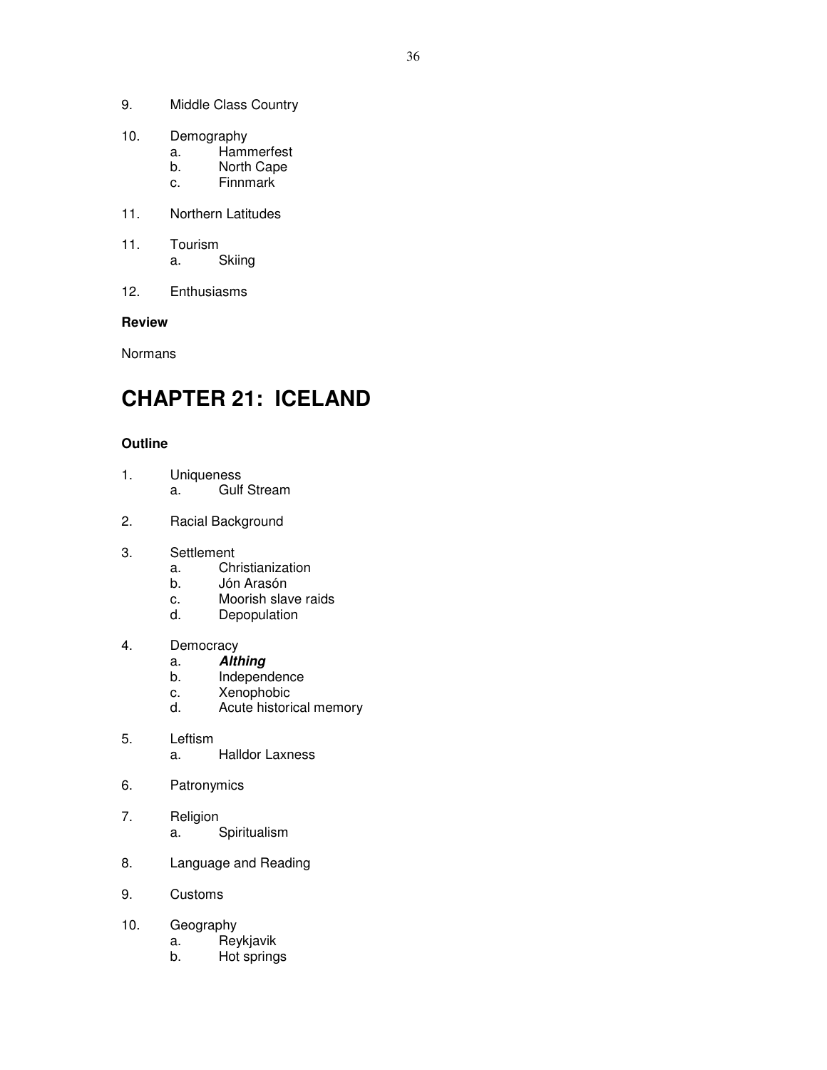9. Middle Class Country

10. Demography
    a. Hammerfest
    b. North Cape
    c. Finnmark

11. Northern Latitudes

11. Tourism
    a. Skiing

12. Enthusiasms

**Review**

Normans

# CHAPTER 21: ICELAND

**Outline**

1. Uniqueness
    a. Gulf Stream

2. Racial Background

3. Settlement
    a. Christianization
    b. Jón Arasón
    c. Moorish slave raids
    d. Depopulation

4. Democracy
    a. ***Althing***
    b. Independence
    c. Xenophobic
    d. Acute historical memory

5. Leftism
    a. Halldor Laxness

6. Patronymics

7. Religion
    a. Spiritualism

8. Language and Reading

9. Customs

10. Geography
    a. Reykjavik
    b. Hot springs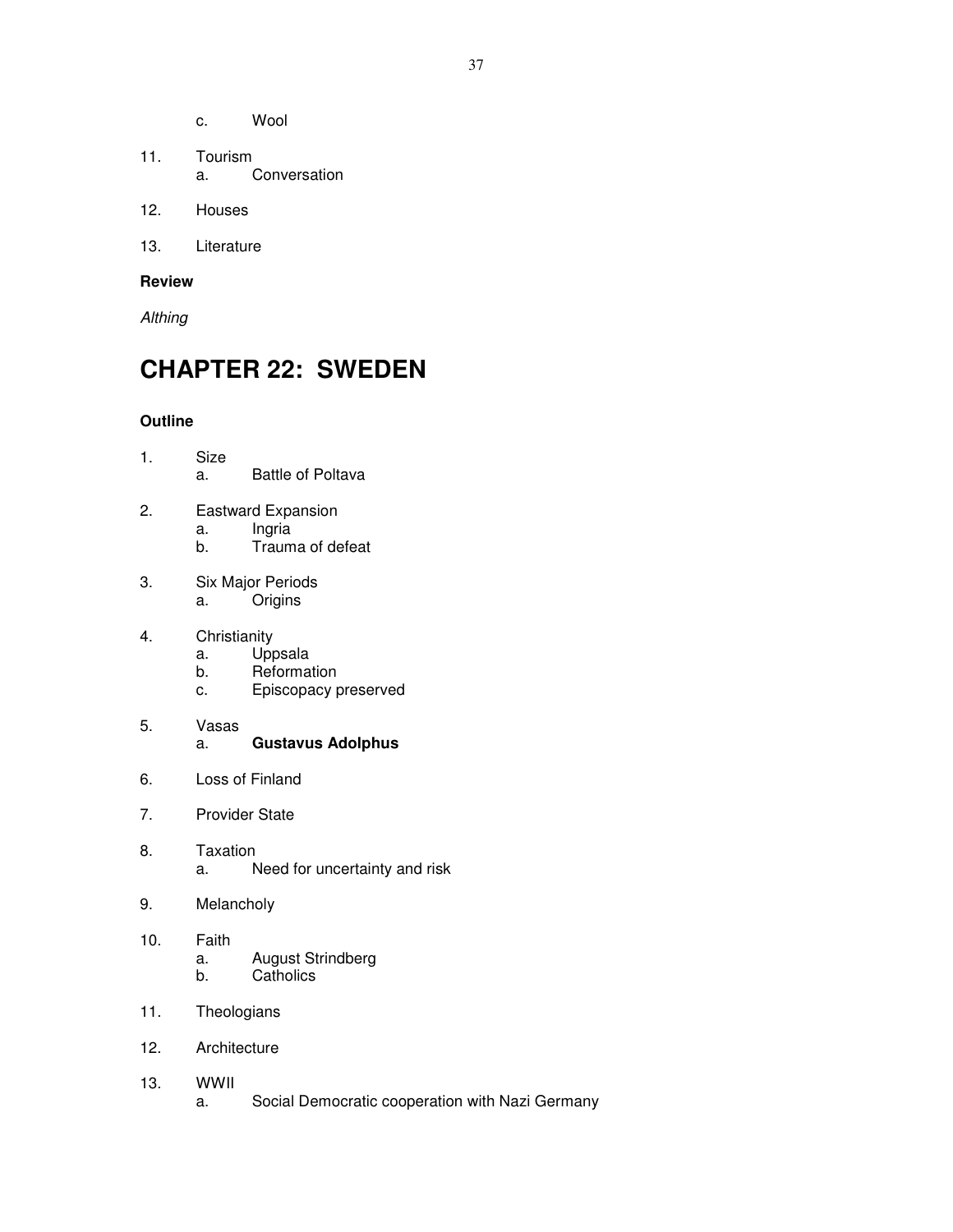c. Wool

11. Tourism
    a. Conversation

12. Houses

13. Literature

**Review**

*Althing*

# CHAPTER 22: SWEDEN

**Outline**

1. Size
    a. Battle of Poltava

2. Eastward Expansion
    a. Ingria
    b. Trauma of defeat

3. Six Major Periods
    a. Origins

4. Christianity
    a. Uppsala
    b. Reformation
    c. Episcopacy preserved

5. Vasas
    a. **Gustavus Adolphus**

6. Loss of Finland

7. Provider State

8. Taxation
    a. Need for uncertainty and risk

9. Melancholy

10. Faith
    a. August Strindberg
    b. Catholics

11. Theologians

12. Architecture

13. WWII
    a. Social Democratic cooperation with Nazi Germany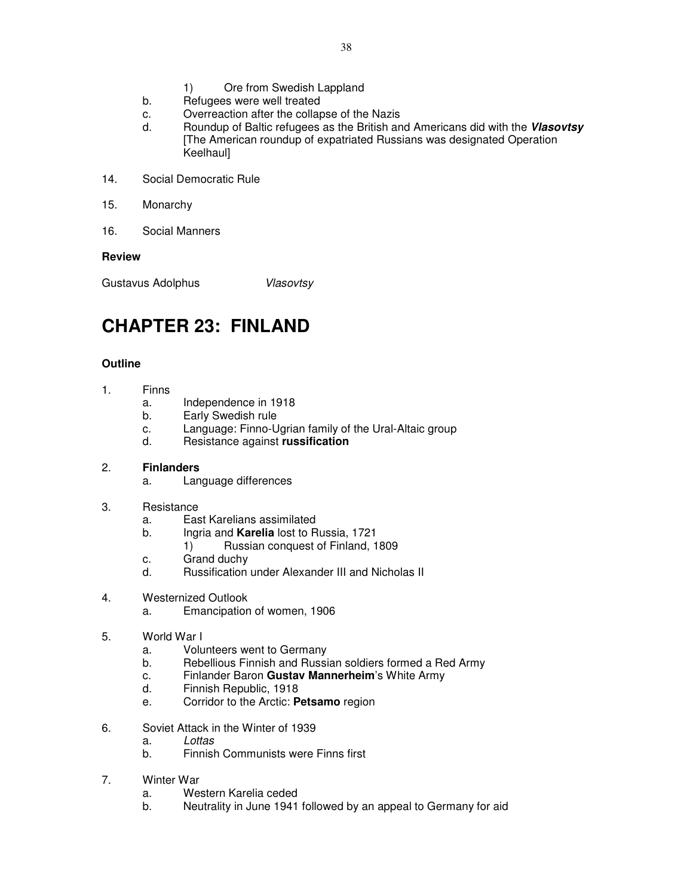1) Ore from Swedish Lappland

b. Refugees were well treated
c. Overreaction after the collapse of the Nazis
d. Roundup of Baltic refugees as the British and Americans did with the ***Vlasovtsy*** [The American roundup of expatriated Russians was designated Operation Keelhaul]

14. Social Democratic Rule

15. Monarchy

16. Social Manners

**Review**

Gustavus Adolphus *Vlasovtsy*

# CHAPTER 23: FINLAND

**Outline**

1. Finns
   a. Independence in 1918
   b. Early Swedish rule
   c. Language: Finno-Ugrian family of the Ural-Altaic group
   d. Resistance against **russification**

2. **Finlanders**
   a. Language differences

3. Resistance
   a. East Karelians assimilated
   b. Ingria and **Karelia** lost to Russia, 1721
      1) Russian conquest of Finland, 1809
   c. Grand duchy
   d. Russification under Alexander III and Nicholas II

4. Westernized Outlook
   a. Emancipation of women, 1906

5. World War I
   a. Volunteers went to Germany
   b. Rebellious Finnish and Russian soldiers formed a Red Army
   c. Finlander Baron **Gustav Mannerheim**'s White Army
   d. Finnish Republic, 1918
   e. Corridor to the Arctic: **Petsamo** region

6. Soviet Attack in the Winter of 1939
   a. *Lottas*
   b. Finnish Communists were Finns first

7. Winter War
   a. Western Karelia ceded
   b. Neutrality in June 1941 followed by an appeal to Germany for aid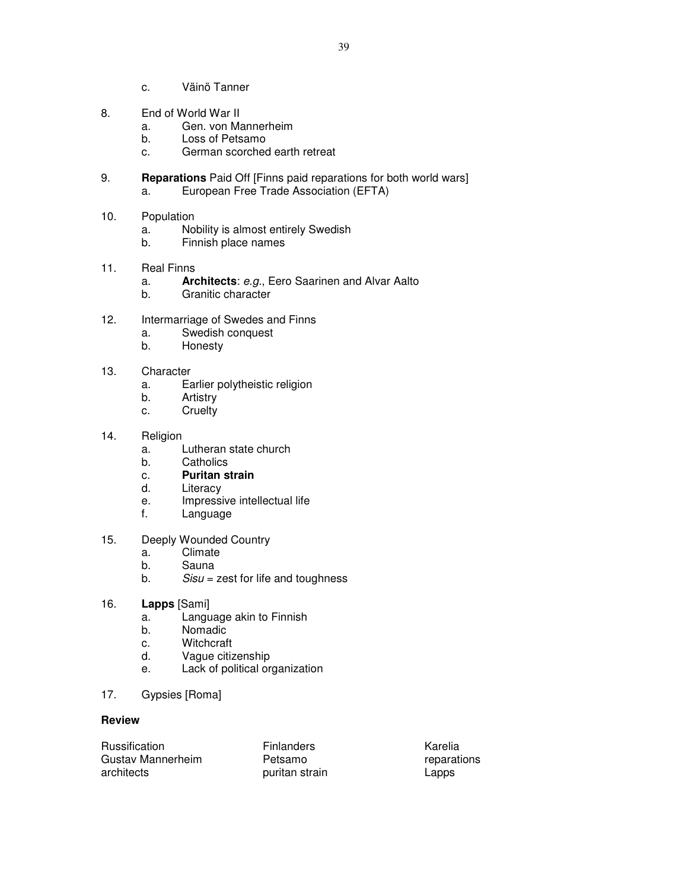c. Väinö Tanner

8. End of World War II
   a. Gen. von Mannerheim
   b. Loss of Petsamo
   c. German scorched earth retreat

9. **Reparations** Paid Off [Finns paid reparations for both world wars]
   a. European Free Trade Association (EFTA)

10. Population
    a. Nobility is almost entirely Swedish
    b. Finnish place names

11. Real Finns
    a. **Architects**: *e.g.*, Eero Saarinen and Alvar Aalto
    b. Granitic character

12. Intermarriage of Swedes and Finns
    a. Swedish conquest
    b. Honesty

13. Character
    a. Earlier polytheistic religion
    b. Artistry
    c. Cruelty

14. Religion
    a. Lutheran state church
    b. Catholics
    c. **Puritan strain**
    d. Literacy
    e. Impressive intellectual life
    f. Language

15. Deeply Wounded Country
    a. Climate
    b. Sauna
    b. *Sisu* = zest for life and toughness

16. **Lapps** [Sami]
    a. Language akin to Finnish
    b. Nomadic
    c. Witchcraft
    d. Vague citizenship
    e. Lack of political organization

17. Gypsies [Roma]

**Review**

| | | |
|---|---|---|
| Russification | Finlanders | Karelia |
| Gustav Mannerheim | Petsamo | reparations |
| architects | puritan strain | Lapps |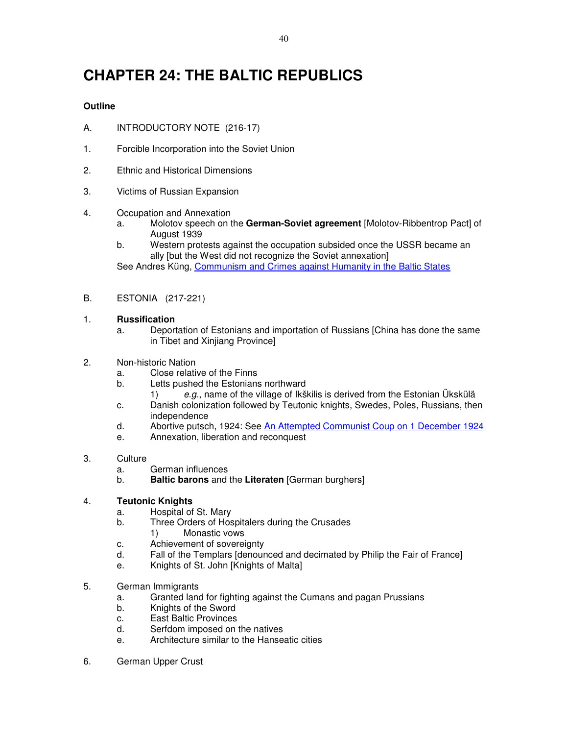# CHAPTER 24: THE BALTIC REPUBLICS

**Outline**

A. INTRODUCTORY NOTE (216-17)

1. Forcible Incorporation into the Soviet Union

2. Ethnic and Historical Dimensions

3. Victims of Russian Expansion

4. Occupation and Annexation
   a. Molotov speech on the **German-Soviet agreement** [Molotov-Ribbentrop Pact] of August 1939
   b. Western protests against the occupation subsided once the USSR became an ally [but the West did not recognize the Soviet annexation]

   See Andres Küng, Communism and Crimes against Humanity in the Baltic States

B. ESTONIA (217-221)

1. **Russification**
   a. Deportation of Estonians and importation of Russians [China has done the same in Tibet and Xinjiang Province]

2. Non-historic Nation
   a. Close relative of the Finns
   b. Letts pushed the Estonians northward
      1) *e.g.*, name of the village of Ikškilis is derived from the Estonian Ükskülä
   c. Danish colonization followed by Teutonic knights, Swedes, Poles, Russians, then independence
   d. Abortive putsch, 1924: See An Attempted Communist Coup on 1 December 1924
   e. Annexation, liberation and reconquest

3. Culture
   a. German influences
   b. **Baltic barons** and the **Literaten** [German burghers]

4. **Teutonic Knights**
   a. Hospital of St. Mary
   b. Three Orders of Hospitalers during the Crusades
      1) Monastic vows
   c. Achievement of sovereignty
   d. Fall of the Templars [denounced and decimated by Philip the Fair of France]
   e. Knights of St. John [Knights of Malta]

5. German Immigrants
   a. Granted land for fighting against the Cumans and pagan Prussians
   b. Knights of the Sword
   c. East Baltic Provinces
   d. Serfdom imposed on the natives
   e. Architecture similar to the Hanseatic cities

6. German Upper Crust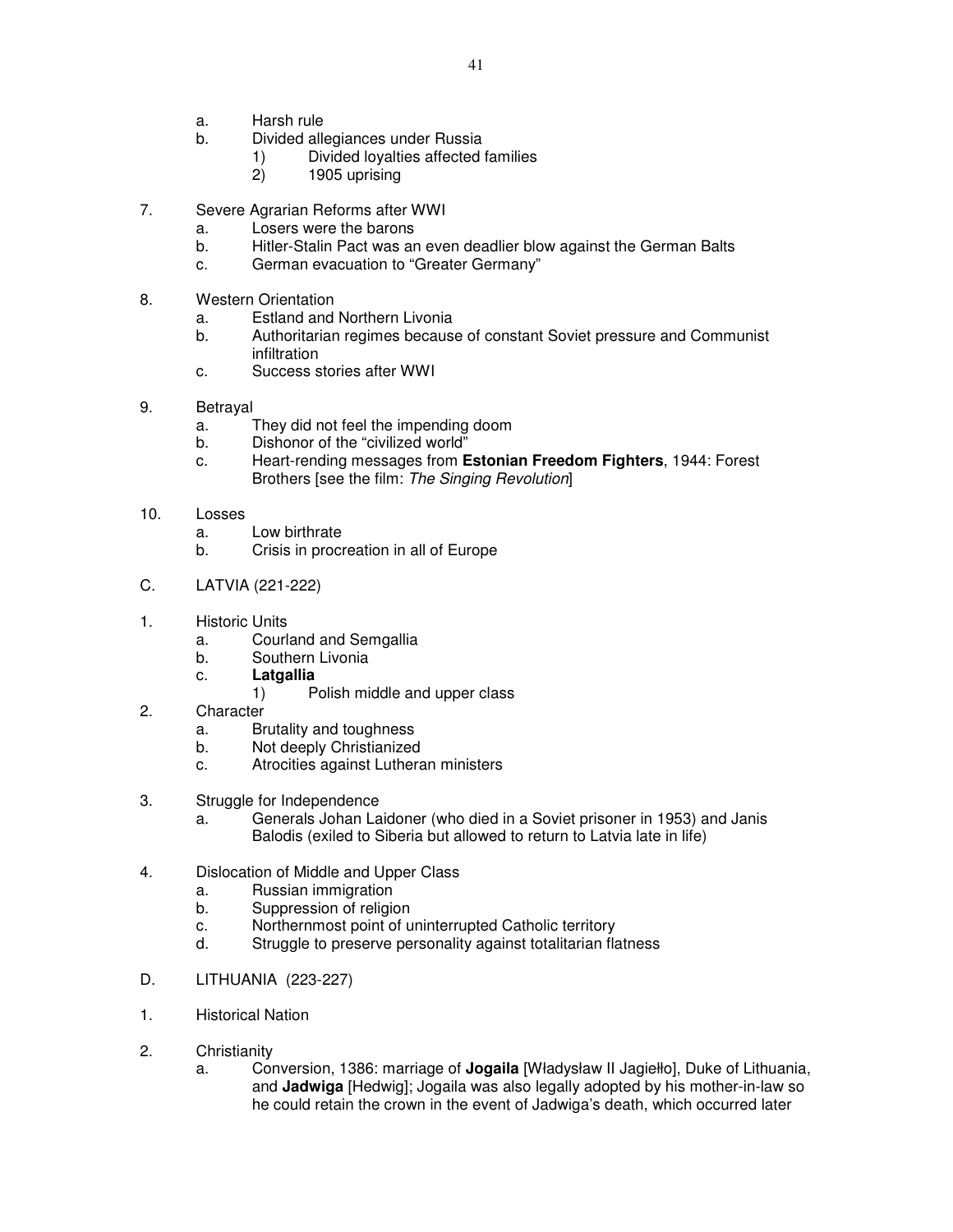a. Harsh rule
b. Divided allegiances under Russia
   1) Divided loyalties affected families
   2) 1905 uprising

7. Severe Agrarian Reforms after WWI
   a. Losers were the barons
   b. Hitler-Stalin Pact was an even deadlier blow against the German Balts
   c. German evacuation to "Greater Germany"

8. Western Orientation
   a. Estland and Northern Livonia
   b. Authoritarian regimes because of constant Soviet pressure and Communist infiltration
   c. Success stories after WWI

9. Betrayal
   a. They did not feel the impending doom
   b. Dishonor of the "civilized world"
   c. Heart-rending messages from **Estonian Freedom Fighters**, 1944: Forest Brothers [see the film: *The Singing Revolution*]

10. Losses
   a. Low birthrate
   b. Crisis in procreation in all of Europe

C. LATVIA (221-222)

1. Historic Units
   a. Courland and Semgallia
   b. Southern Livonia
   c. **Latgallia**
      1) Polish middle and upper class

2. Character
   a. Brutality and toughness
   b. Not deeply Christianized
   c. Atrocities against Lutheran ministers

3. Struggle for Independence
   a. Generals Johan Laidoner (who died in a Soviet prisoner in 1953) and Janis Balodis (exiled to Siberia but allowed to return to Latvia late in life)

4. Dislocation of Middle and Upper Class
   a. Russian immigration
   b. Suppression of religion
   c. Northernmost point of uninterrupted Catholic territory
   d. Struggle to preserve personality against totalitarian flatness

D. LITHUANIA (223-227)

1. Historical Nation

2. Christianity
   a. Conversion, 1386: marriage of **Jogaila** [Władysław II Jagiełło], Duke of Lithuania, and **Jadwiga** [Hedwig]; Jogaila was also legally adopted by his mother-in-law so he could retain the crown in the event of Jadwiga's death, which occurred later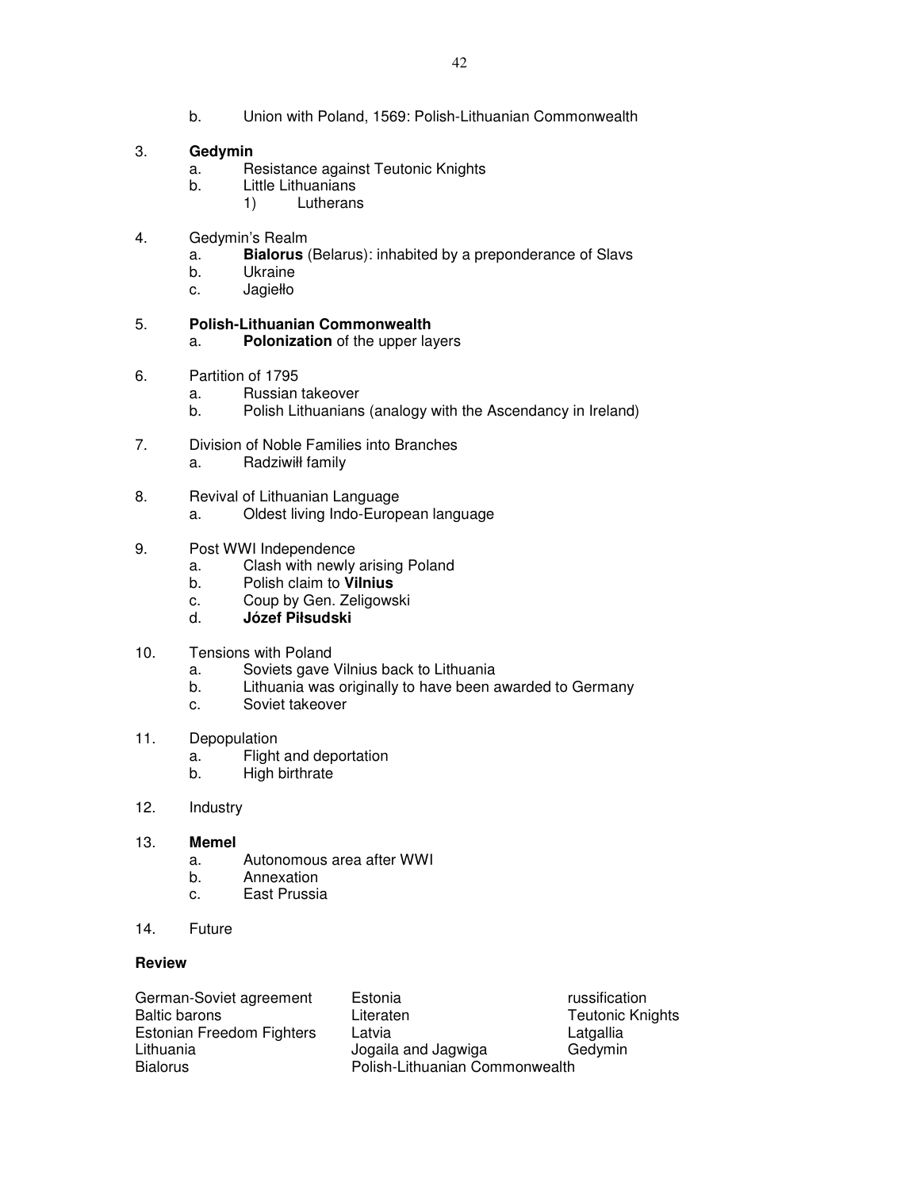b. Union with Poland, 1569: Polish-Lithuanian Commonwealth

3. **Gedymin**
   a. Resistance against Teutonic Knights
   b. Little Lithuanians
      1) Lutherans

4. Gedymin's Realm
   a. **Bialorus** (Belarus): inhabited by a preponderance of Slavs
   b. Ukraine
   c. Jagiełło

5. **Polish-Lithuanian Commonwealth**
   a. **Polonization** of the upper layers

6. Partition of 1795
   a. Russian takeover
   b. Polish Lithuanians (analogy with the Ascendancy in Ireland)

7. Division of Noble Families into Branches
   a. Radziwiłł family

8. Revival of Lithuanian Language
   a. Oldest living Indo-European language

9. Post WWI Independence
   a. Clash with newly arising Poland
   b. Polish claim to **Vilnius**
   c. Coup by Gen. Zeligowski
   d. **Józef Piłsudski**

10. Tensions with Poland
    a. Soviets gave Vilnius back to Lithuania
    b. Lithuania was originally to have been awarded to Germany
    c. Soviet takeover

11. Depopulation
    a. Flight and deportation
    b. High birthrate

12. Industry

13. **Memel**
    a. Autonomous area after WWI
    b. Annexation
    c. East Prussia

14. Future

**Review**

| | | |
|---|---|---|
| German-Soviet agreement | Estonia | russification |
| Baltic barons | Literaten | Teutonic Knights |
| Estonian Freedom Fighters | Latvia | Latgallia |
| Lithuania | Jogaila and Jagwiga | Gedymin |
| Bialorus | Polish-Lithuanian Commonwealth | |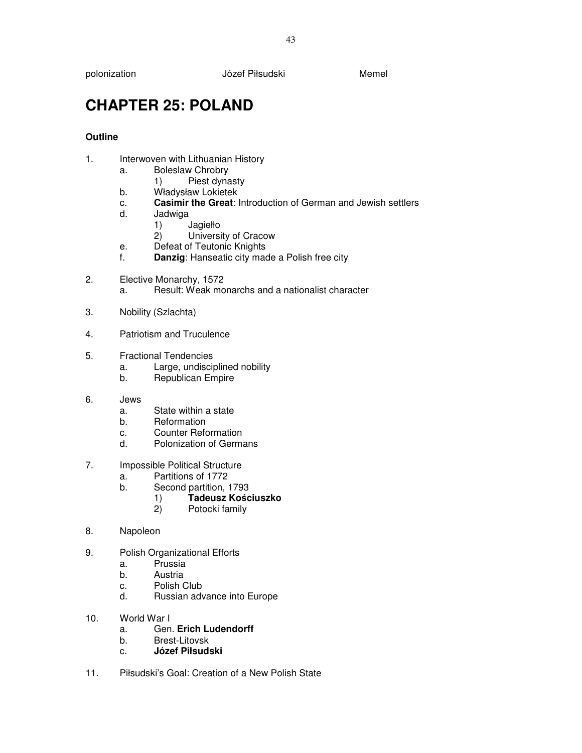polonization Józef Piłsudski Memel

# CHAPTER 25: POLAND

**Outline**

1. Interwoven with Lithuanian History
    a. Boleslaw Chrobry
        1) Piest dynasty
    b. Władysław Lokietek
    c. **Casimir the Great**: Introduction of German and Jewish settlers
    d. Jadwiga
        1) Jagiełło
        2) University of Cracow
    e. Defeat of Teutonic Knights
    f. **Danzig**: Hanseatic city made a Polish free city

2. Elective Monarchy, 1572
    a. Result: Weak monarchs and a nationalist character

3. Nobility (Szlachta)

4. Patriotism and Truculence

5. Fractional Tendencies
    a. Large, undisciplined nobility
    b. Republican Empire

6. Jews
    a. State within a state
    b. Reformation
    c. Counter Reformation
    d. Polonization of Germans

7. Impossible Political Structure
    a. Partitions of 1772
    b. Second partition, 1793
        1) **Tadeusz Kościuszko**
        2) Potocki family

8. Napoleon

9. Polish Organizational Efforts
    a. Prussia
    b. Austria
    c. Polish Club
    d. Russian advance into Europe

10. World War I
    a. Gen. **Erich Ludendorff**
    b. Brest-Litovsk
    c. **Józef Piłsudski**

11. Piłsudski's Goal: Creation of a New Polish State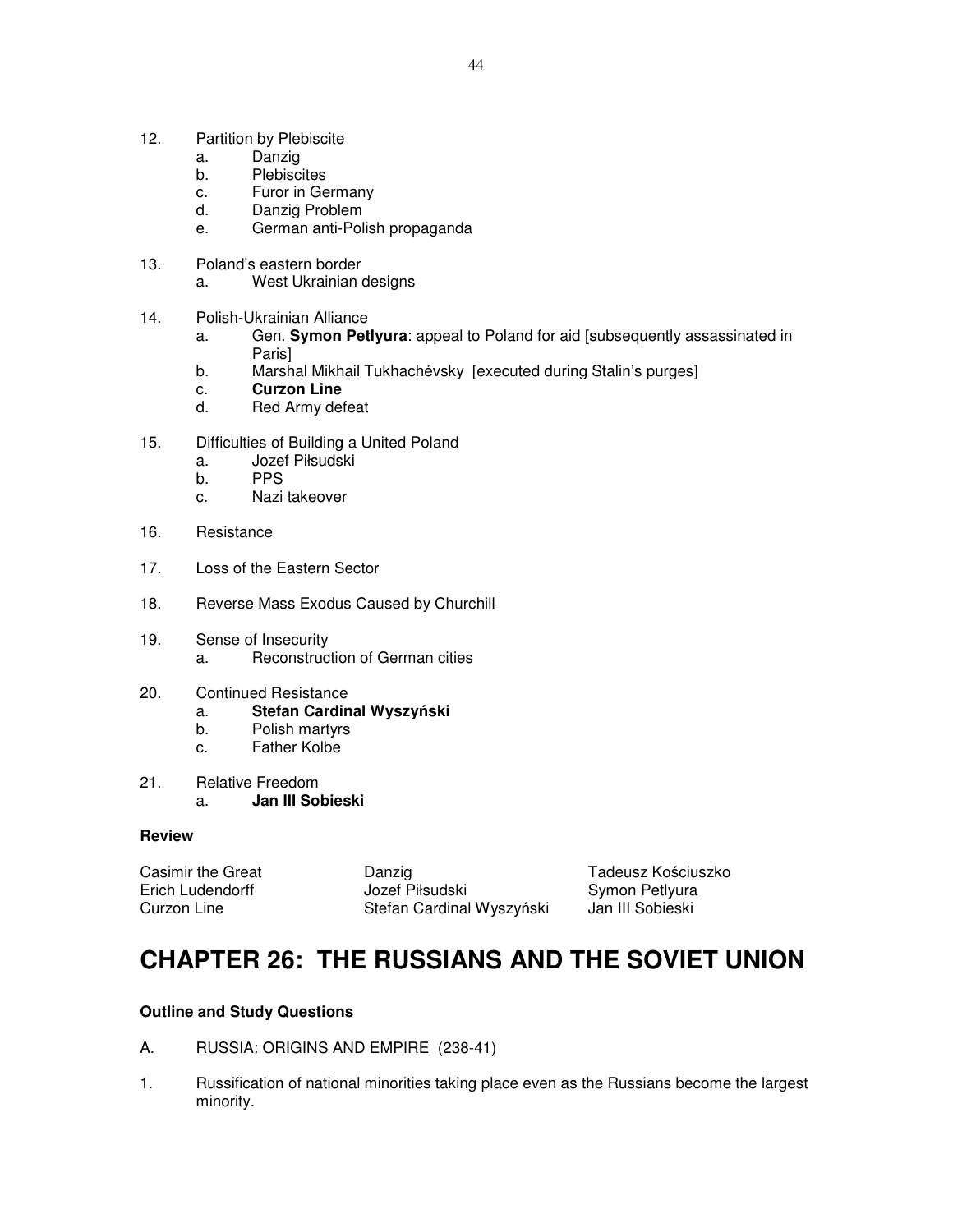12. Partition by Plebiscite
    a. Danzig
    b. Plebiscites
    c. Furor in Germany
    d. Danzig Problem
    e. German anti-Polish propaganda

13. Poland's eastern border
    a. West Ukrainian designs

14. Polish-Ukrainian Alliance
    a. Gen. **Symon Petlyura**: appeal to Poland for aid [subsequently assassinated in Paris]
    b. Marshal Mikhail Tukhachévsky [executed during Stalin's purges]
    c. **Curzon Line**
    d. Red Army defeat

15. Difficulties of Building a United Poland
    a. Jozef Piłsudski
    b. PPS
    c. Nazi takeover

16. Resistance

17. Loss of the Eastern Sector

18. Reverse Mass Exodus Caused by Churchill

19. Sense of Insecurity
    a. Reconstruction of German cities

20. Continued Resistance
    a. **Stefan Cardinal Wyszyński**
    b. Polish martyrs
    c. Father Kolbe

21. Relative Freedom
    a. **Jan III Sobieski**

**Review**

| | | |
|---|---|---|
| Casimir the Great | Danzig | Tadeusz Kościuszko |
| Erich Ludendorff | Jozef Piłsudski | Symon Petlyura |
| Curzon Line | Stefan Cardinal Wyszyński | Jan III Sobieski |

# CHAPTER 26: THE RUSSIANS AND THE SOVIET UNION

**Outline and Study Questions**

A. RUSSIA: ORIGINS AND EMPIRE (238-41)

1. Russification of national minorities taking place even as the Russians become the largest minority.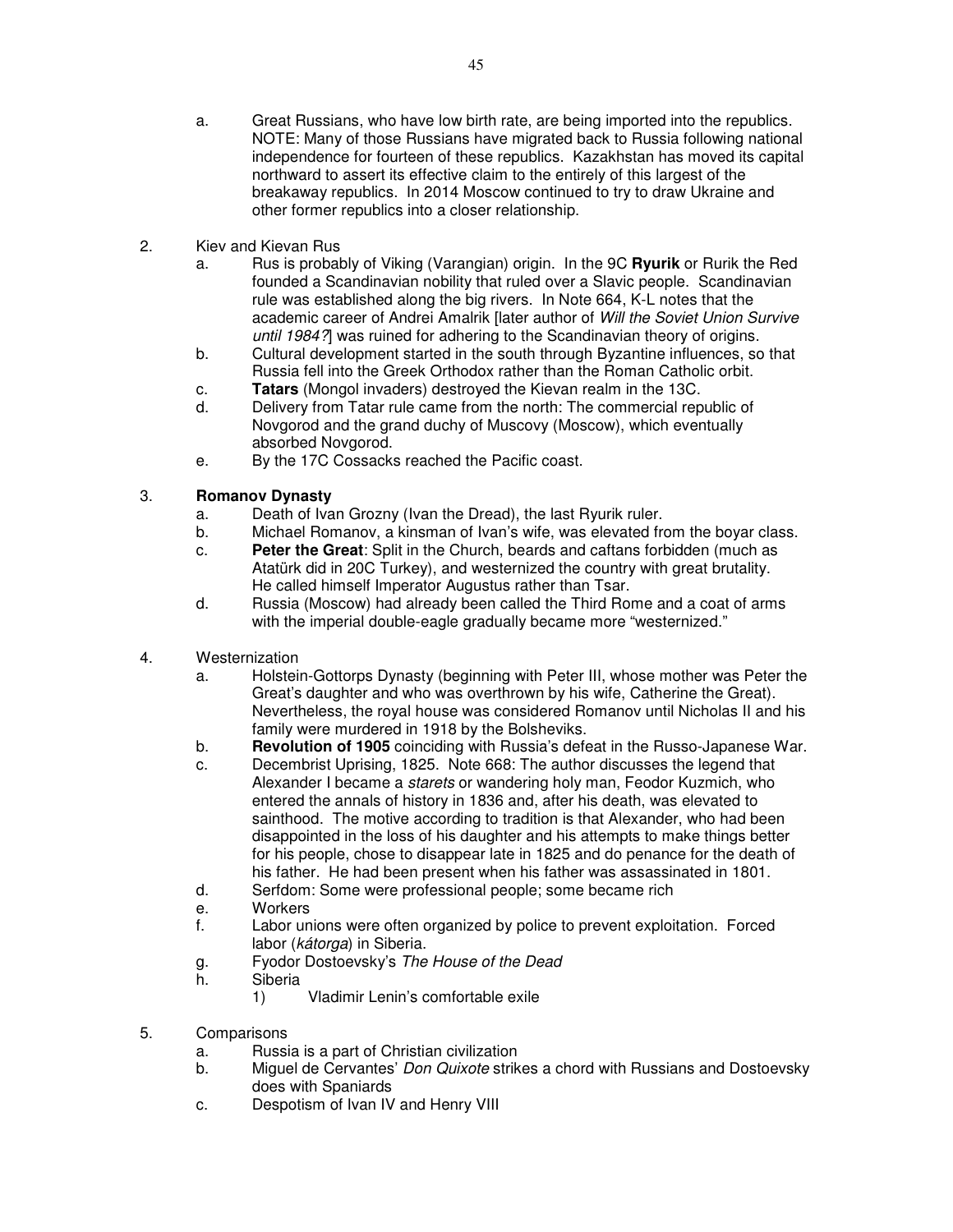a. Great Russians, who have low birth rate, are being imported into the republics. NOTE: Many of those Russians have migrated back to Russia following national independence for fourteen of these republics. Kazakhstan has moved its capital northward to assert its effective claim to the entirely of this largest of the breakaway republics. In 2014 Moscow continued to try to draw Ukraine and other former republics into a closer relationship.

2. Kiev and Kievan Rus
   a. Rus is probably of Viking (Varangian) origin. In the 9C **Ryurik** or Rurik the Red founded a Scandinavian nobility that ruled over a Slavic people. Scandinavian rule was established along the big rivers. In Note 664, K-L notes that the academic career of Andrei Amalrik [later author of *Will the Soviet Union Survive until 1984?*] was ruined for adhering to the Scandinavian theory of origins.
   b. Cultural development started in the south through Byzantine influences, so that Russia fell into the Greek Orthodox rather than the Roman Catholic orbit.
   c. **Tatars** (Mongol invaders) destroyed the Kievan realm in the 13C.
   d. Delivery from Tatar rule came from the north: The commercial republic of Novgorod and the grand duchy of Muscovy (Moscow), which eventually absorbed Novgorod.
   e. By the 17C Cossacks reached the Pacific coast.

3. **Romanov Dynasty**
   a. Death of Ivan Grozny (Ivan the Dread), the last Ryurik ruler.
   b. Michael Romanov, a kinsman of Ivan's wife, was elevated from the boyar class.
   c. **Peter the Great**: Split in the Church, beards and caftans forbidden (much as Atatürk did in 20C Turkey), and westernized the country with great brutality. He called himself Imperator Augustus rather than Tsar.
   d. Russia (Moscow) had already been called the Third Rome and a coat of arms with the imperial double-eagle gradually became more "westernized."

4. Westernization
   a. Holstein-Gottorps Dynasty (beginning with Peter III, whose mother was Peter the Great's daughter and who was overthrown by his wife, Catherine the Great). Nevertheless, the royal house was considered Romanov until Nicholas II and his family were murdered in 1918 by the Bolsheviks.
   b. **Revolution of 1905** coinciding with Russia's defeat in the Russo-Japanese War.
   c. Decembrist Uprising, 1825. Note 668: The author discusses the legend that Alexander I became a *starets* or wandering holy man, Feodor Kuzmich, who entered the annals of history in 1836 and, after his death, was elevated to sainthood. The motive according to tradition is that Alexander, who had been disappointed in the loss of his daughter and his attempts to make things better for his people, chose to disappear late in 1825 and do penance for the death of his father. He had been present when his father was assassinated in 1801.
   d. Serfdom: Some were professional people; some became rich
   e. Workers
   f. Labor unions were often organized by police to prevent exploitation. Forced labor (*kátorga*) in Siberia.
   g. Fyodor Dostoevsky's *The House of the Dead*
   h. Siberia
      1) Vladimir Lenin's comfortable exile

5. Comparisons
   a. Russia is a part of Christian civilization
   b. Miguel de Cervantes' *Don Quixote* strikes a chord with Russians and Dostoevsky does with Spaniards
   c. Despotism of Ivan IV and Henry VIII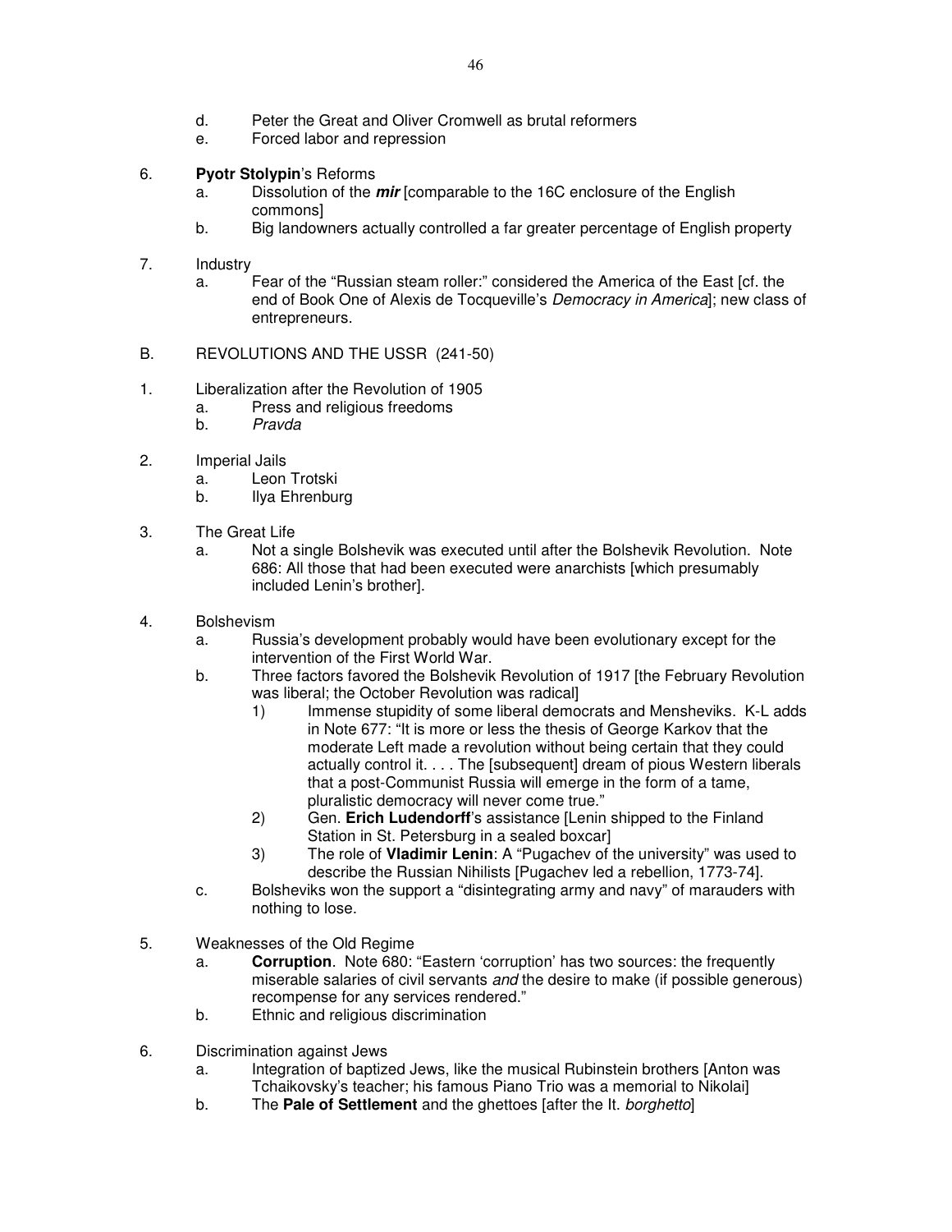d. Peter the Great and Oliver Cromwell as brutal reformers
e. Forced labor and repression

6. **Pyotr Stolypin**'s Reforms
   a. Dissolution of the ***mir*** [comparable to the 16C enclosure of the English commons]
   b. Big landowners actually controlled a far greater percentage of English property

7. Industry
   a. Fear of the "Russian steam roller:" considered the America of the East [cf. the end of Book One of Alexis de Tocqueville's *Democracy in America*]; new class of entrepreneurs.

B. REVOLUTIONS AND THE USSR (241-50)

1. Liberalization after the Revolution of 1905
   a. Press and religious freedoms
   b. *Pravda*

2. Imperial Jails
   a. Leon Trotski
   b. Ilya Ehrenburg

3. The Great Life
   a. Not a single Bolshevik was executed until after the Bolshevik Revolution. Note 686: All those that had been executed were anarchists [which presumably included Lenin's brother].

4. Bolshevism
   a. Russia's development probably would have been evolutionary except for the intervention of the First World War.
   b. Three factors favored the Bolshevik Revolution of 1917 [the February Revolution was liberal; the October Revolution was radical]
      1) Immense stupidity of some liberal democrats and Mensheviks. K-L adds in Note 677: "It is more or less the thesis of George Karkov that the moderate Left made a revolution without being certain that they could actually control it. . . . The [subsequent] dream of pious Western liberals that a post-Communist Russia will emerge in the form of a tame, pluralistic democracy will never come true."
      2) Gen. **Erich Ludendorff**'s assistance [Lenin shipped to the Finland Station in St. Petersburg in a sealed boxcar]
      3) The role of **Vladimir Lenin**: A "Pugachev of the university" was used to describe the Russian Nihilists [Pugachev led a rebellion, 1773-74].
   c. Bolsheviks won the support a "disintegrating army and navy" of marauders with nothing to lose.

5. Weaknesses of the Old Regime
   a. **Corruption**. Note 680: "Eastern 'corruption' has two sources: the frequently miserable salaries of civil servants *and* the desire to make (if possible generous) recompense for any services rendered."
   b. Ethnic and religious discrimination

6. Discrimination against Jews
   a. Integration of baptized Jews, like the musical Rubinstein brothers [Anton was Tchaikovsky's teacher; his famous Piano Trio was a memorial to Nikolai]
   b. The **Pale of Settlement** and the ghettoes [after the It. *borghetto*]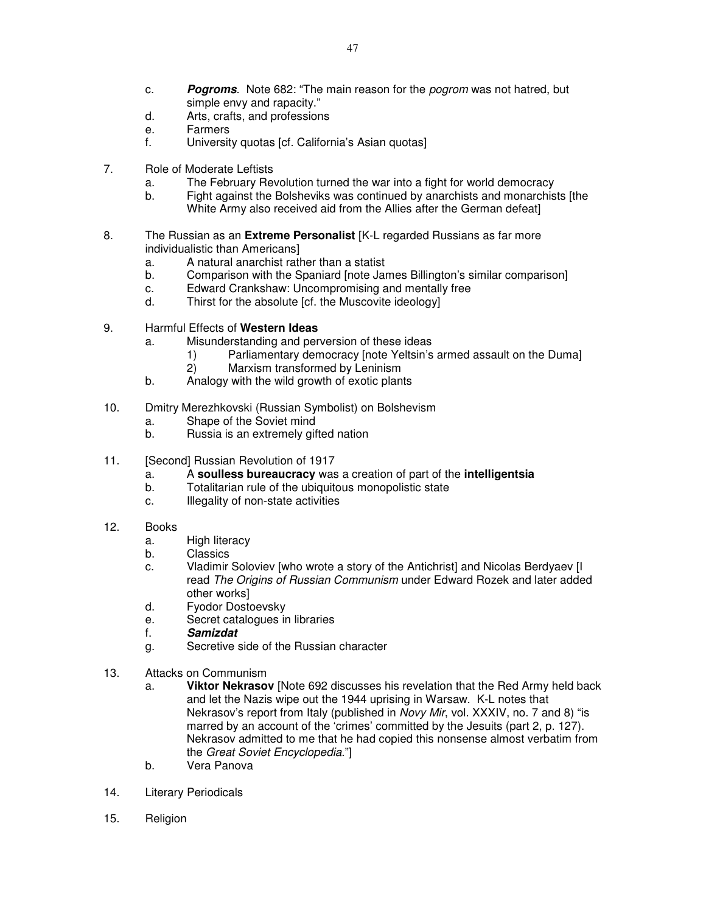c. ***Pogroms***. Note 682: “The main reason for the *pogrom* was not hatred, but simple envy and rapacity.”
d. Arts, crafts, and professions
e. Farmers
f. University quotas [cf. California’s Asian quotas]

7. Role of Moderate Leftists
   a. The February Revolution turned the war into a fight for world democracy
   b. Fight against the Bolsheviks was continued by anarchists and monarchists [the White Army also received aid from the Allies after the German defeat]

8. The Russian as an **Extreme Personalist** [K-L regarded Russians as far more individualistic than Americans]
   a. A natural anarchist rather than a statist
   b. Comparison with the Spaniard [note James Billington’s similar comparison]
   c. Edward Crankshaw: Uncompromising and mentally free
   d. Thirst for the absolute [cf. the Muscovite ideology]

9. Harmful Effects of **Western Ideas**
   a. Misunderstanding and perversion of these ideas
      1) Parliamentary democracy [note Yeltsin’s armed assault on the Duma]
      2) Marxism transformed by Leninism
   b. Analogy with the wild growth of exotic plants

10. Dmitry Merezhkovski (Russian Symbolist) on Bolshevism
    a. Shape of the Soviet mind
    b. Russia is an extremely gifted nation

11. [Second] Russian Revolution of 1917
    a. A **soulless bureaucracy** was a creation of part of the **intelligentsia**
    b. Totalitarian rule of the ubiquitous monopolistic state
    c. Illegality of non-state activities

12. Books
    a. High literacy
    b. Classics
    c. Vladimir Soloviev [who wrote a story of the Antichrist] and Nicolas Berdyaev [I read *The Origins of Russian Communism* under Edward Rozek and later added other works]
    d. Fyodor Dostoevsky
    e. Secret catalogues in libraries
    f. ***Samizdat***
    g. Secretive side of the Russian character

13. Attacks on Communism
    a. **Viktor Nekrasov** [Note 692 discusses his revelation that the Red Army held back and let the Nazis wipe out the 1944 uprising in Warsaw. K-L notes that Nekrasov’s report from Italy (published in *Novy Mir*, vol. XXXIV, no. 7 and 8) “is marred by an account of the ‘crimes’ committed by the Jesuits (part 2, p. 127). Nekrasov admitted to me that he had copied this nonsense almost verbatim from the *Great Soviet Encyclopedia*.”]
    b. Vera Panova

14. Literary Periodicals

15. Religion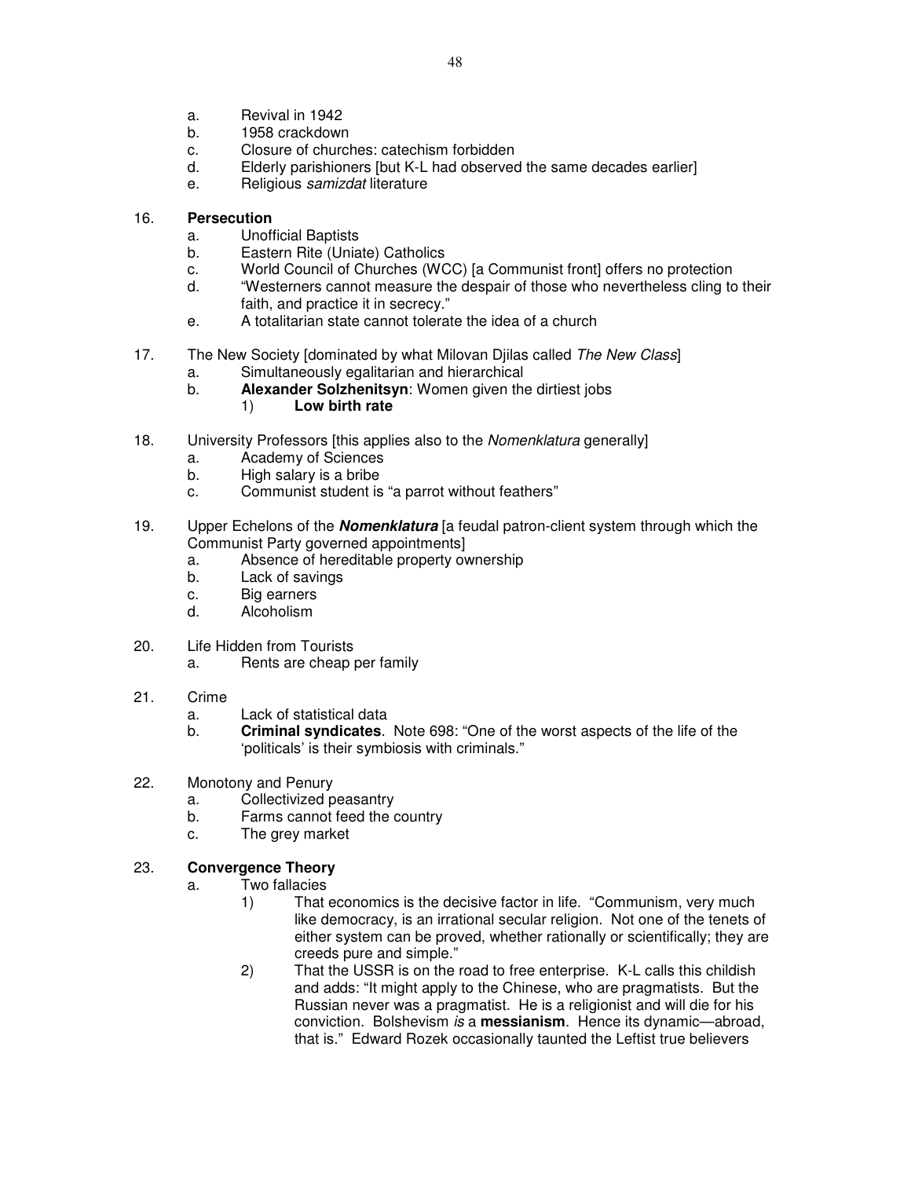a. Revival in 1942
b. 1958 crackdown
c. Closure of churches: catechism forbidden
d. Elderly parishioners [but K-L had observed the same decades earlier]
e. Religious *samizdat* literature

16. **Persecution**
    a. Unofficial Baptists
    b. Eastern Rite (Uniate) Catholics
    c. World Council of Churches (WCC) [a Communist front] offers no protection
    d. "Westerners cannot measure the despair of those who nevertheless cling to their faith, and practice it in secrecy."
    e. A totalitarian state cannot tolerate the idea of a church

17. The New Society [dominated by what Milovan Djilas called *The New Class*]
    a. Simultaneously egalitarian and hierarchical
    b. **Alexander Solzhenitsyn**: Women given the dirtiest jobs
        1) **Low birth rate**

18. University Professors [this applies also to the *Nomenklatura* generally]
    a. Academy of Sciences
    b. High salary is a bribe
    c. Communist student is "a parrot without feathers"

19. Upper Echelons of the ***Nomenklatura*** [a feudal patron-client system through which the Communist Party governed appointments]
    a. Absence of hereditable property ownership
    b. Lack of savings
    c. Big earners
    d. Alcoholism

20. Life Hidden from Tourists
    a. Rents are cheap per family

21. Crime
    a. Lack of statistical data
    b. **Criminal syndicates**. Note 698: "One of the worst aspects of the life of the 'politicals' is their symbiosis with criminals."

22. Monotony and Penury
    a. Collectivized peasantry
    b. Farms cannot feed the country
    c. The grey market

23. **Convergence Theory**
    a. Two fallacies
        1) That economics is the decisive factor in life. "Communism, very much like democracy, is an irrational secular religion. Not one of the tenets of either system can be proved, whether rationally or scientifically; they are creeds pure and simple."
        2) That the USSR is on the road to free enterprise. K-L calls this childish and adds: "It might apply to the Chinese, who are pragmatists. But the Russian never was a pragmatist. He is a religionist and will die for his conviction. Bolshevism *is* a **messianism**. Hence its dynamic—abroad, that is." Edward Rozek occasionally taunted the Leftist true believers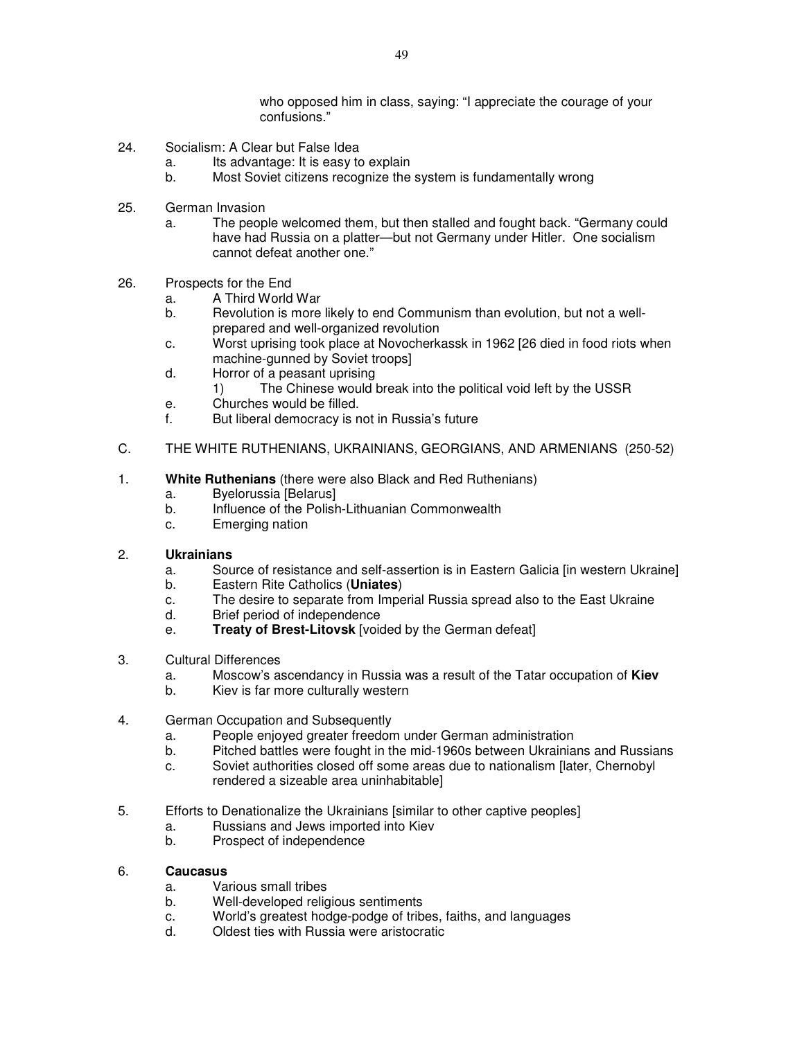who opposed him in class, saying: "I appreciate the courage of your confusions."

24. Socialism: A Clear but False Idea
    a. Its advantage: It is easy to explain
    b. Most Soviet citizens recognize the system is fundamentally wrong

25. German Invasion
    a. The people welcomed them, but then stalled and fought back. "Germany could have had Russia on a platter—but not Germany under Hitler. One socialism cannot defeat another one."

26. Prospects for the End
    a. A Third World War
    b. Revolution is more likely to end Communism than evolution, but not a well-prepared and well-organized revolution
    c. Worst uprising took place at Novocherkassk in 1962 [26 died in food riots when machine-gunned by Soviet troops]
    d. Horror of a peasant uprising
        1) The Chinese would break into the political void left by the USSR
    e. Churches would be filled.
    f. But liberal democracy is not in Russia's future

C. THE WHITE RUTHENIANS, UKRAINIANS, GEORGIANS, AND ARMENIANS (250-52)

1. **White Ruthenians** (there were also Black and Red Ruthenians)
    a. Byelorussia [Belarus]
    b. Influence of the Polish-Lithuanian Commonwealth
    c. Emerging nation

2. **Ukrainians**
    a. Source of resistance and self-assertion is in Eastern Galicia [in western Ukraine]
    b. Eastern Rite Catholics (**Uniates**)
    c. The desire to separate from Imperial Russia spread also to the East Ukraine
    d. Brief period of independence
    e. **Treaty of Brest-Litovsk** [voided by the German defeat]

3. Cultural Differences
    a. Moscow's ascendancy in Russia was a result of the Tatar occupation of **Kiev**
    b. Kiev is far more culturally western

4. German Occupation and Subsequently
    a. People enjoyed greater freedom under German administration
    b. Pitched battles were fought in the mid-1960s between Ukrainians and Russians
    c. Soviet authorities closed off some areas due to nationalism [later, Chernobyl rendered a sizeable area uninhabitable]

5. Efforts to Denationalize the Ukrainians [similar to other captive peoples]
    a. Russians and Jews imported into Kiev
    b. Prospect of independence

6. **Caucasus**
    a. Various small tribes
    b. Well-developed religious sentiments
    c. World's greatest hodge-podge of tribes, faiths, and languages
    d. Oldest ties with Russia were aristocratic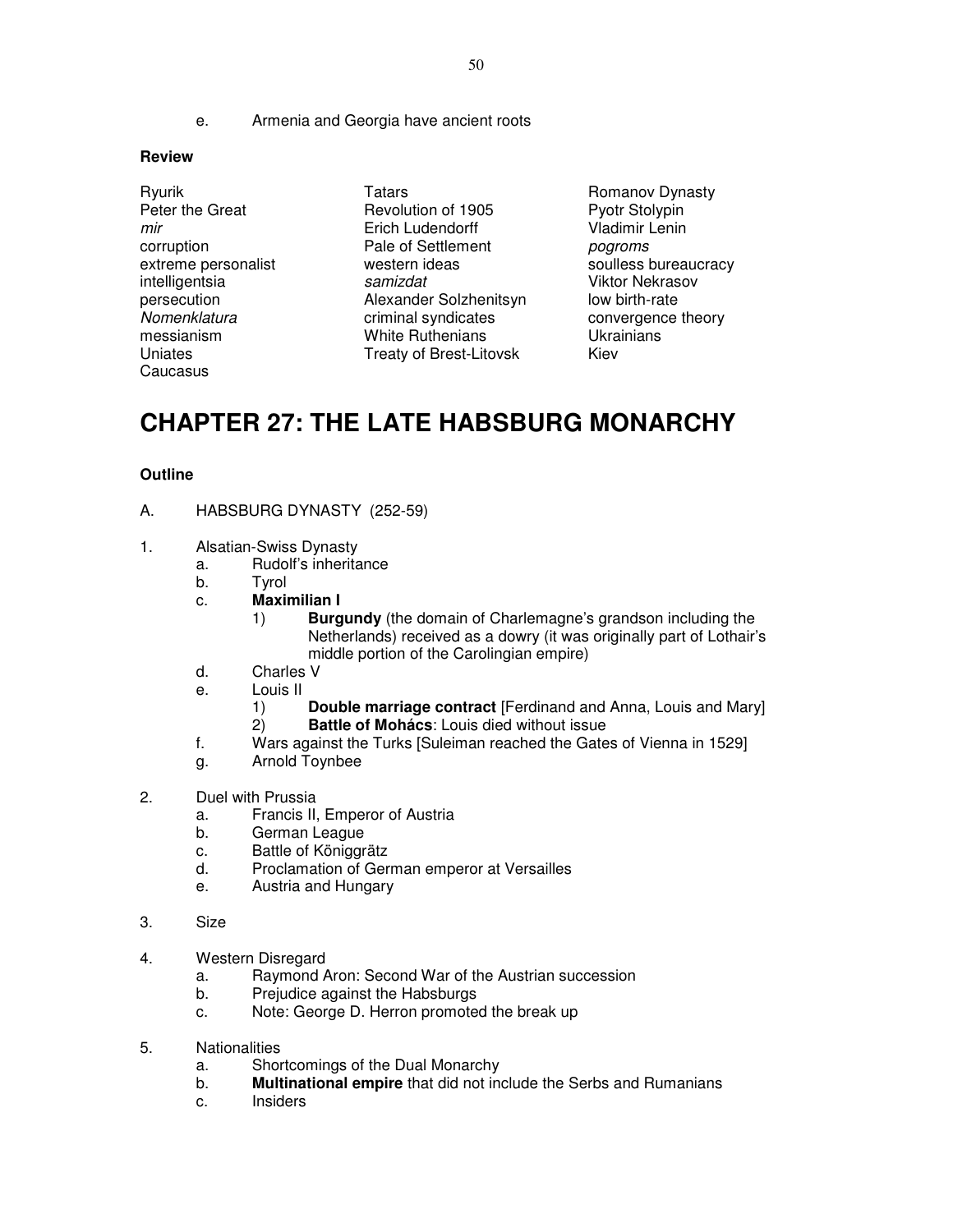e. Armenia and Georgia have ancient roots

**Review**

| | | |
|---|---|---|
| Ryurik | Tatars | Romanov Dynasty |
| Peter the Great | Revolution of 1905 | Pyotr Stolypin |
| *mir* | Erich Ludendorff | Vladimir Lenin |
| corruption | Pale of Settlement | *pogroms* |
| extreme personalist | western ideas | soulless bureaucracy |
| intelligentsia | *samizdat* | Viktor Nekrasov |
| persecution | Alexander Solzhenitsyn | low birth-rate |
| *Nomenklatura* | criminal syndicates | convergence theory |
| messianism | White Ruthenians | Ukrainians |
| Uniates | Treaty of Brest-Litovsk | Kiev |
| Caucasus | | |

# CHAPTER 27: THE LATE HABSBURG MONARCHY

**Outline**

A. HABSBURG DYNASTY (252-59)

1. Alsatian-Swiss Dynasty
    a. Rudolf's inheritance
    b. Tyrol
    c. **Maximilian I**
        1) **Burgundy** (the domain of Charlemagne's grandson including the Netherlands) received as a dowry (it was originally part of Lothair's middle portion of the Carolingian empire)
    d. Charles V
    e. Louis II
        1) **Double marriage contract** [Ferdinand and Anna, Louis and Mary]
        2) **Battle of Mohács**: Louis died without issue
    f. Wars against the Turks [Suleiman reached the Gates of Vienna in 1529]
    g. Arnold Toynbee

2. Duel with Prussia
    a. Francis II, Emperor of Austria
    b. German League
    c. Battle of Königgrätz
    d. Proclamation of German emperor at Versailles
    e. Austria and Hungary

3. Size

4. Western Disregard
    a. Raymond Aron: Second War of the Austrian succession
    b. Prejudice against the Habsburgs
    c. Note: George D. Herron promoted the break up

5. Nationalities
    a. Shortcomings of the Dual Monarchy
    b. **Multinational empire** that did not include the Serbs and Rumanians
    c. Insiders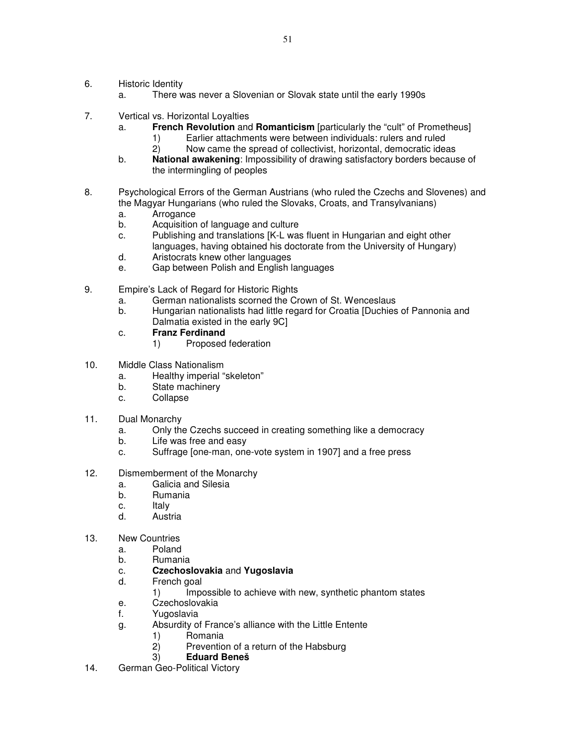6. Historic Identity
   a. There was never a Slovenian or Slovak state until the early 1990s

7. Vertical vs. Horizontal Loyalties
   a. **French Revolution** and **Romanticism** [particularly the "cult" of Prometheus]
      1) Earlier attachments were between individuals: rulers and ruled
      2) Now came the spread of collectivist, horizontal, democratic ideas
   b. **National awakening**: Impossibility of drawing satisfactory borders because of the intermingling of peoples

8. Psychological Errors of the German Austrians (who ruled the Czechs and Slovenes) and the Magyar Hungarians (who ruled the Slovaks, Croats, and Transylvanians)
   a. Arrogance
   b. Acquisition of language and culture
   c. Publishing and translations [K-L was fluent in Hungarian and eight other languages, having obtained his doctorate from the University of Hungary)
   d. Aristocrats knew other languages
   e. Gap between Polish and English languages

9. Empire's Lack of Regard for Historic Rights
   a. German nationalists scorned the Crown of St. Wenceslaus
   b. Hungarian nationalists had little regard for Croatia [Duchies of Pannonia and Dalmatia existed in the early 9C]
   c. **Franz Ferdinand**
      1) Proposed federation

10. Middle Class Nationalism
    a. Healthy imperial "skeleton"
    b. State machinery
    c. Collapse

11. Dual Monarchy
    a. Only the Czechs succeed in creating something like a democracy
    b. Life was free and easy
    c. Suffrage [one-man, one-vote system in 1907] and a free press

12. Dismemberment of the Monarchy
    a. Galicia and Silesia
    b. Rumania
    c. Italy
    d. Austria

13. New Countries
    a. Poland
    b. Rumania
    c. **Czechoslovakia** and **Yugoslavia**
    d. French goal
       1) Impossible to achieve with new, synthetic phantom states
    e. Czechoslovakia
    f. Yugoslavia
    g. Absurdity of France's alliance with the Little Entente
       1) Romania
       2) Prevention of a return of the Habsburg
       3) **Eduard Beneš**

14. German Geo-Political Victory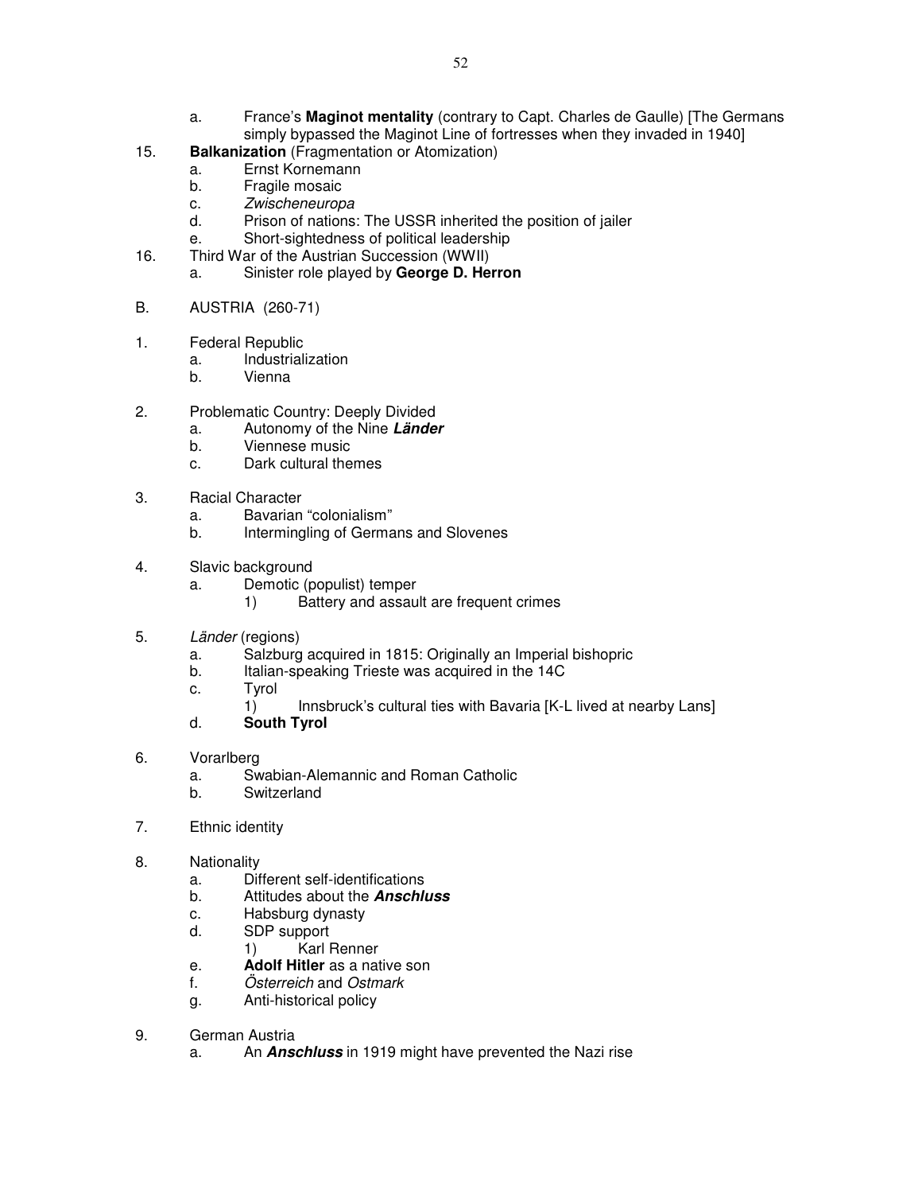a. France's **Maginot mentality** (contrary to Capt. Charles de Gaulle) [The Germans simply bypassed the Maginot Line of fortresses when they invaded in 1940]

15. **Balkanization** (Fragmentation or Atomization)
   a. Ernst Kornemann
   b. Fragile mosaic
   c. *Zwischeneuropa*
   d. Prison of nations: The USSR inherited the position of jailer
   e. Short-sightedness of political leadership

16. Third War of the Austrian Succession (WWII)
   a. Sinister role played by **George D. Herron**

B. AUSTRIA (260-71)

1. Federal Republic
   a. Industrialization
   b. Vienna

2. Problematic Country: Deeply Divided
   a. Autonomy of the Nine ***Länder***
   b. Viennese music
   c. Dark cultural themes

3. Racial Character
   a. Bavarian "colonialism"
   b. Intermingling of Germans and Slovenes

4. Slavic background
   a. Demotic (populist) temper
      1) Battery and assault are frequent crimes

5. *Länder* (regions)
   a. Salzburg acquired in 1815: Originally an Imperial bishopric
   b. Italian-speaking Trieste was acquired in the 14C
   c. Tyrol
      1) Innsbruck's cultural ties with Bavaria [K-L lived at nearby Lans]
   d. **South Tyrol**

6. Vorarlberg
   a. Swabian-Alemannic and Roman Catholic
   b. Switzerland

7. Ethnic identity

8. Nationality
   a. Different self-identifications
   b. Attitudes about the ***Anschluss***
   c. Habsburg dynasty
   d. SDP support
      1) Karl Renner
   e. **Adolf Hitler** as a native son
   f. *Österreich* and *Ostmark*
   g. Anti-historical policy

9. German Austria
   a. An ***Anschluss*** in 1919 might have prevented the Nazi rise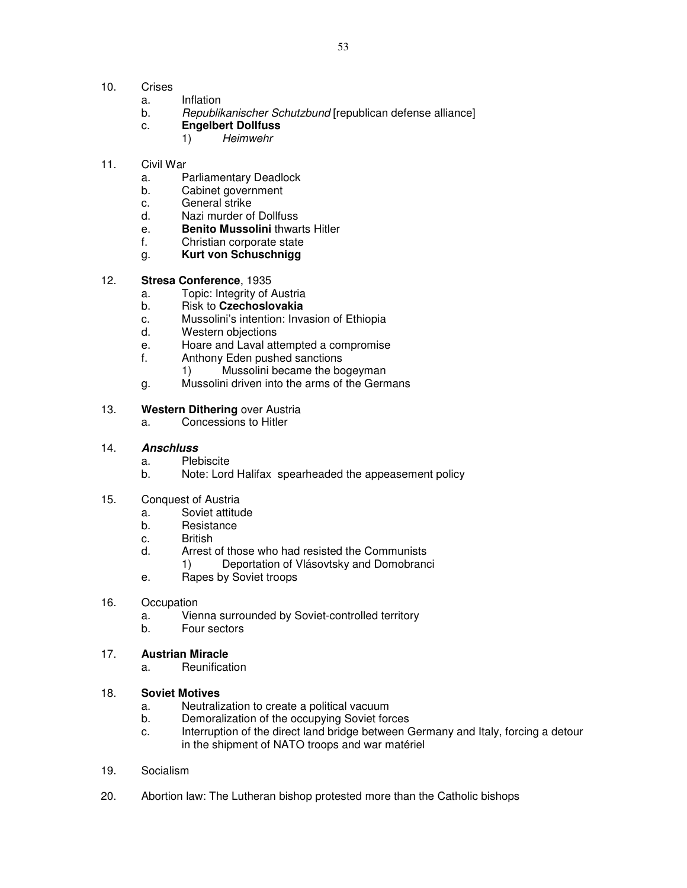10. Crises
    a. Inflation
    b. *Republikanischer Schutzbund* [republican defense alliance]
    c. **Engelbert Dollfuss**
        1) *Heimwehr*

11. Civil War
    a. Parliamentary Deadlock
    b. Cabinet government
    c. General strike
    d. Nazi murder of Dollfuss
    e. **Benito Mussolini** thwarts Hitler
    f. Christian corporate state
    g. **Kurt von Schuschnigg**

12. **Stresa Conference**, 1935
    a. Topic: Integrity of Austria
    b. Risk to **Czechoslovakia**
    c. Mussolini's intention: Invasion of Ethiopia
    d. Western objections
    e. Hoare and Laval attempted a compromise
    f. Anthony Eden pushed sanctions
        1) Mussolini became the bogeyman
    g. Mussolini driven into the arms of the Germans

13. **Western Dithering** over Austria
    a. Concessions to Hitler

14. ***Anschluss***
    a. Plebiscite
    b. Note: Lord Halifax spearheaded the appeasement policy

15. Conquest of Austria
    a. Soviet attitude
    b. Resistance
    c. British
    d. Arrest of those who had resisted the Communists
        1) Deportation of Vlásovtsky and Domobranci
    e. Rapes by Soviet troops

16. Occupation
    a. Vienna surrounded by Soviet-controlled territory
    b. Four sectors

17. **Austrian Miracle**
    a. Reunification

18. **Soviet Motives**
    a. Neutralization to create a political vacuum
    b. Demoralization of the occupying Soviet forces
    c. Interruption of the direct land bridge between Germany and Italy, forcing a detour in the shipment of NATO troops and war matériel

19. Socialism

20. Abortion law: The Lutheran bishop protested more than the Catholic bishops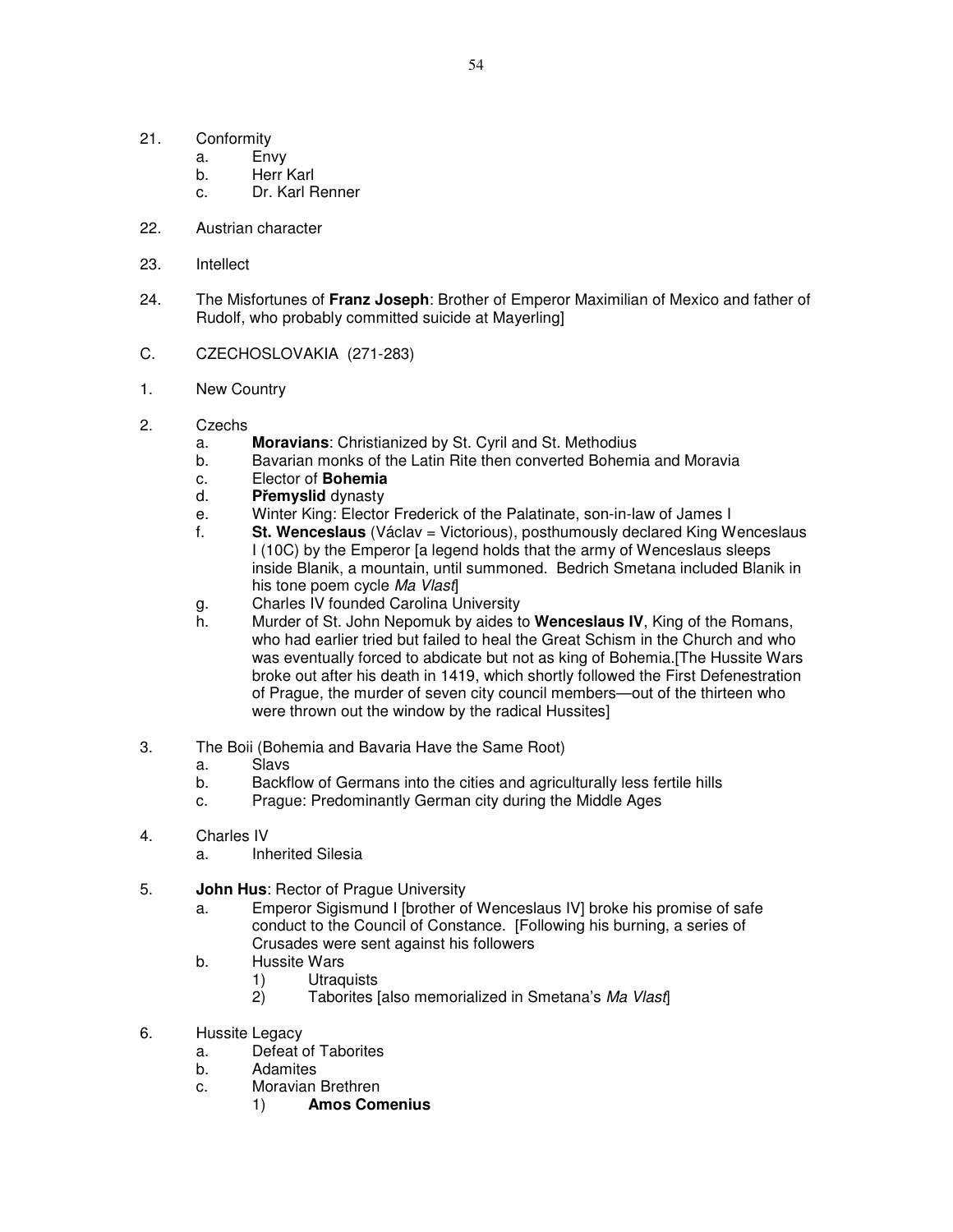21. Conformity
    a. Envy
    b. Herr Karl
    c. Dr. Karl Renner

22. Austrian character

23. Intellect

24. The Misfortunes of **Franz Joseph**: Brother of Emperor Maximilian of Mexico and father of Rudolf, who probably committed suicide at Mayerling]

C. CZECHOSLOVAKIA (271-283)

1. New Country

2. Czechs
    a. **Moravians**: Christianized by St. Cyril and St. Methodius
    b. Bavarian monks of the Latin Rite then converted Bohemia and Moravia
    c. Elector of **Bohemia**
    d. **Přemyslid** dynasty
    e. Winter King: Elector Frederick of the Palatinate, son-in-law of James I
    f. **St. Wenceslaus** (Václav = Victorious), posthumously declared King Wenceslaus I (10C) by the Emperor [a legend holds that the army of Wenceslaus sleeps inside Blanik, a mountain, until summoned. Bedrich Smetana included Blanik in his tone poem cycle *Ma Vlast*]
    g. Charles IV founded Carolina University
    h. Murder of St. John Nepomuk by aides to **Wenceslaus IV**, King of the Romans, who had earlier tried but failed to heal the Great Schism in the Church and who was eventually forced to abdicate but not as king of Bohemia.[The Hussite Wars broke out after his death in 1419, which shortly followed the First Defenestration of Prague, the murder of seven city council members—out of the thirteen who were thrown out the window by the radical Hussites]

3. The Boii (Bohemia and Bavaria Have the Same Root)
    a. Slavs
    b. Backflow of Germans into the cities and agriculturally less fertile hills
    c. Prague: Predominantly German city during the Middle Ages

4. Charles IV
    a. Inherited Silesia

5. **John Hus**: Rector of Prague University
    a. Emperor Sigismund I [brother of Wenceslaus IV] broke his promise of safe conduct to the Council of Constance. [Following his burning, a series of Crusades were sent against his followers
    b. Hussite Wars
        1) Utraquists
        2) Taborites [also memorialized in Smetana's *Ma Vlast*]

6. Hussite Legacy
    a. Defeat of Taborites
    b. Adamites
    c. Moravian Brethren
        1) **Amos Comenius**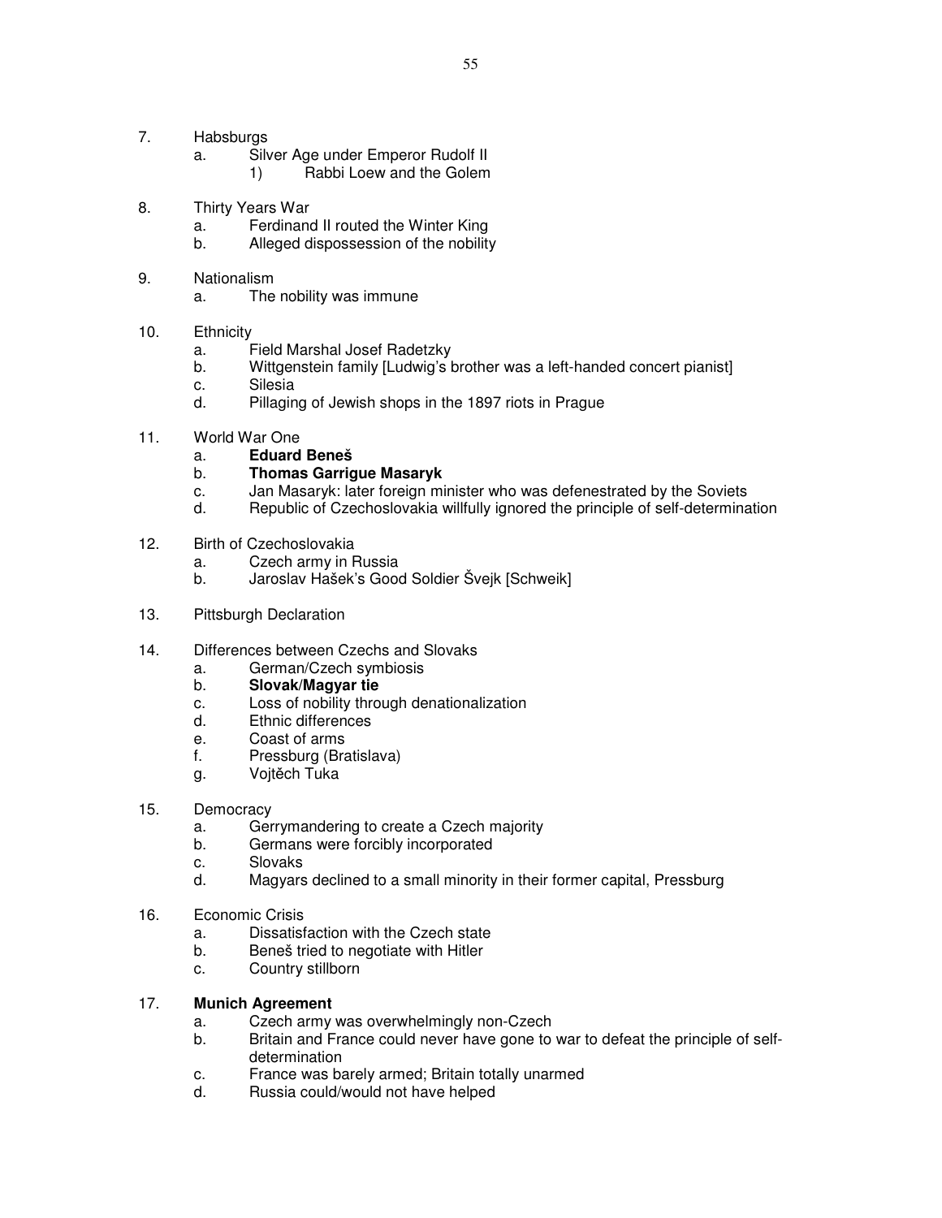7. Habsburgs
    a. Silver Age under Emperor Rudolf II
        1) Rabbi Loew and the Golem

8. Thirty Years War
    a. Ferdinand II routed the Winter King
    b. Alleged dispossession of the nobility

9. Nationalism
    a. The nobility was immune

10. Ethnicity
    a. Field Marshal Josef Radetzky
    b. Wittgenstein family [Ludwig's brother was a left-handed concert pianist]
    c. Silesia
    d. Pillaging of Jewish shops in the 1897 riots in Prague

11. World War One
    a. **Eduard Beneš**
    b. **Thomas Garrigue Masaryk**
    c. Jan Masaryk: later foreign minister who was defenestrated by the Soviets
    d. Republic of Czechoslovakia willfully ignored the principle of self-determination

12. Birth of Czechoslovakia
    a. Czech army in Russia
    b. Jaroslav Hašek's Good Soldier Švejk [Schweik]

13. Pittsburgh Declaration

14. Differences between Czechs and Slovaks
    a. German/Czech symbiosis
    b. **Slovak/Magyar tie**
    c. Loss of nobility through denationalization
    d. Ethnic differences
    e. Coast of arms
    f. Pressburg (Bratislava)
    g. Vojtěch Tuka

15. Democracy
    a. Gerrymandering to create a Czech majority
    b. Germans were forcibly incorporated
    c. Slovaks
    d. Magyars declined to a small minority in their former capital, Pressburg

16. Economic Crisis
    a. Dissatisfaction with the Czech state
    b. Beneš tried to negotiate with Hitler
    c. Country stillborn

17. **Munich Agreement**
    a. Czech army was overwhelmingly non-Czech
    b. Britain and France could never have gone to war to defeat the principle of self-determination
    c. France was barely armed; Britain totally unarmed
    d. Russia could/would not have helped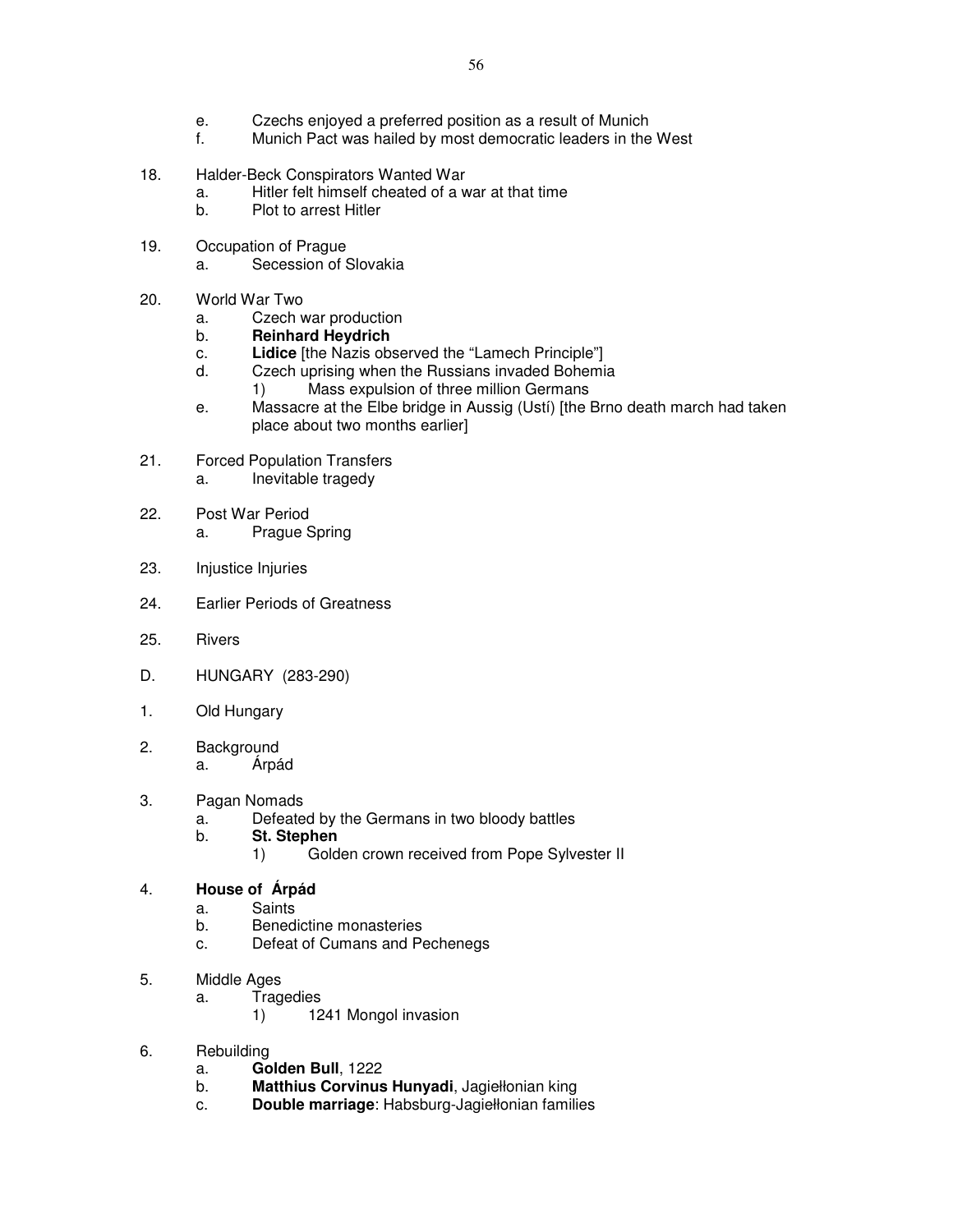e. Czechs enjoyed a preferred position as a result of Munich
f. Munich Pact was hailed by most democratic leaders in the West

18. Halder-Beck Conspirators Wanted War
   a. Hitler felt himself cheated of a war at that time
   b. Plot to arrest Hitler

19. Occupation of Prague
   a. Secession of Slovakia

20. World War Two
   a. Czech war production
   b. **Reinhard Heydrich**
   c. **Lidice** [the Nazis observed the "Lamech Principle"]
   d. Czech uprising when the Russians invaded Bohemia
      1) Mass expulsion of three million Germans
   e. Massacre at the Elbe bridge in Aussig (Ustí) [the Brno death march had taken place about two months earlier]

21. Forced Population Transfers
   a. Inevitable tragedy

22. Post War Period
   a. Prague Spring

23. Injustice Injuries

24. Earlier Periods of Greatness

25. Rivers

D. HUNGARY (283-290)

1. Old Hungary

2. Background
   a. Árpád

3. Pagan Nomads
   a. Defeated by the Germans in two bloody battles
   b. **St. Stephen**
      1) Golden crown received from Pope Sylvester II

4. **House of Árpád**
   a. Saints
   b. Benedictine monasteries
   c. Defeat of Cumans and Pechenegs

5. Middle Ages
   a. Tragedies
      1) 1241 Mongol invasion

6. Rebuilding
   a. **Golden Bull**, 1222
   b. **Matthius Corvinus Hunyadi**, Jagiełłonian king
   c. **Double marriage**: Habsburg-Jagiełłonian families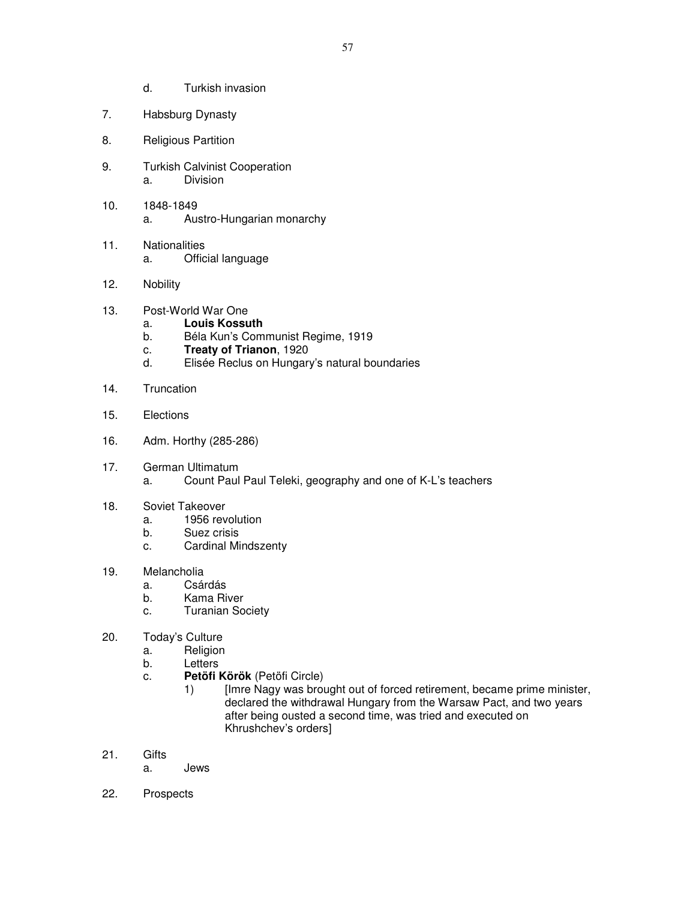d. Turkish invasion

7. Habsburg Dynasty

8. Religious Partition

9. Turkish Calvinist Cooperation
   a. Division

10. 1848-1849
    a. Austro-Hungarian monarchy

11. Nationalities
    a. Official language

12. Nobility

13. Post-World War One
    a. **Louis Kossuth**
    b. Béla Kun's Communist Regime, 1919
    c. **Treaty of Trianon**, 1920
    d. Elisée Reclus on Hungary's natural boundaries

14. Truncation

15. Elections

16. Adm. Horthy (285-286)

17. German Ultimatum
    a. Count Paul Paul Teleki, geography and one of K-L's teachers

18. Soviet Takeover
    a. 1956 revolution
    b. Suez crisis
    c. Cardinal Mindszenty

19. Melancholia
    a. Csárdás
    b. Kama River
    c. Turanian Society

20. Today's Culture
    a. Religion
    b. Letters
    c. **Petöfi Körök** (Petöfi Circle)
       1) [Imre Nagy was brought out of forced retirement, became prime minister, declared the withdrawal Hungary from the Warsaw Pact, and two years after being ousted a second time, was tried and executed on Khrushchev's orders]

21. Gifts
    a. Jews

22. Prospects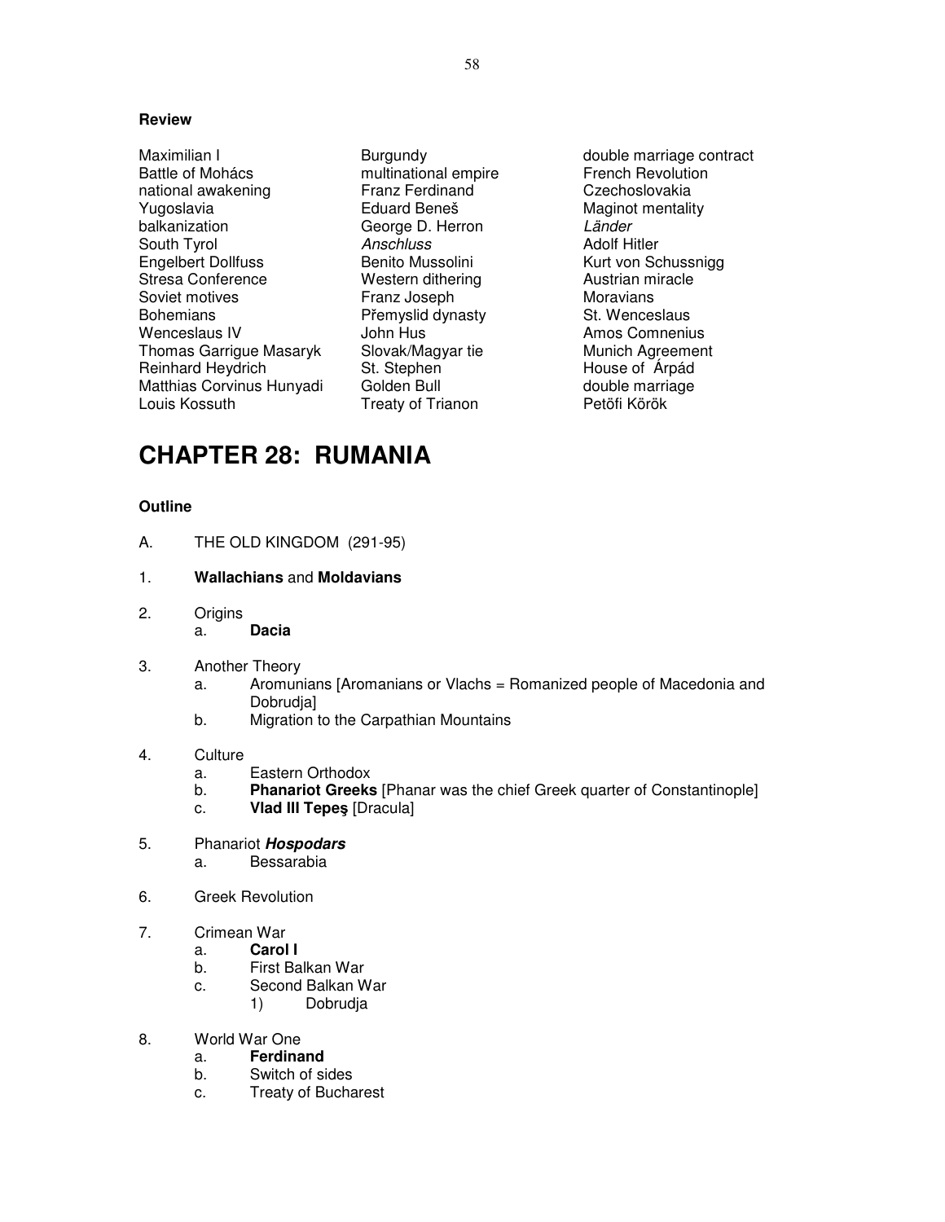**Review**

| | | |
|---|---|---|
| Maximilian I | Burgundy | double marriage contract |
| Battle of Mohács | multinational empire | French Revolution |
| national awakening | Franz Ferdinand | Czechoslovakia |
| Yugoslavia | Eduard Beneš | Maginot mentality |
| balkanization | George D. Herron | *Länder* |
| South Tyrol | *Anschluss* | Adolf Hitler |
| Engelbert Dollfuss | Benito Mussolini | Kurt von Schussnigg |
| Stresa Conference | Western dithering | Austrian miracle |
| Soviet motives | Franz Joseph | Moravians |
| Bohemians | Přemyslid dynasty | St. Wenceslaus |
| Wenceslaus IV | John Hus | Amos Comnenius |
| Thomas Garrigue Masaryk | Slovak/Magyar tie | Munich Agreement |
| Reinhard Heydrich | St. Stephen | House of Árpád |
| Matthias Corvinus Hunyadi | Golden Bull | double marriage |
| Louis Kossuth | Treaty of Trianon | Petöfi Körök |

# CHAPTER 28: RUMANIA

**Outline**

A. THE OLD KINGDOM (291-95)

1. **Wallachians** and **Moldavians**

2. Origins
   a. **Dacia**

3. Another Theory
   a. Aromunians [Aromanians or Vlachs = Romanized people of Macedonia and Dobrudja]
   b. Migration to the Carpathian Mountains

4. Culture
   a. Eastern Orthodox
   b. **Phanariot Greeks** [Phanar was the chief Greek quarter of Constantinople]
   c. **Vlad III Tepeş** [Dracula]

5. Phanariot ***Hospodars***
   a. Bessarabia

6. Greek Revolution

7. Crimean War
   a. **Carol I**
   b. First Balkan War
   c. Second Balkan War
      1) Dobrudja

8. World War One
   a. **Ferdinand**
   b. Switch of sides
   c. Treaty of Bucharest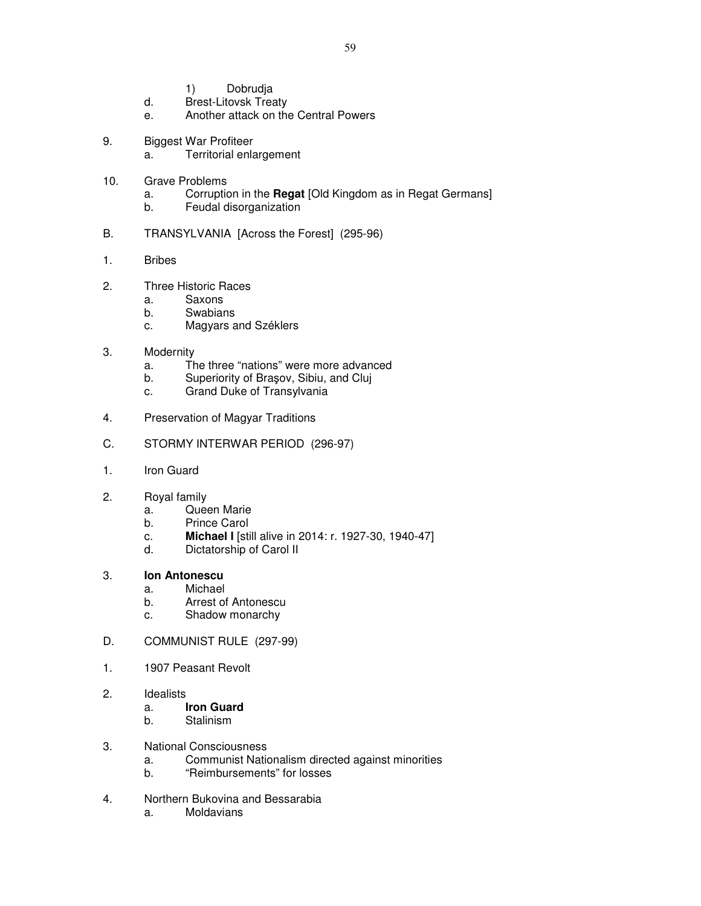1) Dobrudja
    d. Brest-Litovsk Treaty
    e. Another attack on the Central Powers

9. Biggest War Profiteer
    a. Territorial enlargement

10. Grave Problems
    a. Corruption in the **Regat** [Old Kingdom as in Regat Germans]
    b. Feudal disorganization

B. TRANSYLVANIA [Across the Forest] (295-96)

1. Bribes

2. Three Historic Races
    a. Saxons
    b. Swabians
    c. Magyars and Széklers

3. Modernity
    a. The three "nations" were more advanced
    b. Superiority of Braşov, Sibiu, and Cluj
    c. Grand Duke of Transylvania

4. Preservation of Magyar Traditions

C. STORMY INTERWAR PERIOD (296-97)

1. Iron Guard

2. Royal family
    a. Queen Marie
    b. Prince Carol
    c. **Michael I** [still alive in 2014: r. 1927-30, 1940-47]
    d. Dictatorship of Carol II

3. **Ion Antonescu**
    a. Michael
    b. Arrest of Antonescu
    c. Shadow monarchy

D. COMMUNIST RULE (297-99)

1. 1907 Peasant Revolt

2. Idealists
    a. **Iron Guard**
    b. Stalinism

3. National Consciousness
    a. Communist Nationalism directed against minorities
    b. "Reimbursements" for losses

4. Northern Bukovina and Bessarabia
    a. Moldavians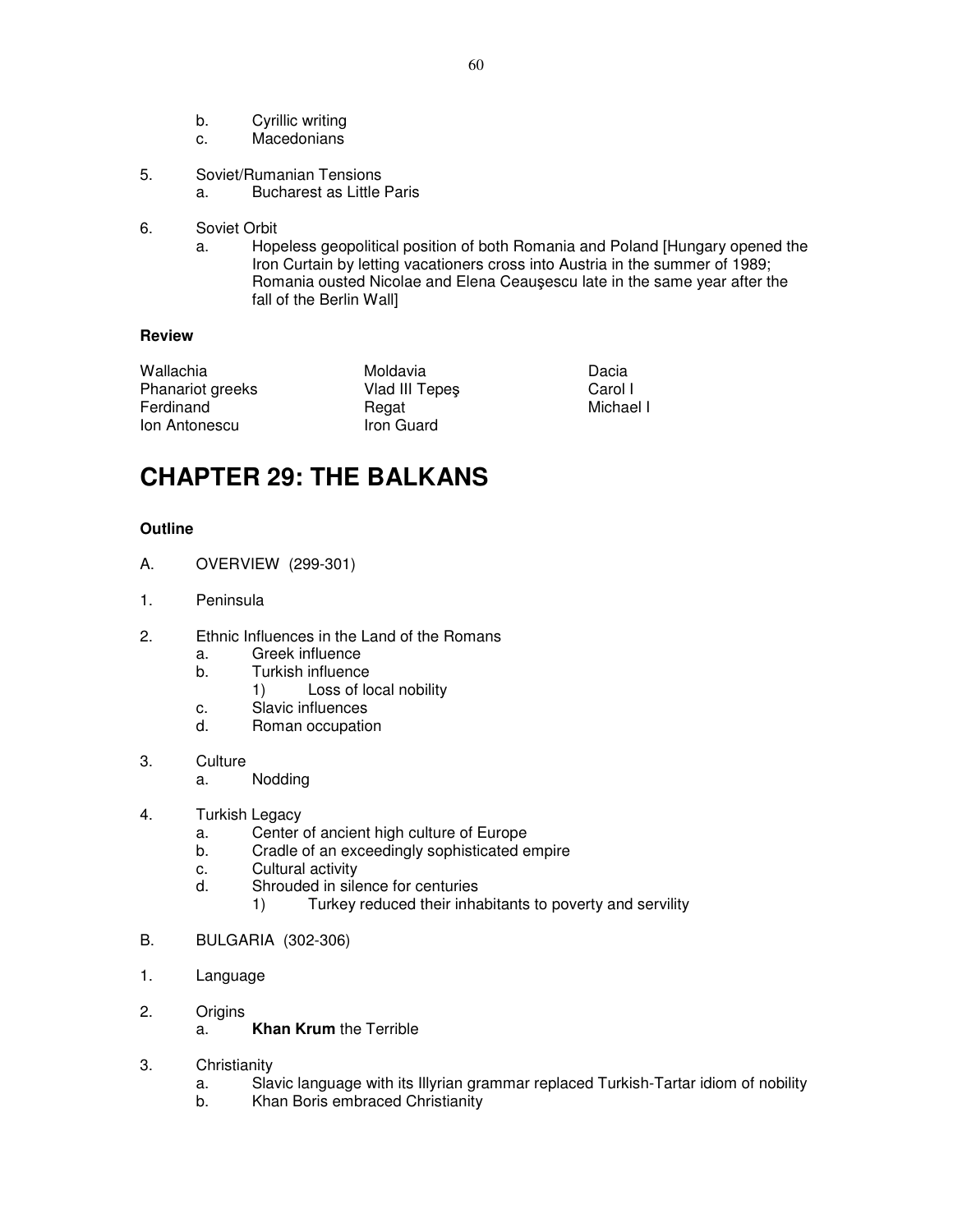b. Cyrillic writing
c. Macedonians

5. Soviet/Rumanian Tensions
   a. Bucharest as Little Paris

6. Soviet Orbit
   a. Hopeless geopolitical position of both Romania and Poland [Hungary opened the Iron Curtain by letting vacationers cross into Austria in the summer of 1989; Romania ousted Nicolae and Elena Ceauşescu late in the same year after the fall of the Berlin Wall]

**Review**

| | | |
|---|---|---|
| Wallachia | Moldavia | Dacia |
| Phanariot greeks | Vlad III Tepeş | Carol I |
| Ferdinand | Regat | Michael I |
| Ion Antonescu | Iron Guard | |

# CHAPTER 29: THE BALKANS

**Outline**

A. OVERVIEW (299-301)

1. Peninsula

2. Ethnic Influences in the Land of the Romans
   a. Greek influence
   b. Turkish influence
      1) Loss of local nobility
   c. Slavic influences
   d. Roman occupation

3. Culture
   a. Nodding

4. Turkish Legacy
   a. Center of ancient high culture of Europe
   b. Cradle of an exceedingly sophisticated empire
   c. Cultural activity
   d. Shrouded in silence for centuries
      1) Turkey reduced their inhabitants to poverty and servility

B. BULGARIA (302-306)

1. Language

2. Origins
   a. **Khan Krum** the Terrible

3. Christianity
   a. Slavic language with its Illyrian grammar replaced Turkish-Tartar idiom of nobility
   b. Khan Boris embraced Christianity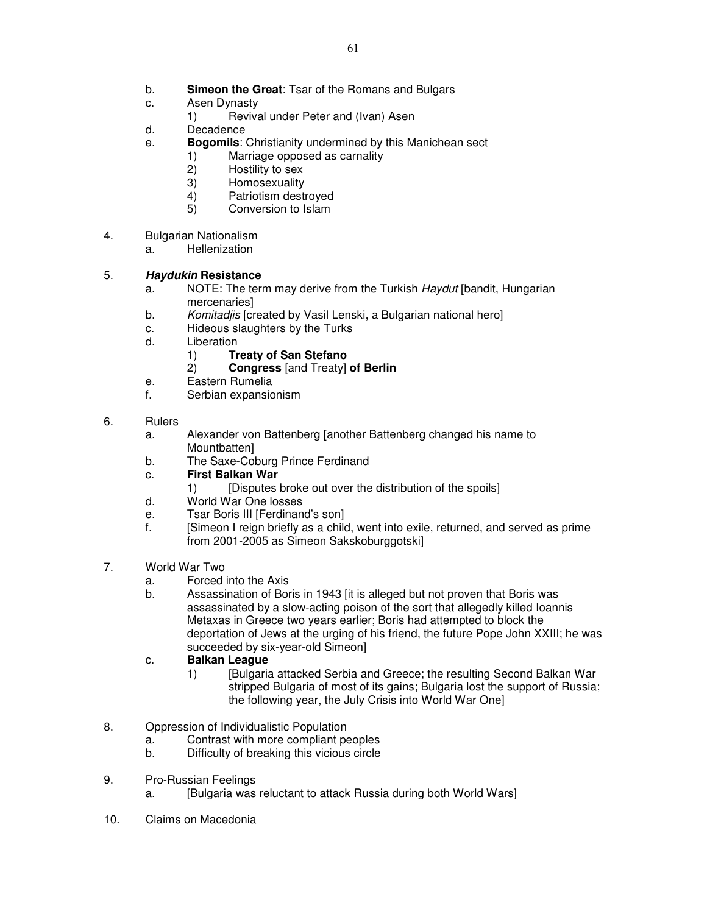b. **Simeon the Great**: Tsar of the Romans and Bulgars
c. Asen Dynasty
    1) Revival under Peter and (Ivan) Asen
d. Decadence
e. **Bogomils**: Christianity undermined by this Manichean sect
    1) Marriage opposed as carnality
    2) Hostility to sex
    3) Homosexuality
    4) Patriotism destroyed
    5) Conversion to Islam

4. Bulgarian Nationalism
    a. Hellenization

5. ***Haydukin* Resistance**
    a. NOTE: The term may derive from the Turkish *Haydut* [bandit, Hungarian mercenaries]
    b. *Komitadjis* [created by Vasil Lenski, a Bulgarian national hero]
    c. Hideous slaughters by the Turks
    d. Liberation
        1) **Treaty of San Stefano**
        2) **Congress** [and Treaty] **of Berlin**
    e. Eastern Rumelia
    f. Serbian expansionism

6. Rulers
    a. Alexander von Battenberg [another Battenberg changed his name to Mountbatten]
    b. The Saxe-Coburg Prince Ferdinand
    c. **First Balkan War**
        1) [Disputes broke out over the distribution of the spoils]
    d. World War One losses
    e. Tsar Boris III [Ferdinand's son]
    f. [Simeon I reign briefly as a child, went into exile, returned, and served as prime from 2001-2005 as Simeon Sakskoburggotski]

7. World War Two
    a. Forced into the Axis
    b. Assassination of Boris in 1943 [it is alleged but not proven that Boris was assassinated by a slow-acting poison of the sort that allegedly killed Ioannis Metaxas in Greece two years earlier; Boris had attempted to block the deportation of Jews at the urging of his friend, the future Pope John XXIII; he was succeeded by six-year-old Simeon]
    c. **Balkan League**
        1) [Bulgaria attacked Serbia and Greece; the resulting Second Balkan War stripped Bulgaria of most of its gains; Bulgaria lost the support of Russia; the following year, the July Crisis into World War One]

8. Oppression of Individualistic Population
    a. Contrast with more compliant peoples
    b. Difficulty of breaking this vicious circle

9. Pro-Russian Feelings
    a. [Bulgaria was reluctant to attack Russia during both World Wars]

10. Claims on Macedonia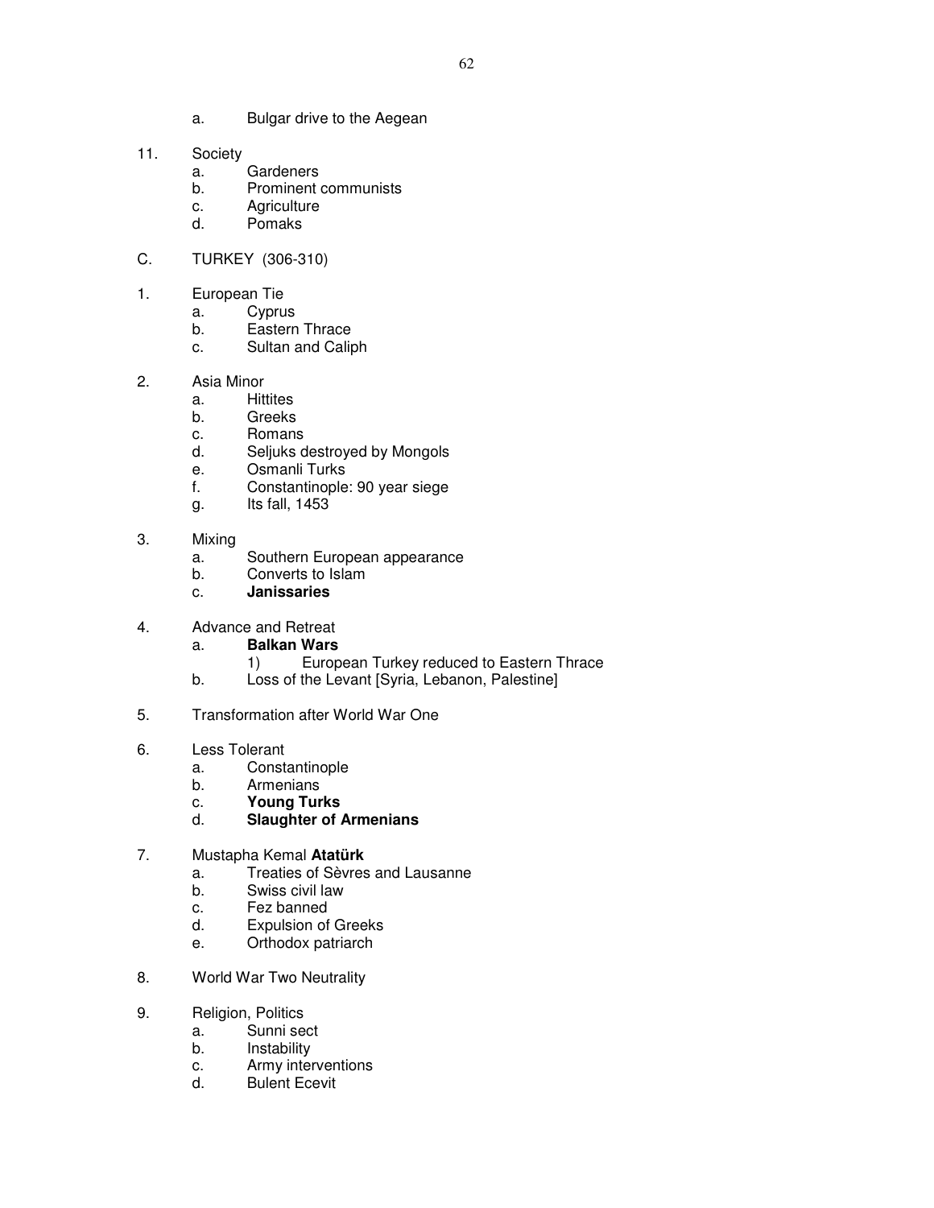a. Bulgar drive to the Aegean

11. Society
    a. Gardeners
    b. Prominent communists
    c. Agriculture
    d. Pomaks

C. TURKEY (306-310)

1. European Tie
    a. Cyprus
    b. Eastern Thrace
    c. Sultan and Caliph

2. Asia Minor
    a. Hittites
    b. Greeks
    c. Romans
    d. Seljuks destroyed by Mongols
    e. Osmanli Turks
    f. Constantinople: 90 year siege
    g. Its fall, 1453

3. Mixing
    a. Southern European appearance
    b. Converts to Islam
    c. **Janissaries**

4. Advance and Retreat
    a. **Balkan Wars**
        1) European Turkey reduced to Eastern Thrace
    b. Loss of the Levant [Syria, Lebanon, Palestine]

5. Transformation after World War One

6. Less Tolerant
    a. Constantinople
    b. Armenians
    c. **Young Turks**
    d. **Slaughter of Armenians**

7. Mustapha Kemal **Atatürk**
    a. Treaties of Sèvres and Lausanne
    b. Swiss civil law
    c. Fez banned
    d. Expulsion of Greeks
    e. Orthodox patriarch

8. World War Two Neutrality

9. Religion, Politics
    a. Sunni sect
    b. Instability
    c. Army interventions
    d. Bulent Ecevit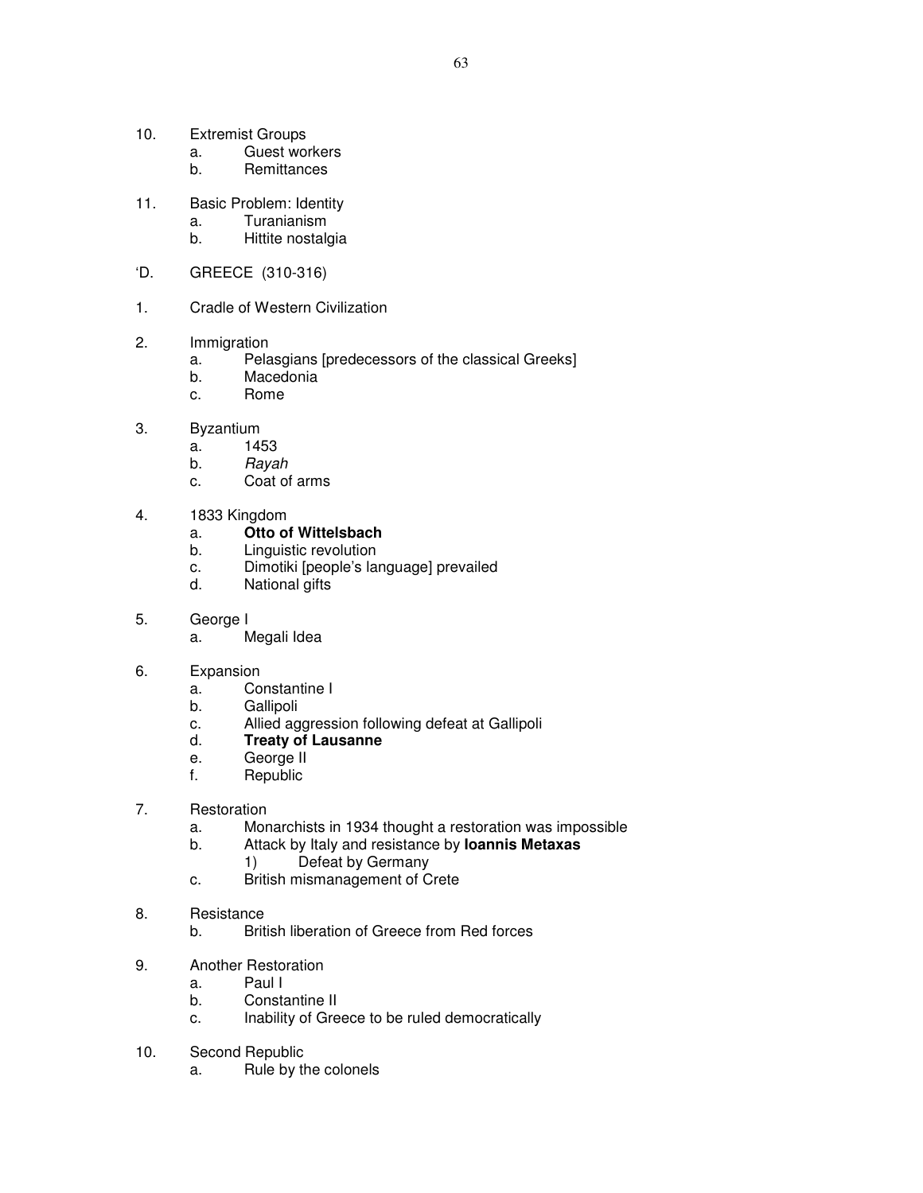10. Extremist Groups
    a. Guest workers
    b. Remittances

11. Basic Problem: Identity
    a. Turanianism
    b. Hittite nostalgia

'D. GREECE (310-316)

1. Cradle of Western Civilization

2. Immigration
    a. Pelasgians [predecessors of the classical Greeks]
    b. Macedonia
    c. Rome

3. Byzantium
    a. 1453
    b. *Rayah*
    c. Coat of arms

4. 1833 Kingdom
    a. **Otto of Wittelsbach**
    b. Linguistic revolution
    c. Dimotiki [people's language] prevailed
    d. National gifts

5. George I
    a. Megali Idea

6. Expansion
    a. Constantine I
    b. Gallipoli
    c. Allied aggression following defeat at Gallipoli
    d. **Treaty of Lausanne**
    e. George II
    f. Republic

7. Restoration
    a. Monarchists in 1934 thought a restoration was impossible
    b. Attack by Italy and resistance by **Ioannis Metaxas**
        1) Defeat by Germany
    c. British mismanagement of Crete

8. Resistance
    b. British liberation of Greece from Red forces

9. Another Restoration
    a. Paul I
    b. Constantine II
    c. Inability of Greece to be ruled democratically

10. Second Republic
    a. Rule by the colonels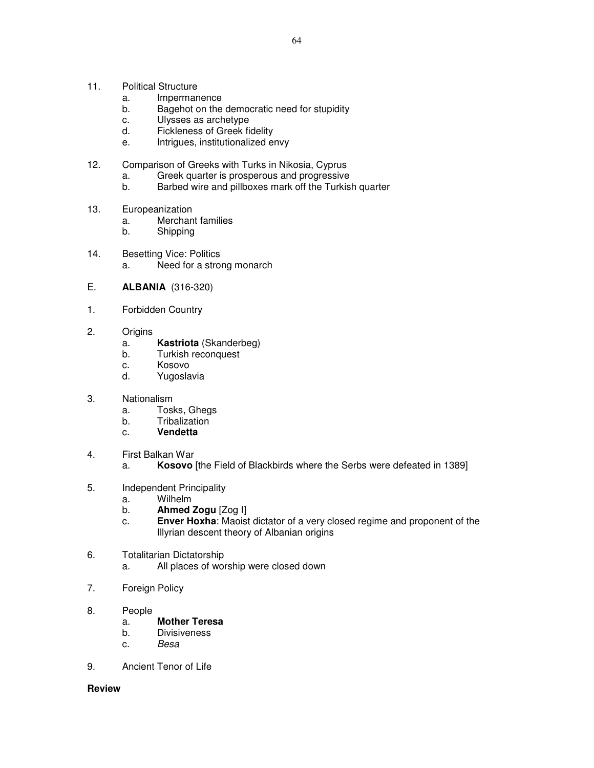11. Political Structure
    a. Impermanence
    b. Bagehot on the democratic need for stupidity
    c. Ulysses as archetype
    d. Fickleness of Greek fidelity
    e. Intrigues, institutionalized envy

12. Comparison of Greeks with Turks in Nikosia, Cyprus
    a. Greek quarter is prosperous and progressive
    b. Barbed wire and pillboxes mark off the Turkish quarter

13. Europeanization
    a. Merchant families
    b. Shipping

14. Besetting Vice: Politics
    a. Need for a strong monarch

E. **ALBANIA** (316-320)

1. Forbidden Country

2. Origins
    a. **Kastriota** (Skanderbeg)
    b. Turkish reconquest
    c. Kosovo
    d. Yugoslavia

3. Nationalism
    a. Tosks, Ghegs
    b. Tribalization
    c. **Vendetta**

4. First Balkan War
    a. **Kosovo** [the Field of Blackbirds where the Serbs were defeated in 1389]

5. Independent Principality
    a. Wilhelm
    b. **Ahmed Zogu** [Zog I]
    c. **Enver Hoxha**: Maoist dictator of a very closed regime and proponent of the Illyrian descent theory of Albanian origins

6. Totalitarian Dictatorship
    a. All places of worship were closed down

7. Foreign Policy

8. People
    a. **Mother Teresa**
    b. Divisiveness
    c. *Besa*

9. Ancient Tenor of Life

**Review**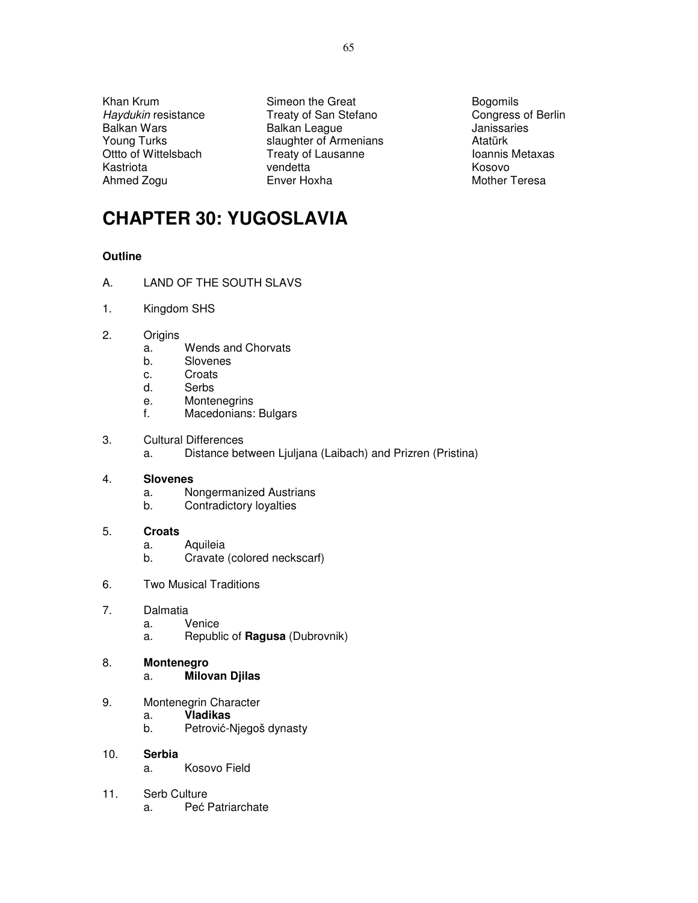| | | |
|---|---|---|
| Khan Krum | Simeon the Great | Bogomils |
| *Haydukin* resistance | Treaty of San Stefano | Congress of Berlin |
| Balkan Wars | Balkan League | Janissaries |
| Young Turks | slaughter of Armenians | Atatürk |
| Ottto of Wittelsbach | Treaty of Lausanne | Ioannis Metaxas |
| Kastriota | vendetta | Kosovo |
| Ahmed Zogu | Enver Hoxha | Mother Teresa |

# CHAPTER 30: YUGOSLAVIA

**Outline**

A. LAND OF THE SOUTH SLAVS

1. Kingdom SHS

2. Origins
   a. Wends and Chorvats
   b. Slovenes
   c. Croats
   d. Serbs
   e. Montenegrins
   f. Macedonians: Bulgars

3. Cultural Differences
   a. Distance between Ljuljana (Laibach) and Prizren (Pristina)

4. **Slovenes**
   a. Nongermanized Austrians
   b. Contradictory loyalties

5. **Croats**
   a. Aquileia
   b. Cravate (colored neckscarf)

6. Two Musical Traditions

7. Dalmatia
   a. Venice
   a. Republic of **Ragusa** (Dubrovnik)

8. **Montenegro**
   a. **Milovan Djilas**

9. Montenegrin Character
   a. **Vladikas**
   b. Petrović-Njegoš dynasty

10. **Serbia**
    a. Kosovo Field

11. Serb Culture
    a. Peć Patriarchate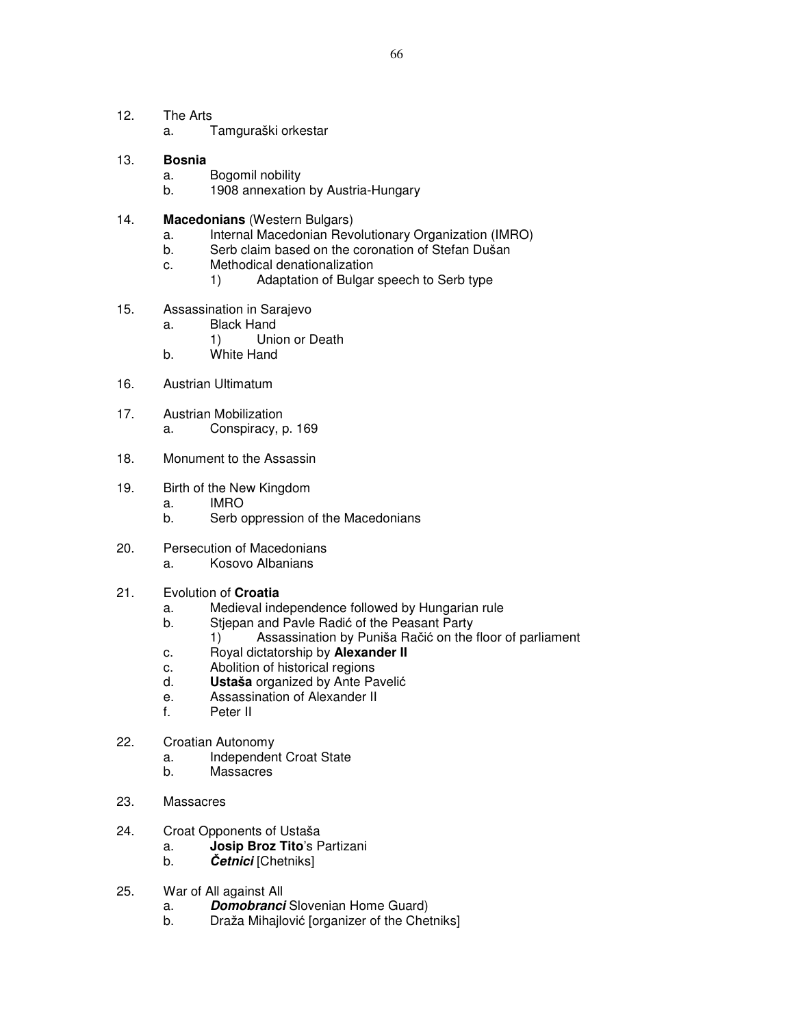12. The Arts
    a. Tamguraški orkestar

13. **Bosnia**
    a. Bogomil nobility
    b. 1908 annexation by Austria-Hungary

14. **Macedonians** (Western Bulgars)
    a. Internal Macedonian Revolutionary Organization (IMRO)
    b. Serb claim based on the coronation of Stefan Dušan
    c. Methodical denationalization
        1) Adaptation of Bulgar speech to Serb type

15. Assassination in Sarajevo
    a. Black Hand
        1) Union or Death
    b. White Hand

16. Austrian Ultimatum

17. Austrian Mobilization
    a. Conspiracy, p. 169

18. Monument to the Assassin

19. Birth of the New Kingdom
    a. IMRO
    b. Serb oppression of the Macedonians

20. Persecution of Macedonians
    a. Kosovo Albanians

21. Evolution of **Croatia**
    a. Medieval independence followed by Hungarian rule
    b. Stjepan and Pavle Radić of the Peasant Party
        1) Assassination by Puniša Račić on the floor of parliament
    c. Royal dictatorship by **Alexander II**
    c. Abolition of historical regions
    d. **Ustaša** organized by Ante Pavelić
    e. Assassination of Alexander II
    f. Peter II

22. Croatian Autonomy
    a. Independent Croat State
    b. Massacres

23. Massacres

24. Croat Opponents of Ustaša
    a. **Josip Broz Tito**'s Partizani
    b. ***Četnici*** [Chetniks]

25. War of All against All
    a. ***Domobranci*** Slovenian Home Guard)
    b. Draža Mihajlović [organizer of the Chetniks]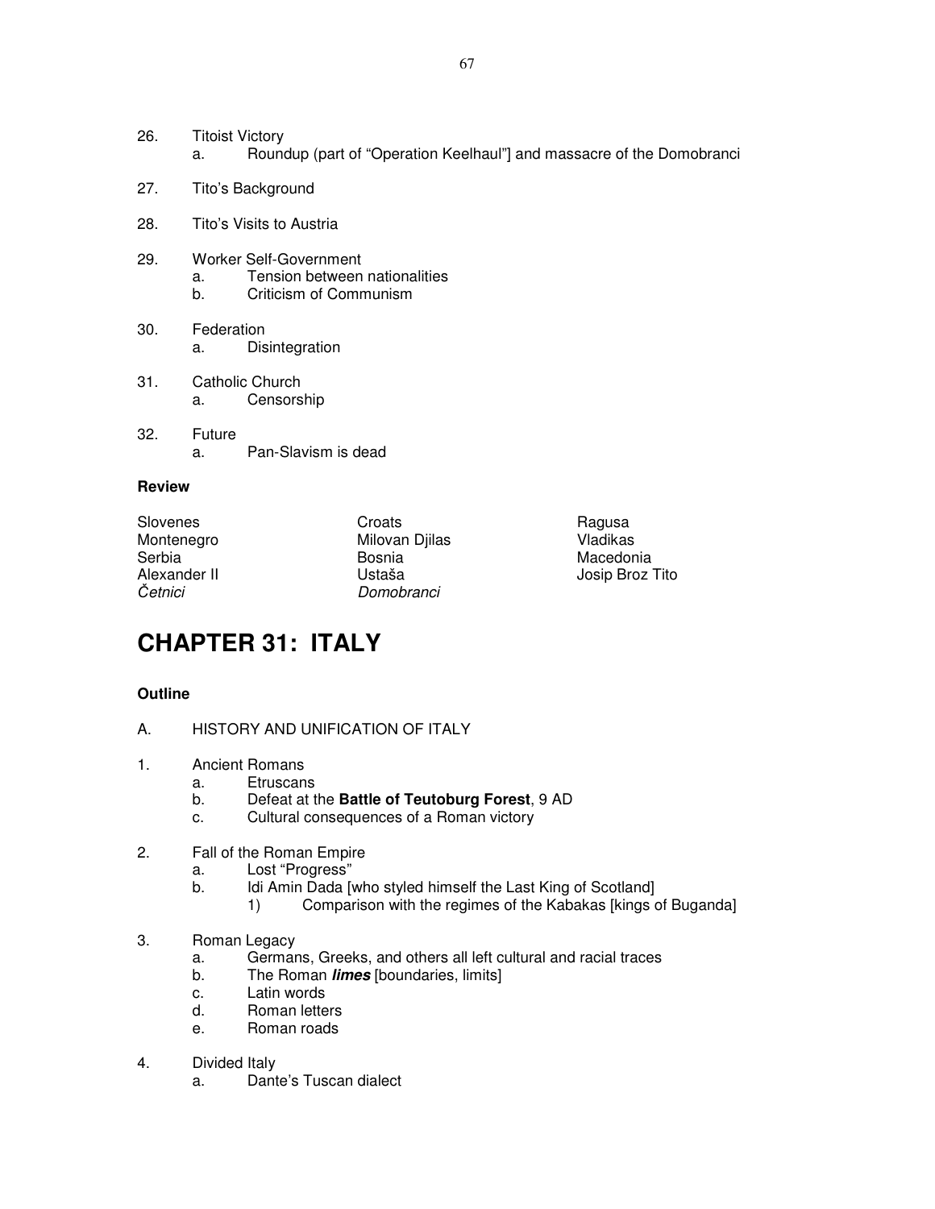26. Titoist Victory
    a. Roundup (part of "Operation Keelhaul"] and massacre of the Domobranci

27. Tito's Background

28. Tito's Visits to Austria

29. Worker Self-Government
    a. Tension between nationalities
    b. Criticism of Communism

30. Federation
    a. Disintegration

31. Catholic Church
    a. Censorship

32. Future
    a. Pan-Slavism is dead

**Review**

| | | |
|---|---|---|
| Slovenes | Croats | Ragusa |
| Montenegro | Milovan Djilas | Vladikas |
| Serbia | Bosnia | Macedonia |
| Alexander II | Ustaša | Josip Broz Tito |
| *Četnici* | *Domobranci* | |

# CHAPTER 31: ITALY

**Outline**

A. HISTORY AND UNIFICATION OF ITALY

1. Ancient Romans
    a. Etruscans
    b. Defeat at the **Battle of Teutoburg Forest**, 9 AD
    c. Cultural consequences of a Roman victory

2. Fall of the Roman Empire
    a. Lost "Progress"
    b. Idi Amin Dada [who styled himself the Last King of Scotland]
        1) Comparison with the regimes of the Kabakas [kings of Buganda]

3. Roman Legacy
    a. Germans, Greeks, and others all left cultural and racial traces
    b. The Roman ***limes*** [boundaries, limits]
    c. Latin words
    d. Roman letters
    e. Roman roads

4. Divided Italy
    a. Dante's Tuscan dialect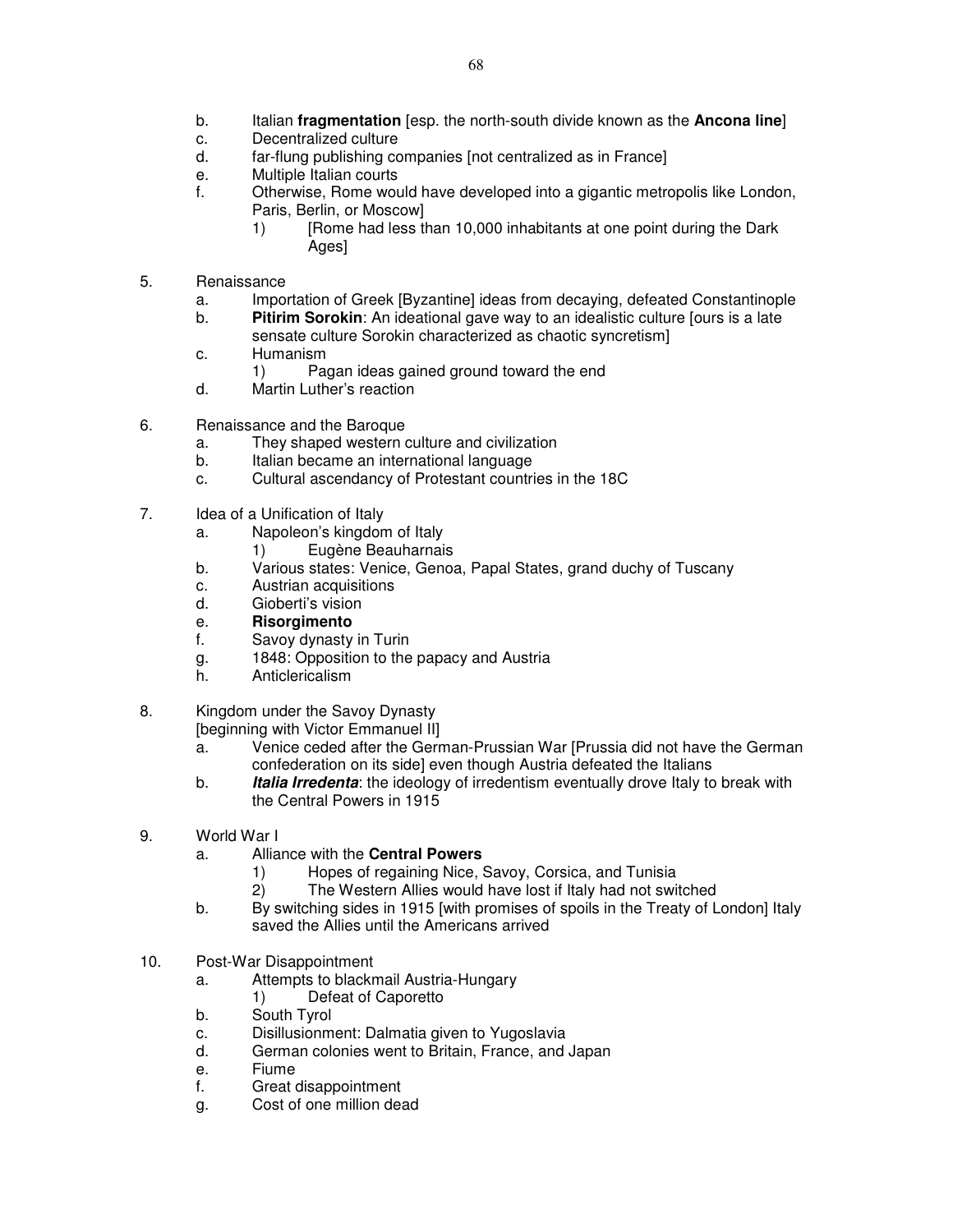b. Italian **fragmentation** [esp. the north-south divide known as the **Ancona line**]
c. Decentralized culture
d. far-flung publishing companies [not centralized as in France]
e. Multiple Italian courts
f. Otherwise, Rome would have developed into a gigantic metropolis like London, Paris, Berlin, or Moscow]
    1) [Rome had less than 10,000 inhabitants at one point during the Dark Ages]

5. Renaissance
    a. Importation of Greek [Byzantine] ideas from decaying, defeated Constantinople
    b. **Pitirim Sorokin**: An ideational gave way to an idealistic culture [ours is a late sensate culture Sorokin characterized as chaotic syncretism]
    c. Humanism
        1) Pagan ideas gained ground toward the end
    d. Martin Luther's reaction

6. Renaissance and the Baroque
    a. They shaped western culture and civilization
    b. Italian became an international language
    c. Cultural ascendancy of Protestant countries in the 18C

7. Idea of a Unification of Italy
    a. Napoleon's kingdom of Italy
        1) Eugène Beauharnais
    b. Various states: Venice, Genoa, Papal States, grand duchy of Tuscany
    c. Austrian acquisitions
    d. Gioberti's vision
    e. **Risorgimento**
    f. Savoy dynasty in Turin
    g. 1848: Opposition to the papacy and Austria
    h. Anticlericalism

8. Kingdom under the Savoy Dynasty
   [beginning with Victor Emmanuel II]
    a. Venice ceded after the German-Prussian War [Prussia did not have the German confederation on its side] even though Austria defeated the Italians
    b. ***Italia Irredenta***: the ideology of irredentism eventually drove Italy to break with the Central Powers in 1915

9. World War I
    a. Alliance with the **Central Powers**
        1) Hopes of regaining Nice, Savoy, Corsica, and Tunisia
        2) The Western Allies would have lost if Italy had not switched
    b. By switching sides in 1915 [with promises of spoils in the Treaty of London] Italy saved the Allies until the Americans arrived

10. Post-War Disappointment
    a. Attempts to blackmail Austria-Hungary
        1) Defeat of Caporetto
    b. South Tyrol
    c. Disillusionment: Dalmatia given to Yugoslavia
    d. German colonies went to Britain, France, and Japan
    e. Fiume
    f. Great disappointment
    g. Cost of one million dead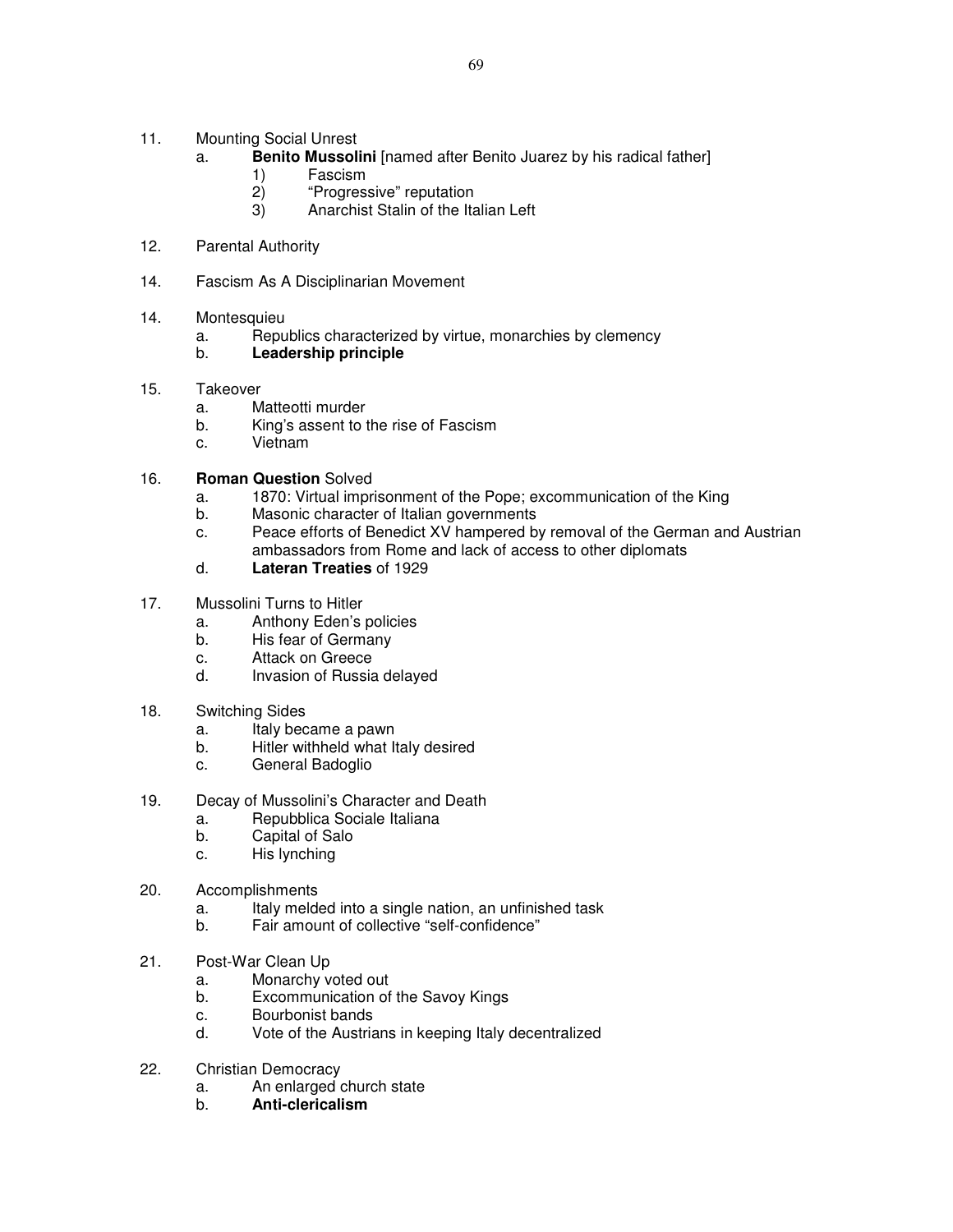11. Mounting Social Unrest
    a. **Benito Mussolini** [named after Benito Juarez by his radical father]
        1) Fascism
        2) "Progressive" reputation
        3) Anarchist Stalin of the Italian Left

12. Parental Authority

14. Fascism As A Disciplinarian Movement

14. Montesquieu
    a. Republics characterized by virtue, monarchies by clemency
    b. **Leadership principle**

15. Takeover
    a. Matteotti murder
    b. King's assent to the rise of Fascism
    c. Vietnam

16. **Roman Question** Solved
    a. 1870: Virtual imprisonment of the Pope; excommunication of the King
    b. Masonic character of Italian governments
    c. Peace efforts of Benedict XV hampered by removal of the German and Austrian ambassadors from Rome and lack of access to other diplomats
    d. **Lateran Treaties** of 1929

17. Mussolini Turns to Hitler
    a. Anthony Eden's policies
    b. His fear of Germany
    c. Attack on Greece
    d. Invasion of Russia delayed

18. Switching Sides
    a. Italy became a pawn
    b. Hitler withheld what Italy desired
    c. General Badoglio

19. Decay of Mussolini's Character and Death
    a. Repubblica Sociale Italiana
    b. Capital of Salo
    c. His lynching

20. Accomplishments
    a. Italy melded into a single nation, an unfinished task
    b. Fair amount of collective "self-confidence"

21. Post-War Clean Up
    a. Monarchy voted out
    b. Excommunication of the Savoy Kings
    c. Bourbonist bands
    d. Vote of the Austrians in keeping Italy decentralized

22. Christian Democracy
    a. An enlarged church state
    b. **Anti-clericalism**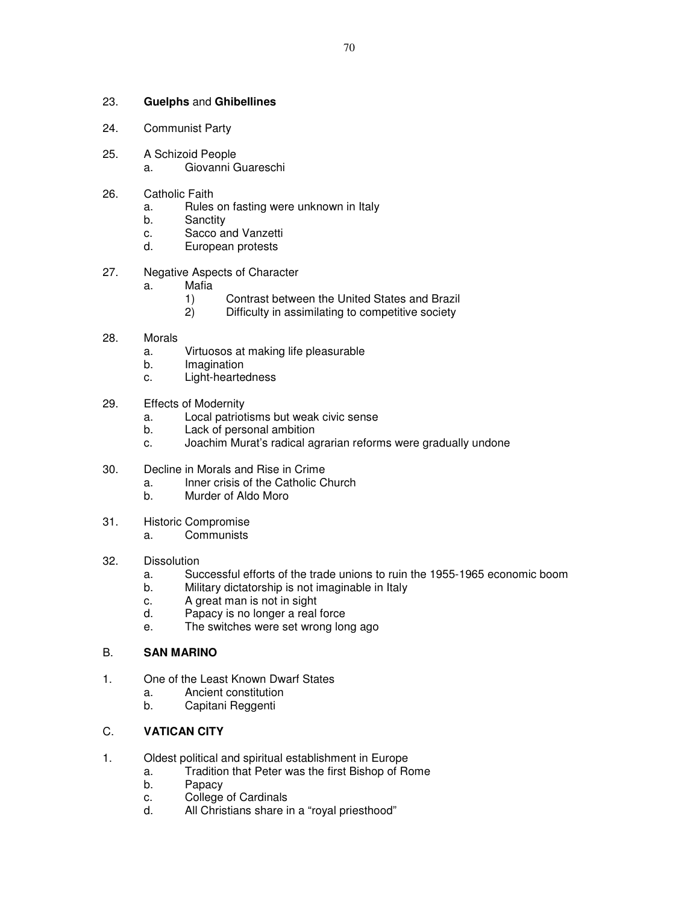23. **Guelphs** and **Ghibellines**

24. Communist Party

25. A Schizoid People
    a. Giovanni Guareschi

26. Catholic Faith
    a. Rules on fasting were unknown in Italy
    b. Sanctity
    c. Sacco and Vanzetti
    d. European protests

27. Negative Aspects of Character
    a. Mafia
        1) Contrast between the United States and Brazil
        2) Difficulty in assimilating to competitive society

28. Morals
    a. Virtuosos at making life pleasurable
    b. Imagination
    c. Light-heartedness

29. Effects of Modernity
    a. Local patriotisms but weak civic sense
    b. Lack of personal ambition
    c. Joachim Murat's radical agrarian reforms were gradually undone

30. Decline in Morals and Rise in Crime
    a. Inner crisis of the Catholic Church
    b. Murder of Aldo Moro

31. Historic Compromise
    a. Communists

32. Dissolution
    a. Successful efforts of the trade unions to ruin the 1955-1965 economic boom
    b. Military dictatorship is not imaginable in Italy
    c. A great man is not in sight
    d. Papacy is no longer a real force
    e. The switches were set wrong long ago

## B. SAN MARINO

1. One of the Least Known Dwarf States
    a. Ancient constitution
    b. Capitani Reggenti

## C. VATICAN CITY

1. Oldest political and spiritual establishment in Europe
    a. Tradition that Peter was the first Bishop of Rome
    b. Papacy
    c. College of Cardinals
    d. All Christians share in a "royal priesthood"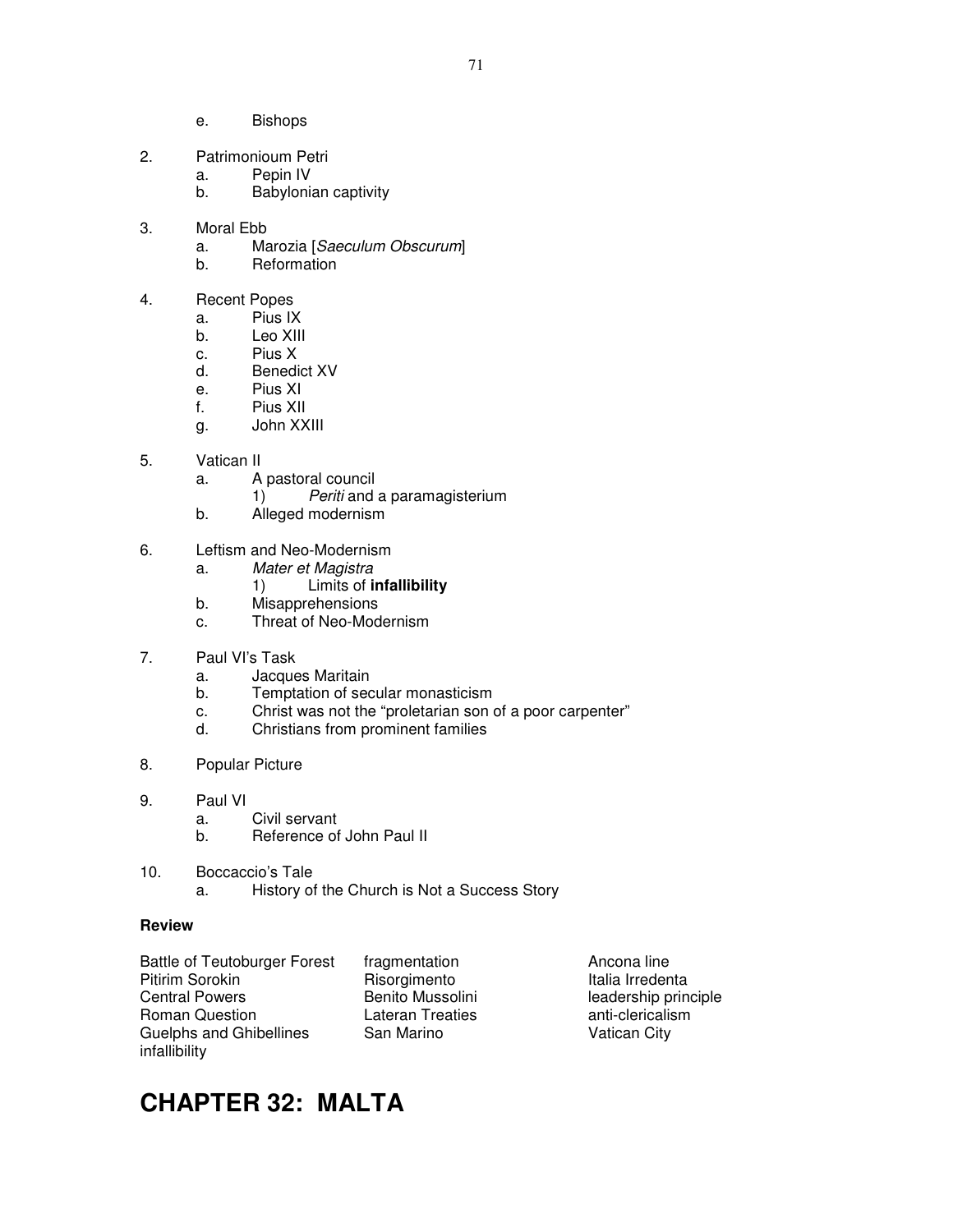- e. Bishops

2. Patrimonioum Petri
   - a. Pepin IV
   - b. Babylonian captivity

3. Moral Ebb
   - a. Marozia [*Saeculum Obscurum*]
   - b. Reformation

4. Recent Popes
   - a. Pius IX
   - b. Leo XIII
   - c. Pius X
   - d. Benedict XV
   - e. Pius XI
   - f. Pius XII
   - g. John XXIII

5. Vatican II
   - a. A pastoral council
     - 1) *Periti* and a paramagisterium
   - b. Alleged modernism

6. Leftism and Neo-Modernism
   - a. *Mater et Magistra*
     - 1) Limits of **infallibility**
   - b. Misapprehensions
   - c. Threat of Neo-Modernism

7. Paul VI's Task
   - a. Jacques Maritain
   - b. Temptation of secular monasticism
   - c. Christ was not the "proletarian son of a poor carpenter"
   - d. Christians from prominent families

8. Popular Picture

9. Paul VI
   - a. Civil servant
   - b. Reference of John Paul II

10. Boccaccio's Tale
    - a. History of the Church is Not a Success Story

**Review**

Battle of Teutoburger Forest
Pitirim Sorokin
Central Powers
Roman Question
Guelphs and Ghibellines
infallibility
fragmentation
Risorgimento
Benito Mussolini
Lateran Treaties
San Marino
Ancona line
Italia Irredenta
leadership principle
anti-clericalism
Vatican City

# CHAPTER 32: MALTA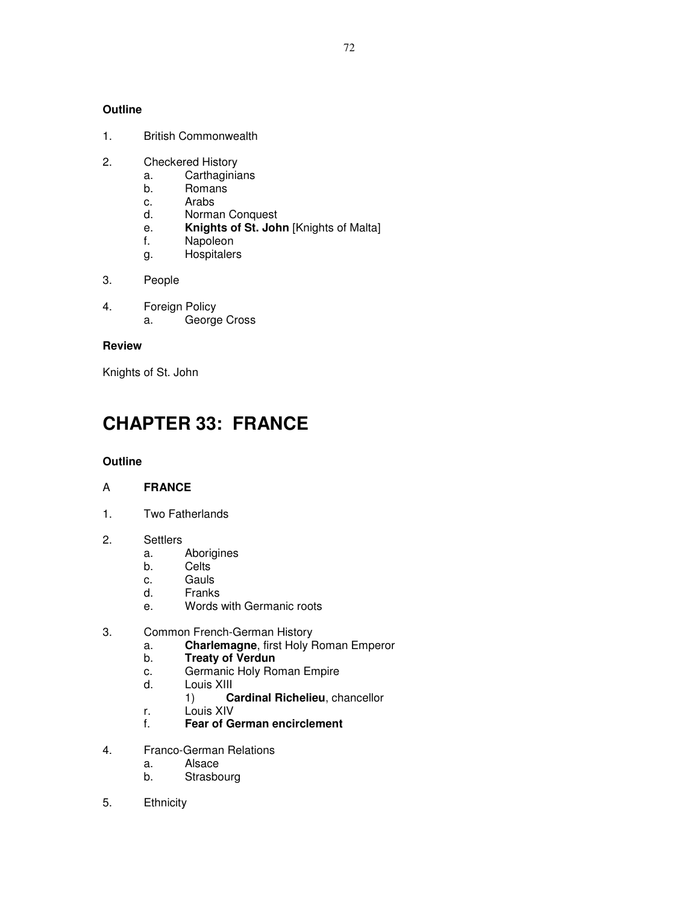**Outline**

1. British Commonwealth

2. Checkered History
    a. Carthaginians
    b. Romans
    c. Arabs
    d. Norman Conquest
    e. **Knights of St. John** [Knights of Malta]
    f. Napoleon
    g. Hospitalers

3. People

4. Foreign Policy
    a. George Cross

**Review**

Knights of St. John

# CHAPTER 33: FRANCE

**Outline**

A **FRANCE**

1. Two Fatherlands

2. Settlers
    a. Aborigines
    b. Celts
    c. Gauls
    d. Franks
    e. Words with Germanic roots

3. Common French-German History
    a. **Charlemagne**, first Holy Roman Emperor
    b. **Treaty of Verdun**
    c. Germanic Holy Roman Empire
    d. Louis XIII
        1) **Cardinal Richelieu**, chancellor
    r. Louis XIV
    f. **Fear of German encirclement**

4. Franco-German Relations
    a. Alsace
    b. Strasbourg

5. Ethnicity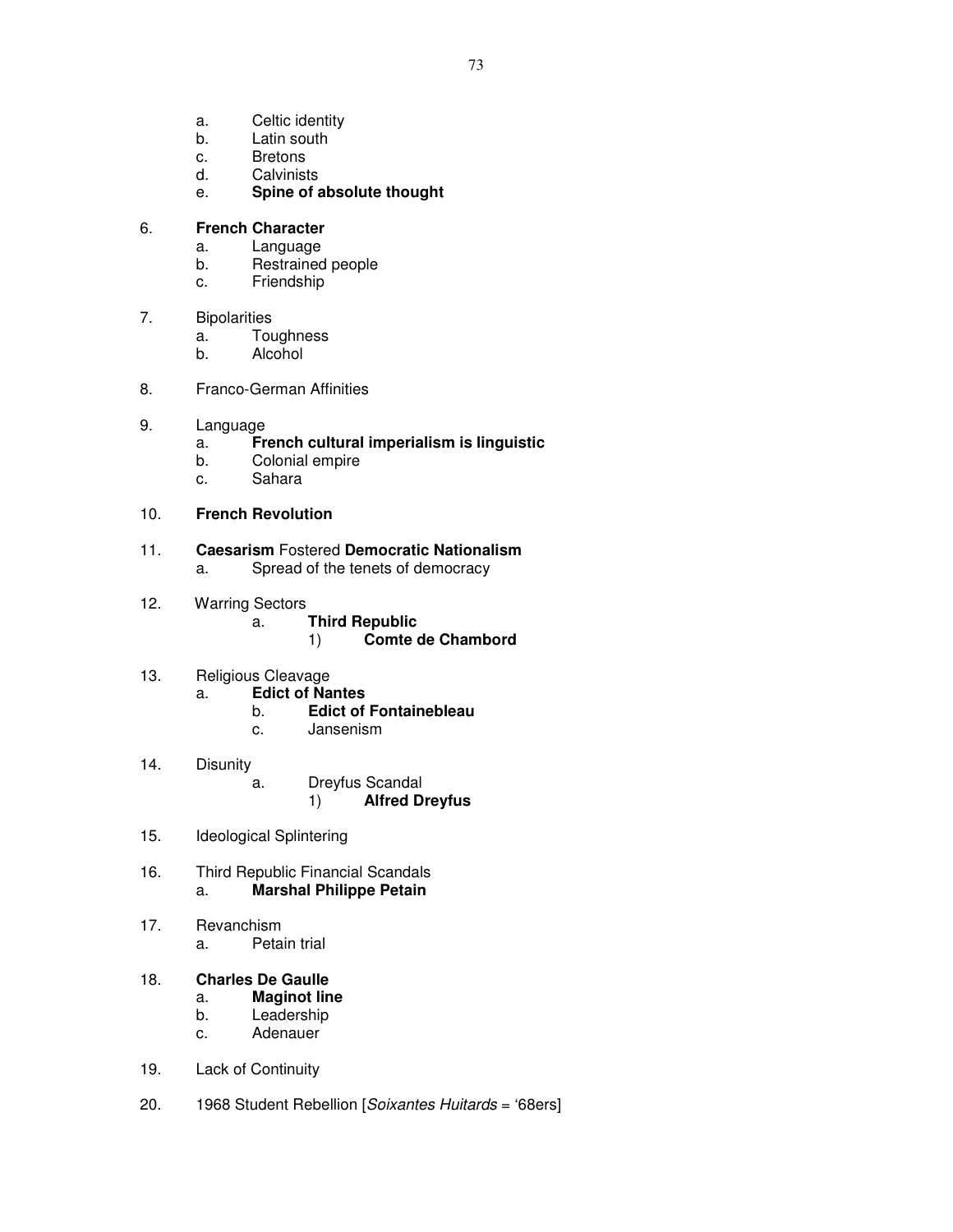a. Celtic identity
   b. Latin south
   c. Bretons
   d. Calvinists
   e. **Spine of absolute thought**

6. **French Character**
   a. Language
   b. Restrained people
   c. Friendship

7. Bipolarities
   a. Toughness
   b. Alcohol

8. Franco-German Affinities

9. Language
   a. **French cultural imperialism is linguistic**
   b. Colonial empire
   c. Sahara

10. **French Revolution**

11. **Caesarism** Fostered **Democratic Nationalism**
    a. Spread of the tenets of democracy

12. Warring Sectors
    - a. **Third Republic**
      - 1) **Comte de Chambord**

13. Religious Cleavage
    a. **Edict of Nantes**
    - b. **Edict of Fontainebleau**
    - c. Jansenism

14. Disunity
    - a. Dreyfus Scandal
      - 1) **Alfred Dreyfus**

15. Ideological Splintering

16. Third Republic Financial Scandals
    a. **Marshal Philippe Petain**

17. Revanchism
    a. Petain trial

18. **Charles De Gaulle**
    a. **Maginot line**
    b. Leadership
    c. Adenauer

19. Lack of Continuity

20. 1968 Student Rebellion [*Soixantes Huitards* = '68ers]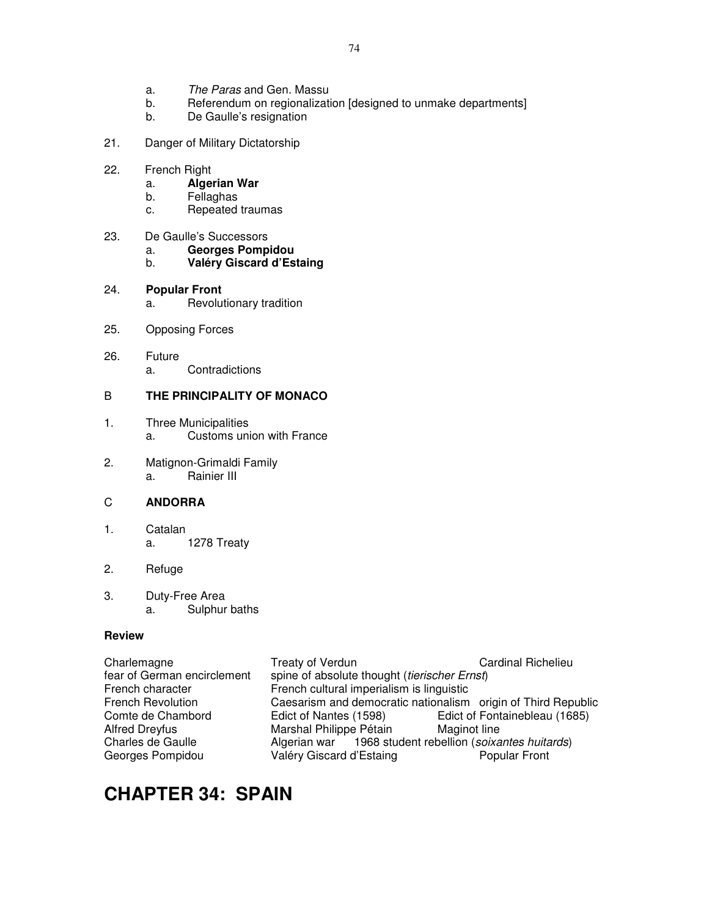a. *The Paras* and Gen. Massu
  b. Referendum on regionalization [designed to unmake departments]
  b. De Gaulle's resignation

21. Danger of Military Dictatorship

22. French Right
  a. **Algerian War**
  b. Fellaghas
  c. Repeated traumas

23. De Gaulle's Successors
  a. **Georges Pompidou**
  b. **Valéry Giscard d'Estaing**

24. **Popular Front**
  a. Revolutionary tradition

25. Opposing Forces

26. Future
  a. Contradictions

## B THE PRINCIPALITY OF MONACO

1. Three Municipalities
  a. Customs union with France

2. Matignon-Grimaldi Family
  a. Rainier III

## C ANDORRA

1. Catalan
  a. 1278 Treaty

2. Refuge

3. Duty-Free Area
  a. Sulphur baths

**Review**

| | | |
|---|---|---|
| Charlemagne | Treaty of Verdun | Cardinal Richelieu |
| fear of German encirclement | spine of absolute thought (*tierischer Ernst*) | |
| French character | French cultural imperialism is linguistic | |
| French Revolution | Caesarism and democratic nationalism | origin of Third Republic |
| Comte de Chambord | Edict of Nantes (1598) | Edict of Fontainebleau (1685) |
| Alfred Dreyfus | Marshal Philippe Pétain | Maginot line |
| Charles de Gaulle | Algerian war | 1968 student rebellion (*soixantes huitards*) |
| Georges Pompidou | Valéry Giscard d'Estaing | Popular Front |

# CHAPTER 34: SPAIN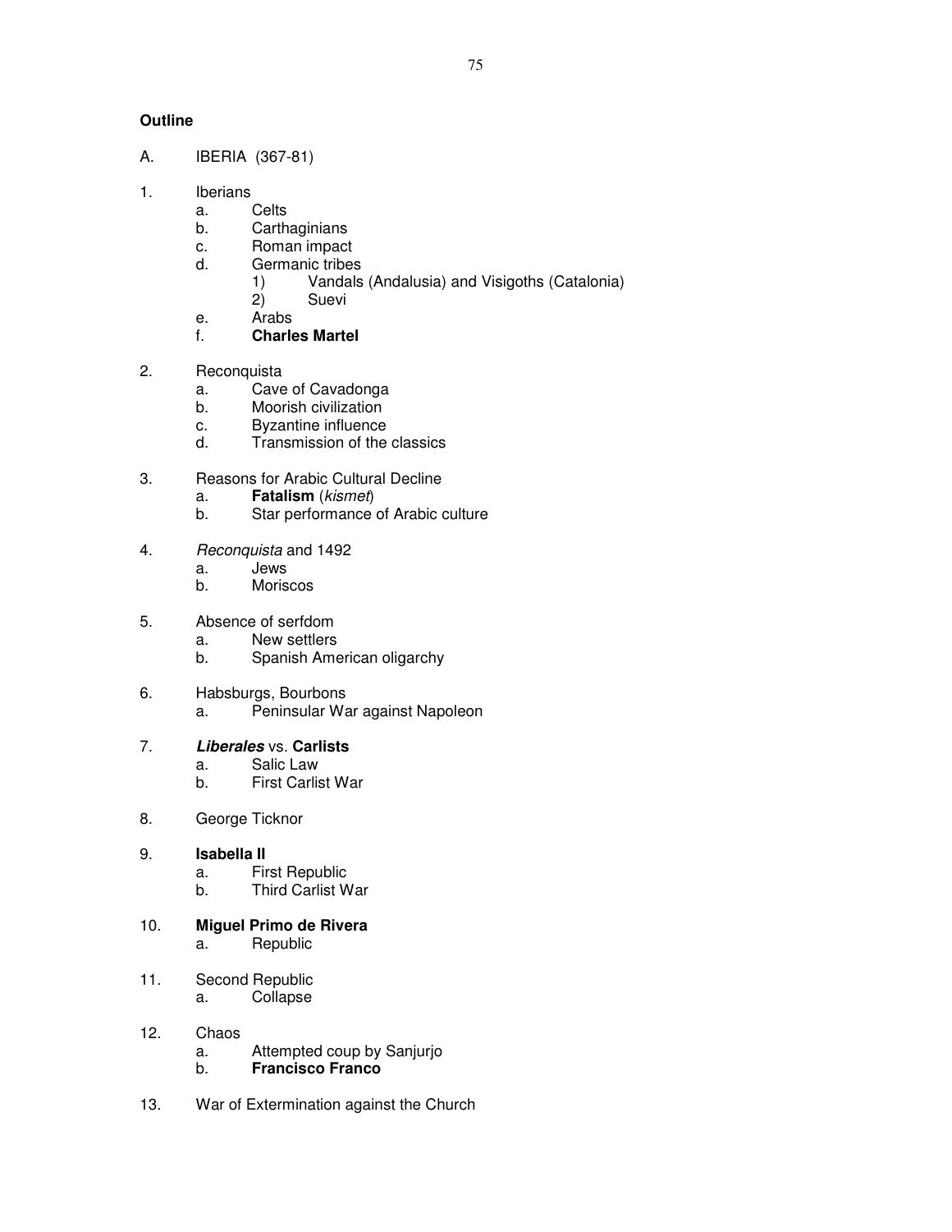**Outline**

A. IBERIA (367-81)

1. Iberians
   a. Celts
   b. Carthaginians
   c. Roman impact
   d. Germanic tribes
      1) Vandals (Andalusia) and Visigoths (Catalonia)
      2) Suevi
   e. Arabs
   f. **Charles Martel**

2. Reconquista
   a. Cave of Cavadonga
   b. Moorish civilization
   c. Byzantine influence
   d. Transmission of the classics

3. Reasons for Arabic Cultural Decline
   a. **Fatalism** (*kismet*)
   b. Star performance of Arabic culture

4. *Reconquista* and 1492
   a. Jews
   b. Moriscos

5. Absence of serfdom
   a. New settlers
   b. Spanish American oligarchy

6. Habsburgs, Bourbons
   a. Peninsular War against Napoleon

7. ***Liberales*** vs. **Carlists**
   a. Salic Law
   b. First Carlist War

8. George Ticknor

9. **Isabella II**
   a. First Republic
   b. Third Carlist War

10. **Miguel Primo de Rivera**
    a. Republic

11. Second Republic
    a. Collapse

12. Chaos
    a. Attempted coup by Sanjurjo
    b. **Francisco Franco**

13. War of Extermination against the Church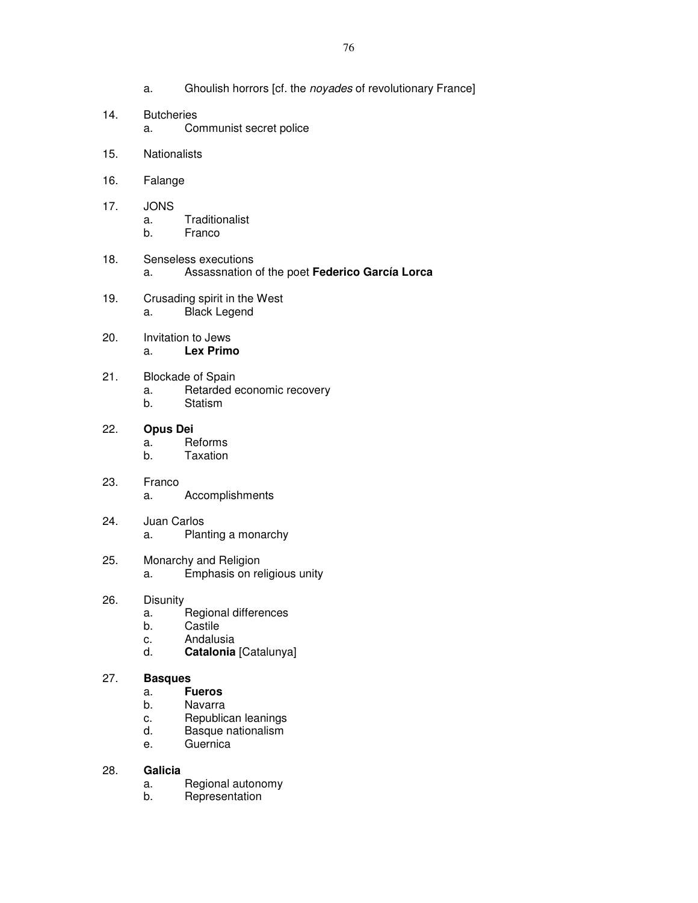a. Ghoulish horrors [cf. the *noyades* of revolutionary France]

14. Butcheries
    a. Communist secret police

15. Nationalists

16. Falange

17. JONS
    a. Traditionalist
    b. Franco

18. Senseless executions
    a. Assassnation of the poet **Federico García Lorca**

19. Crusading spirit in the West
    a. Black Legend

20. Invitation to Jews
    a. **Lex Primo**

21. Blockade of Spain
    a. Retarded economic recovery
    b. Statism

22. **Opus Dei**
    a. Reforms
    b. Taxation

23. Franco
    a. Accomplishments

24. Juan Carlos
    a. Planting a monarchy

25. Monarchy and Religion
    a. Emphasis on religious unity

26. Disunity
    a. Regional differences
    b. Castile
    c. Andalusia
    d. **Catalonia** [Catalunya]

27. **Basques**
    a. **Fueros**
    b. Navarra
    c. Republican leanings
    d. Basque nationalism
    e. Guernica

28. **Galicia**
    a. Regional autonomy
    b. Representation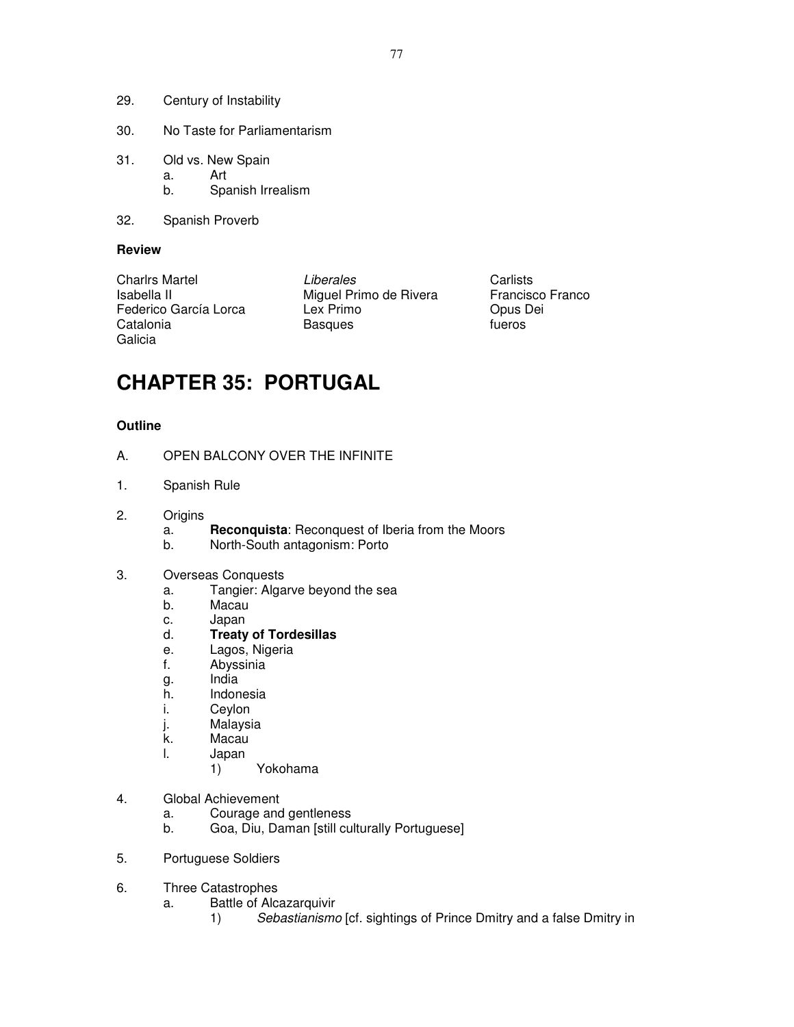29. Century of Instability

30. No Taste for Parliamentarism

31. Old vs. New Spain
    a. Art
    b. Spanish Irrealism

32. Spanish Proverb

**Review**

| | | |
|---|---|---|
| Charlrs Martel | *Liberales* | Carlists |
| Isabella II | Miguel Primo de Rivera | Francisco Franco |
| Federico García Lorca | Lex Primo | Opus Dei |
| Catalonia | Basques | fueros |
| Galicia | | |

# CHAPTER 35: PORTUGAL

**Outline**

A. OPEN BALCONY OVER THE INFINITE

1. Spanish Rule

2. Origins
    a. **Reconquista**: Reconquest of Iberia from the Moors
    b. North-South antagonism: Porto

3. Overseas Conquests
    a. Tangier: Algarve beyond the sea
    b. Macau
    c. Japan
    d. **Treaty of Tordesillas**
    e. Lagos, Nigeria
    f. Abyssinia
    g. India
    h. Indonesia
    i. Ceylon
    j. Malaysia
    k. Macau
    l. Japan
        1) Yokohama

4. Global Achievement
    a. Courage and gentleness
    b. Goa, Diu, Daman [still culturally Portuguese]

5. Portuguese Soldiers

6. Three Catastrophes
    a. Battle of Alcazarquivir
        1) *Sebastianismo* [cf. sightings of Prince Dmitry and a false Dmitry in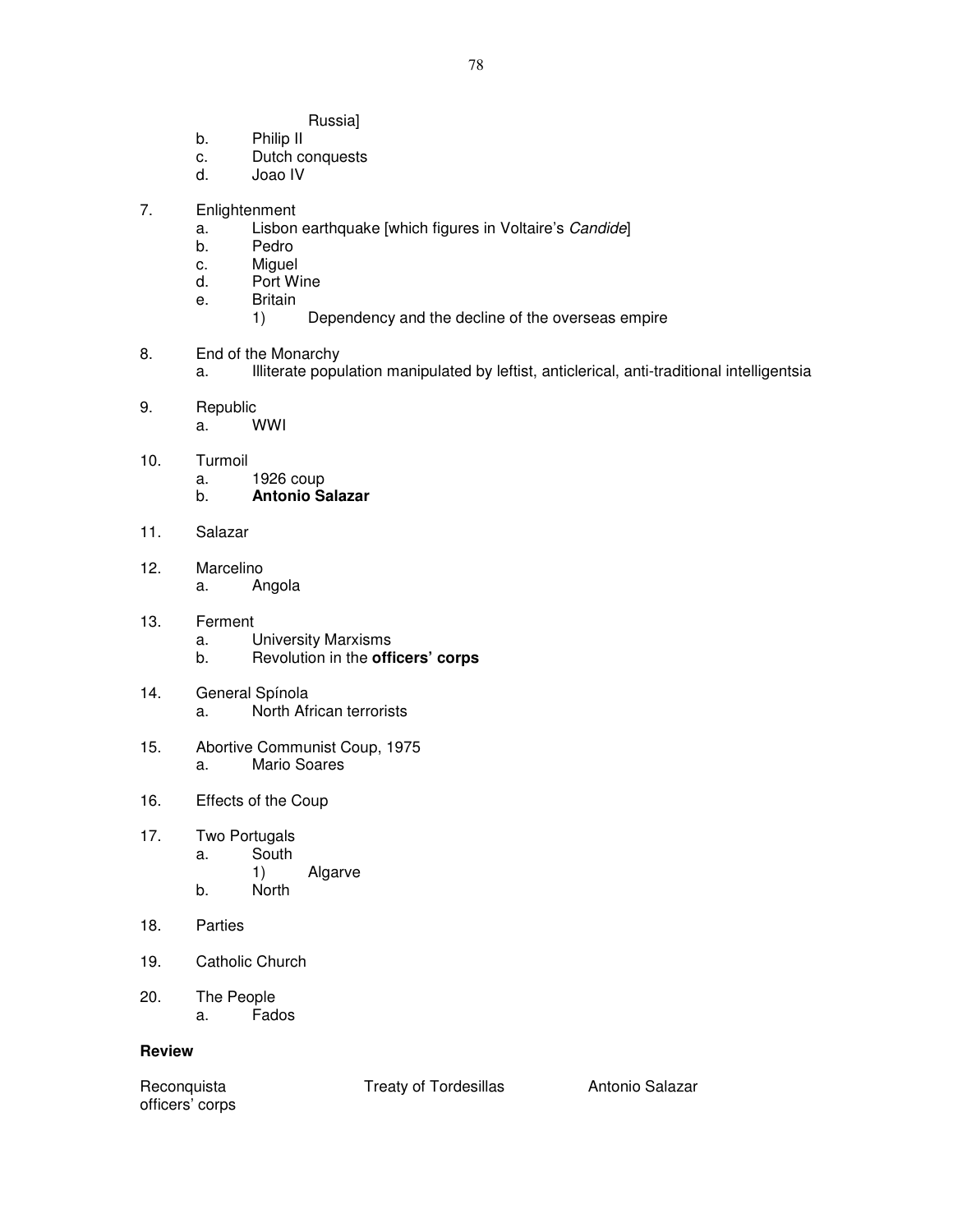Russia]

b. Philip II
c. Dutch conquests
d. Joao IV

7. Enlightenment
   a. Lisbon earthquake [which figures in Voltaire's *Candide*]
   b. Pedro
   c. Miguel
   d. Port Wine
   e. Britain
      1) Dependency and the decline of the overseas empire

8. End of the Monarchy
   a. Illiterate population manipulated by leftist, anticlerical, anti-traditional intelligentsia

9. Republic
   a. WWI

10. Turmoil
    a. 1926 coup
    b. **Antonio Salazar**

11. Salazar

12. Marcelino
    a. Angola

13. Ferment
    a. University Marxisms
    b. Revolution in the **officers' corps**

14. General Spínola
    a. North African terrorists

15. Abortive Communist Coup, 1975
    a. Mario Soares

16. Effects of the Coup

17. Two Portugals
    a. South
       1) Algarve
    b. North

18. Parties

19. Catholic Church

20. The People
    a. Fados

**Review**

Reconquista — Treaty of Tordesillas — Antonio Salazar — officers' corps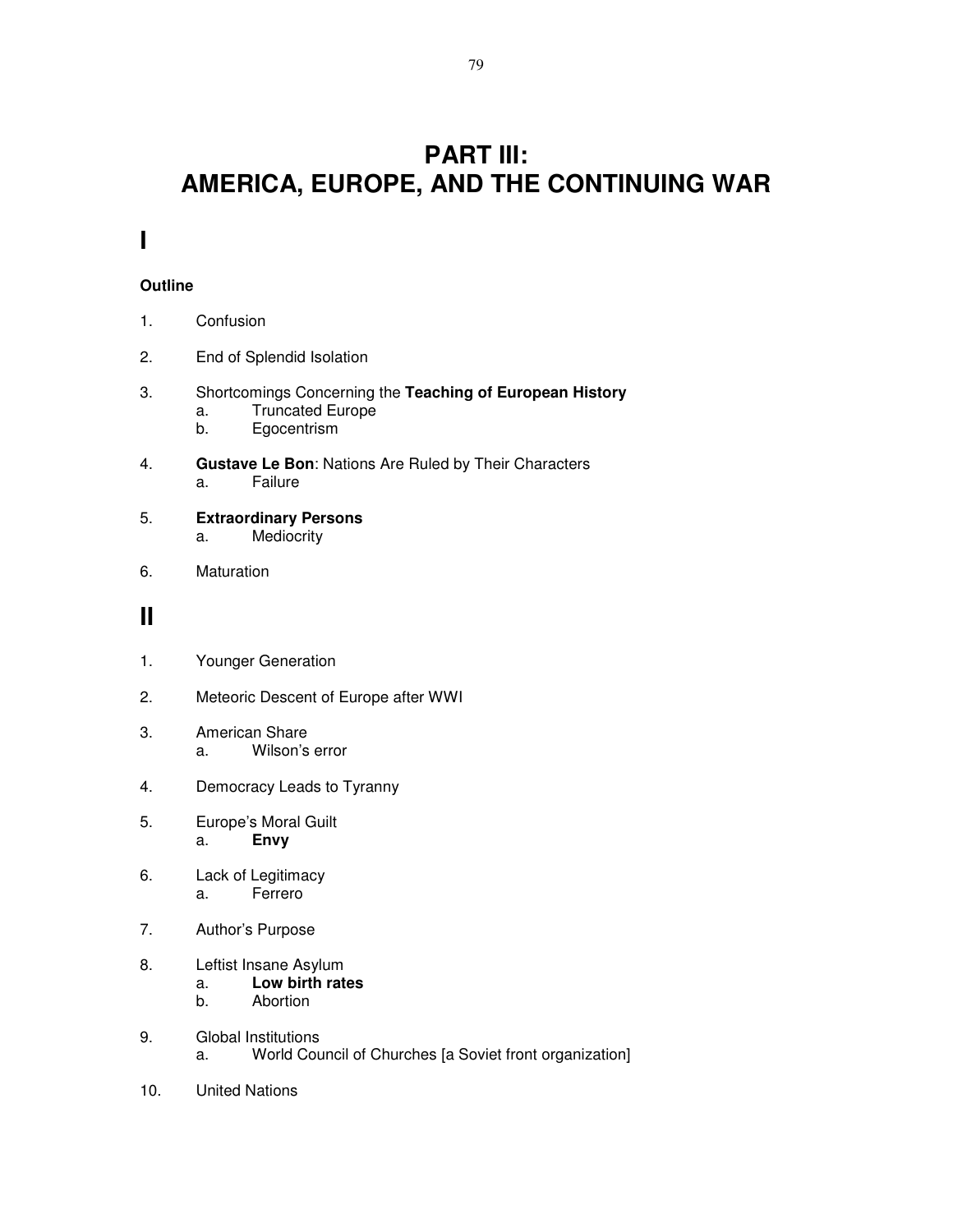# PART III: AMERICA, EUROPE, AND THE CONTINUING WAR

## I

### Outline

1. Confusion

2. End of Splendid Isolation

3. Shortcomings Concerning the **Teaching of European History**
    a. Truncated Europe
    b. Egocentrism

4. **Gustave Le Bon**: Nations Are Ruled by Their Characters
    a. Failure

5. **Extraordinary Persons**
    a. Mediocrity

6. Maturation

## II

1. Younger Generation

2. Meteoric Descent of Europe after WWI

3. American Share
    a. Wilson's error

4. Democracy Leads to Tyranny

5. Europe's Moral Guilt
    a. **Envy**

6. Lack of Legitimacy
    a. Ferrero

7. Author's Purpose

8. Leftist Insane Asylum
    a. **Low birth rates**
    b. Abortion

9. Global Institutions
    a. World Council of Churches [a Soviet front organization]

10. United Nations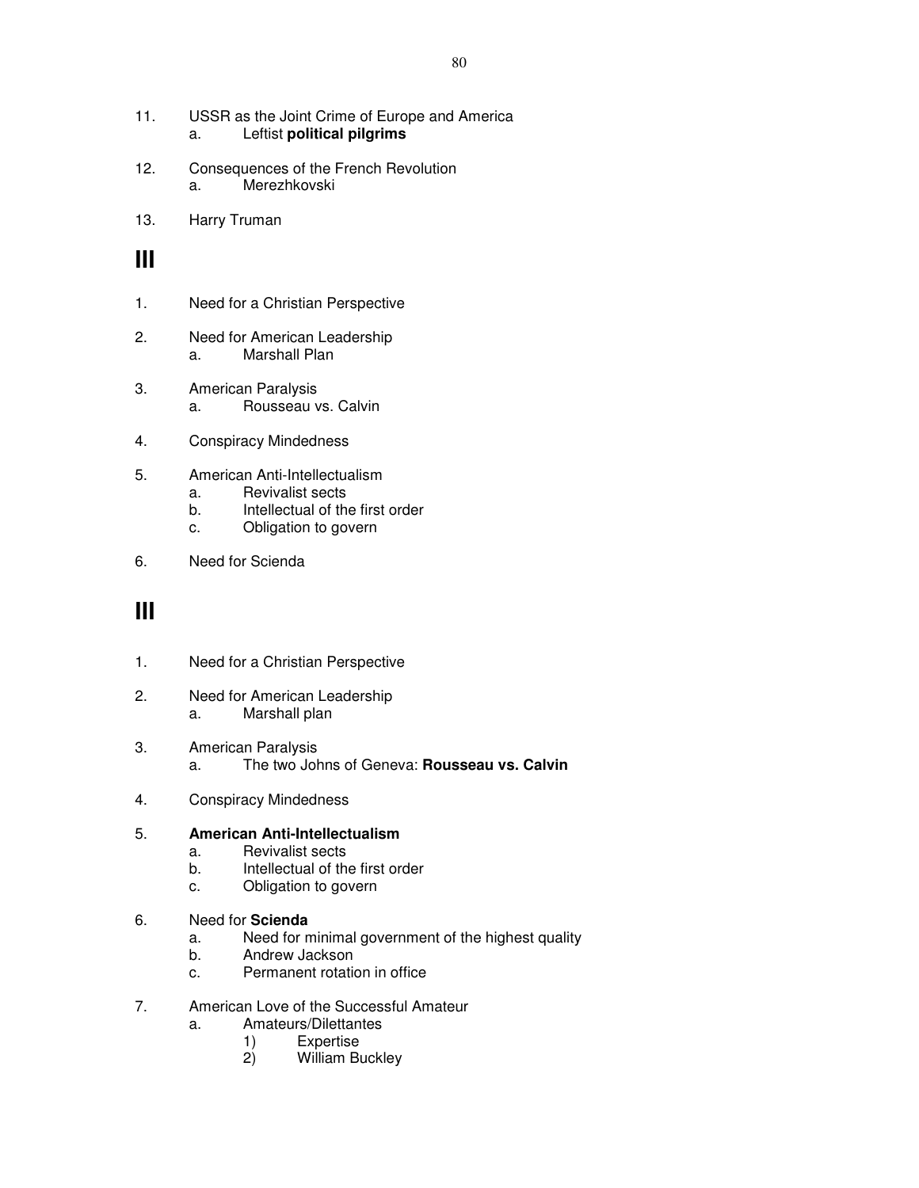11. USSR as the Joint Crime of Europe and America
    a. Leftist **political pilgrims**

12. Consequences of the French Revolution
    a. Merezhkovski

13. Harry Truman

# III

1. Need for a Christian Perspective

2. Need for American Leadership
    a. Marshall Plan

3. American Paralysis
    a. Rousseau vs. Calvin

4. Conspiracy Mindedness

5. American Anti-Intellectualism
    a. Revivalist sects
    b. Intellectual of the first order
    c. Obligation to govern

6. Need for Scienda

# III

1. Need for a Christian Perspective

2. Need for American Leadership
    a. Marshall plan

3. American Paralysis
    a. The two Johns of Geneva: **Rousseau vs. Calvin**

4. Conspiracy Mindedness

5. **American Anti-Intellectualism**
    a. Revivalist sects
    b. Intellectual of the first order
    c. Obligation to govern

6. Need for **Scienda**
    a. Need for minimal government of the highest quality
    b. Andrew Jackson
    c. Permanent rotation in office

7. American Love of the Successful Amateur
    a. Amateurs/Dilettantes
        1) Expertise
        2) William Buckley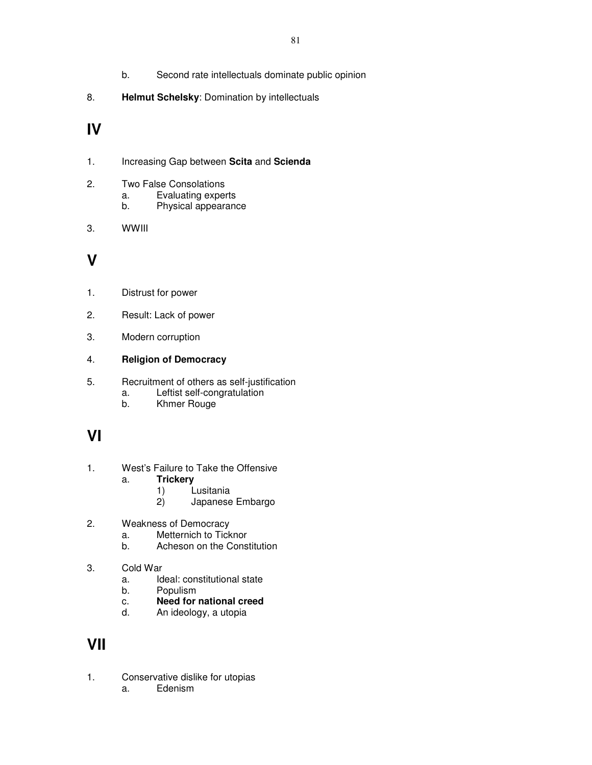b. Second rate intellectuals dominate public opinion

8. **Helmut Schelsky**: Domination by intellectuals

## IV

1. Increasing Gap between **Scita** and **Scienda**

2. Two False Consolations
   a. Evaluating experts
   b. Physical appearance

3. WWIII

## V

1. Distrust for power

2. Result: Lack of power

3. Modern corruption

4. **Religion of Democracy**

5. Recruitment of others as self-justification
   a. Leftist self-congratulation
   b. Khmer Rouge

## VI

1. West's Failure to Take the Offensive
   a. **Trickery**
      1) Lusitania
      2) Japanese Embargo

2. Weakness of Democracy
   a. Metternich to Ticknor
   b. Acheson on the Constitution

3. Cold War
   a. Ideal: constitutional state
   b. Populism
   c. **Need for national creed**
   d. An ideology, a utopia

## VII

1. Conservative dislike for utopias
   a. Edenism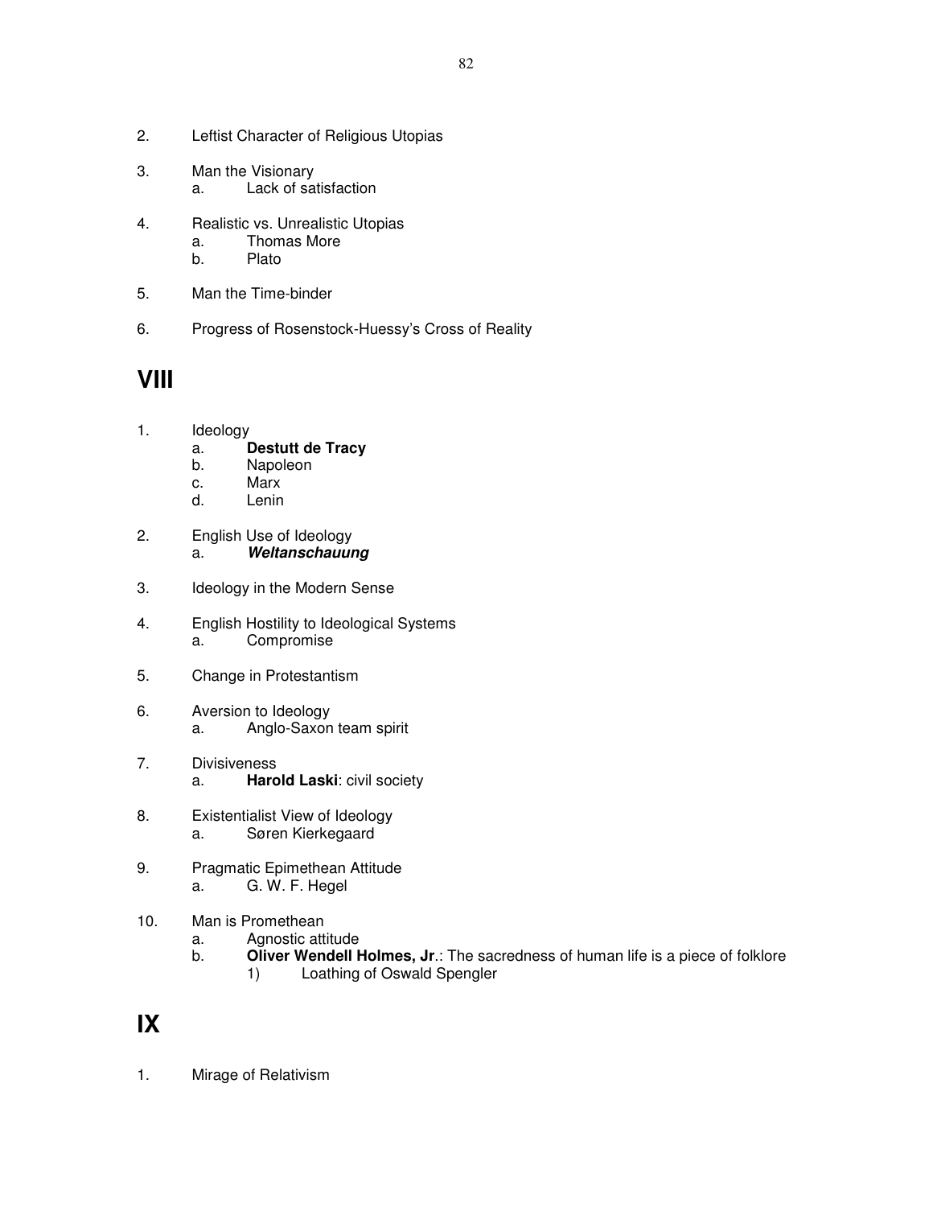2. Leftist Character of Religious Utopias

3. Man the Visionary
   a. Lack of satisfaction

4. Realistic vs. Unrealistic Utopias
   a. Thomas More
   b. Plato

5. Man the Time-binder

6. Progress of Rosenstock-Huessy's Cross of Reality

## VIII

1. Ideology
   a. **Destutt de Tracy**
   b. Napoleon
   c. Marx
   d. Lenin

2. English Use of Ideology
   a. ***Weltanschauung***

3. Ideology in the Modern Sense

4. English Hostility to Ideological Systems
   a. Compromise

5. Change in Protestantism

6. Aversion to Ideology
   a. Anglo-Saxon team spirit

7. Divisiveness
   a. **Harold Laski**: civil society

8. Existentialist View of Ideology
   a. Søren Kierkegaard

9. Pragmatic Epimethean Attitude
   a. G. W. F. Hegel

10. Man is Promethean
    a. Agnostic attitude
    b. **Oliver Wendell Holmes, Jr**.: The sacredness of human life is a piece of folklore
       1) Loathing of Oswald Spengler

## IX

1. Mirage of Relativism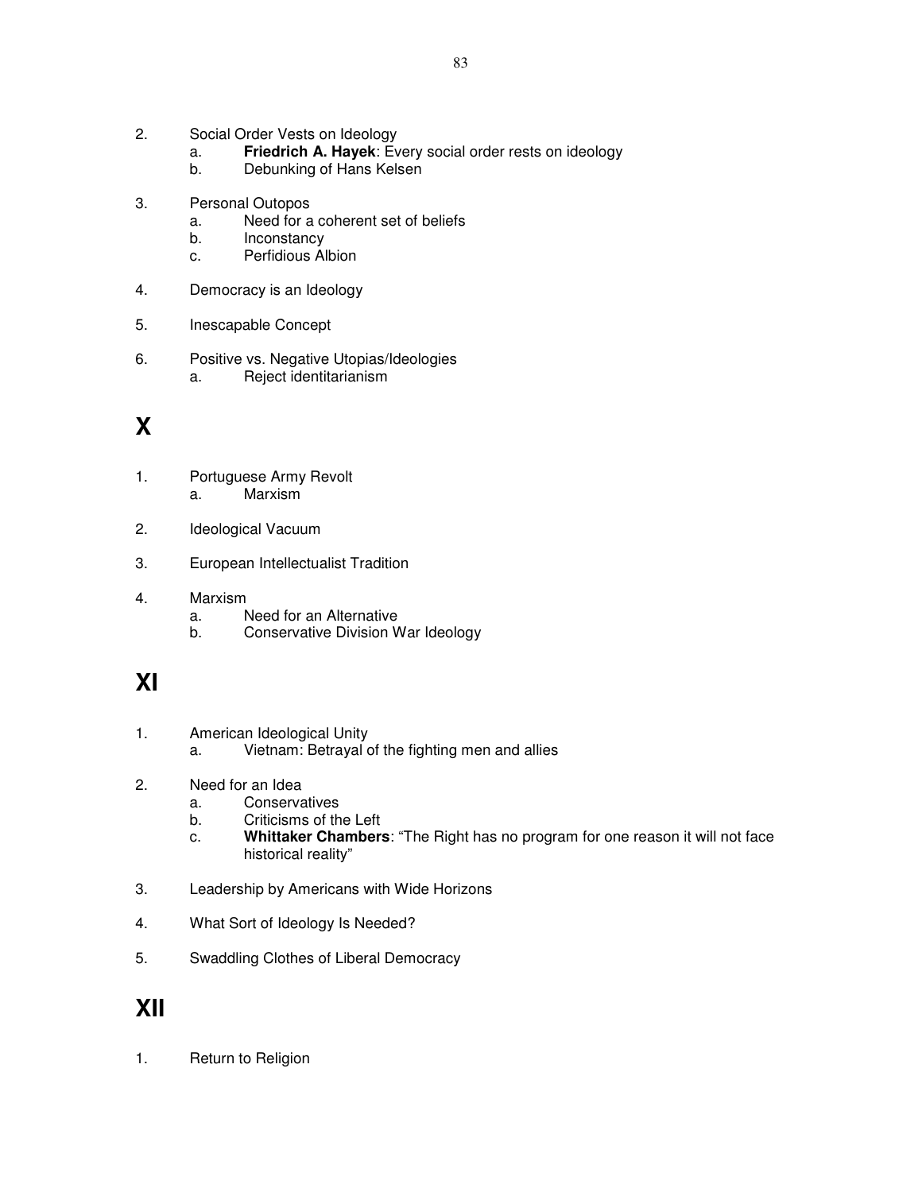2. Social Order Vests on Ideology
    a. **Friedrich A. Hayek**: Every social order rests on ideology
    b. Debunking of Hans Kelsen

3. Personal Outopos
    a. Need for a coherent set of beliefs
    b. Inconstancy
    c. Perfidious Albion

4. Democracy is an Ideology

5. Inescapable Concept

6. Positive vs. Negative Utopias/Ideologies
    a. Reject identitarianism

## X

1. Portuguese Army Revolt
    a. Marxism

2. Ideological Vacuum

3. European Intellectualist Tradition

4. Marxism
    a. Need for an Alternative
    b. Conservative Division War Ideology

## XI

1. American Ideological Unity
    a. Vietnam: Betrayal of the fighting men and allies

2. Need for an Idea
    a. Conservatives
    b. Criticisms of the Left
    c. **Whittaker Chambers**: "The Right has no program for one reason it will not face historical reality"

3. Leadership by Americans with Wide Horizons

4. What Sort of Ideology Is Needed?

5. Swaddling Clothes of Liberal Democracy

## XII

1. Return to Religion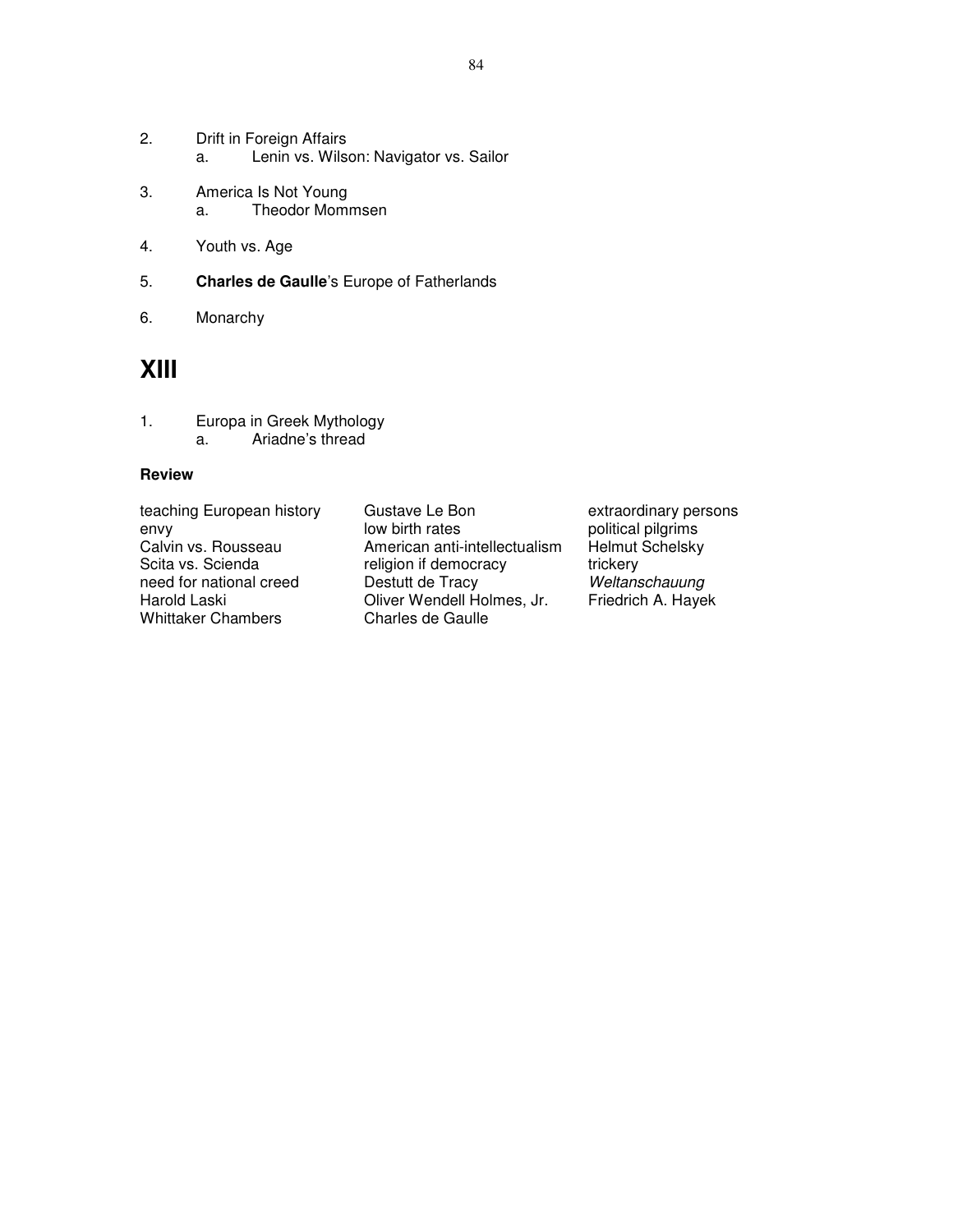2. Drift in Foreign Affairs
   a. Lenin vs. Wilson: Navigator vs. Sailor

3. America Is Not Young
   a. Theodor Mommsen

4. Youth vs. Age

5. **Charles de Gaulle**'s Europe of Fatherlands

6. Monarchy

# XIII

1. Europa in Greek Mythology
   a. Ariadne's thread

**Review**

teaching European history
envy
Calvin vs. Rousseau
Scita vs. Scienda
need for national creed
Harold Laski
Whittaker Chambers
Gustave Le Bon
low birth rates
American anti-intellectualism
religion if democracy
Destutt de Tracy
Oliver Wendell Holmes, Jr.
Charles de Gaulle
extraordinary persons
political pilgrims
Helmut Schelsky
trickery
*Weltanschauung*
Friedrich A. Hayek